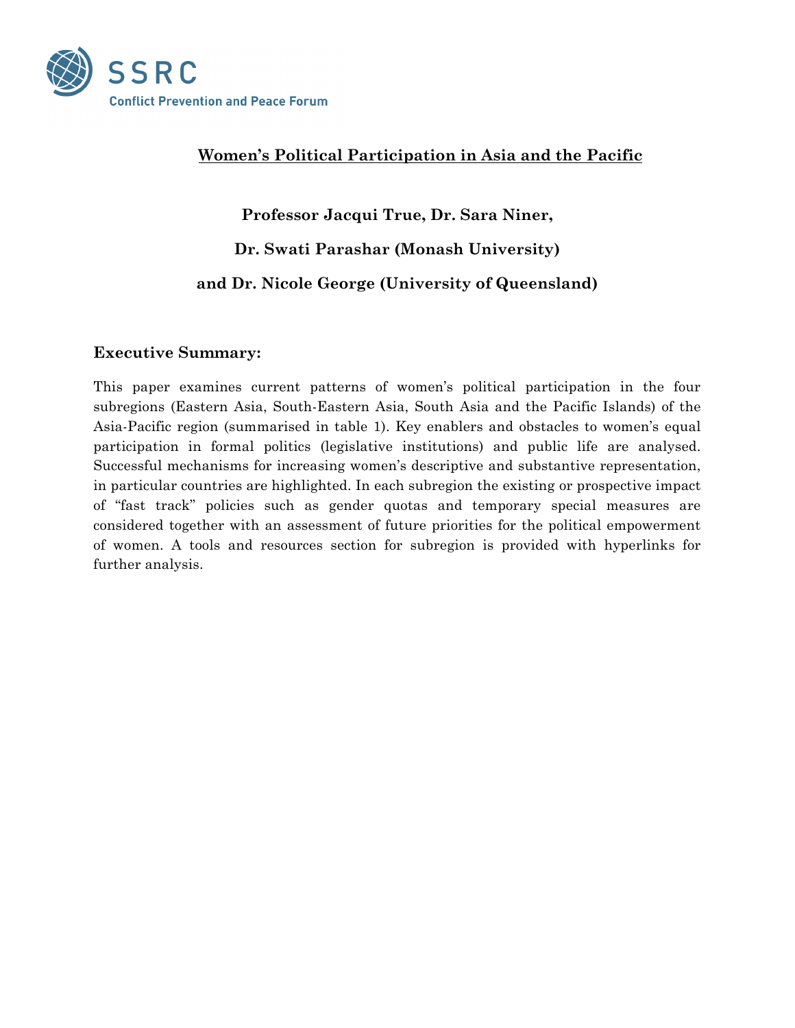SSRC

Conflict Prevention and Peace Forum

# Women's Political Participation in Asia and the Pacific

**Professor Jacqui True, Dr. Sara Niner,**

**Dr. Swati Parashar (Monash University)**

**and Dr. Nicole George (University of Queensland)**

## Executive Summary:

This paper examines current patterns of women's political participation in the four subregions (Eastern Asia, South-Eastern Asia, South Asia and the Pacific Islands) of the Asia-Pacific region (summarised in table 1). Key enablers and obstacles to women's equal participation in formal politics (legislative institutions) and public life are analysed. Successful mechanisms for increasing women's descriptive and substantive representation, in particular countries are highlighted. In each subregion the existing or prospective impact of "fast track" policies such as gender quotas and temporary special measures are considered together with an assessment of future priorities for the political empowerment of women. A tools and resources section for subregion is provided with hyperlinks for further analysis.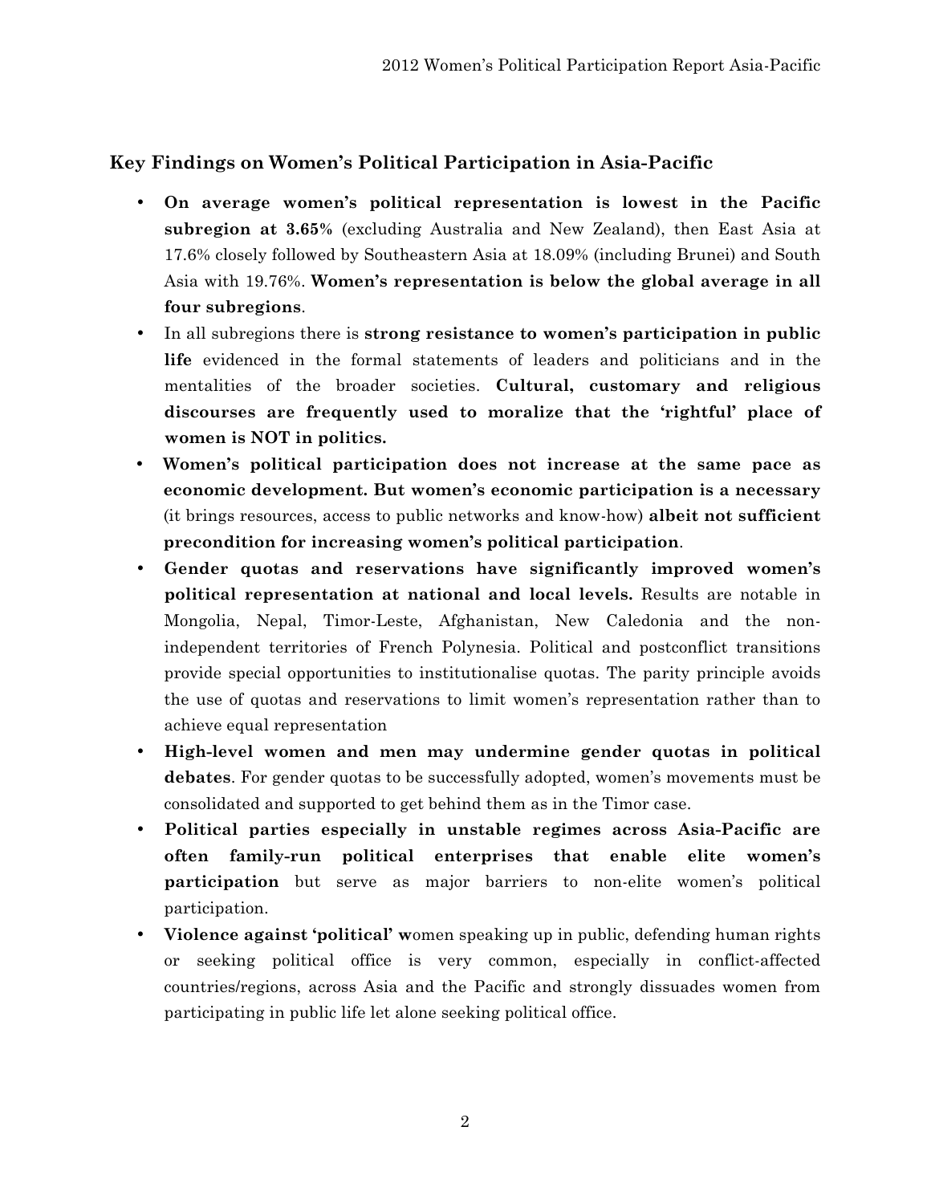## Key Findings on Women's Political Participation in Asia-Pacific

- **On average women's political representation is lowest in the Pacific subregion at 3.65%** (excluding Australia and New Zealand), then East Asia at 17.6% closely followed by Southeastern Asia at 18.09% (including Brunei) and South Asia with 19.76%. **Women's representation is below the global average in all four subregions**.
- In all subregions there is **strong resistance to women's participation in public life** evidenced in the formal statements of leaders and politicians and in the mentalities of the broader societies. **Cultural, customary and religious discourses are frequently used to moralize that the 'rightful' place of women is NOT in politics.**
- **Women's political participation does not increase at the same pace as economic development. But women's economic participation is a necessary** (it brings resources, access to public networks and know-how) **albeit not sufficient precondition for increasing women's political participation**.
- **Gender quotas and reservations have significantly improved women's political representation at national and local levels.** Results are notable in Mongolia, Nepal, Timor-Leste, Afghanistan, New Caledonia and the non-independent territories of French Polynesia. Political and postconflict transitions provide special opportunities to institutionalise quotas. The parity principle avoids the use of quotas and reservations to limit women's representation rather than to achieve equal representation
- **High-level women and men may undermine gender quotas in political debates**. For gender quotas to be successfully adopted, women's movements must be consolidated and supported to get behind them as in the Timor case.
- **Political parties especially in unstable regimes across Asia-Pacific are often family-run political enterprises that enable elite women's participation** but serve as major barriers to non-elite women's political participation.
- **Violence against 'political' w**omen speaking up in public, defending human rights or seeking political office is very common, especially in conflict-affected countries/regions, across Asia and the Pacific and strongly dissuades women from participating in public life let alone seeking political office.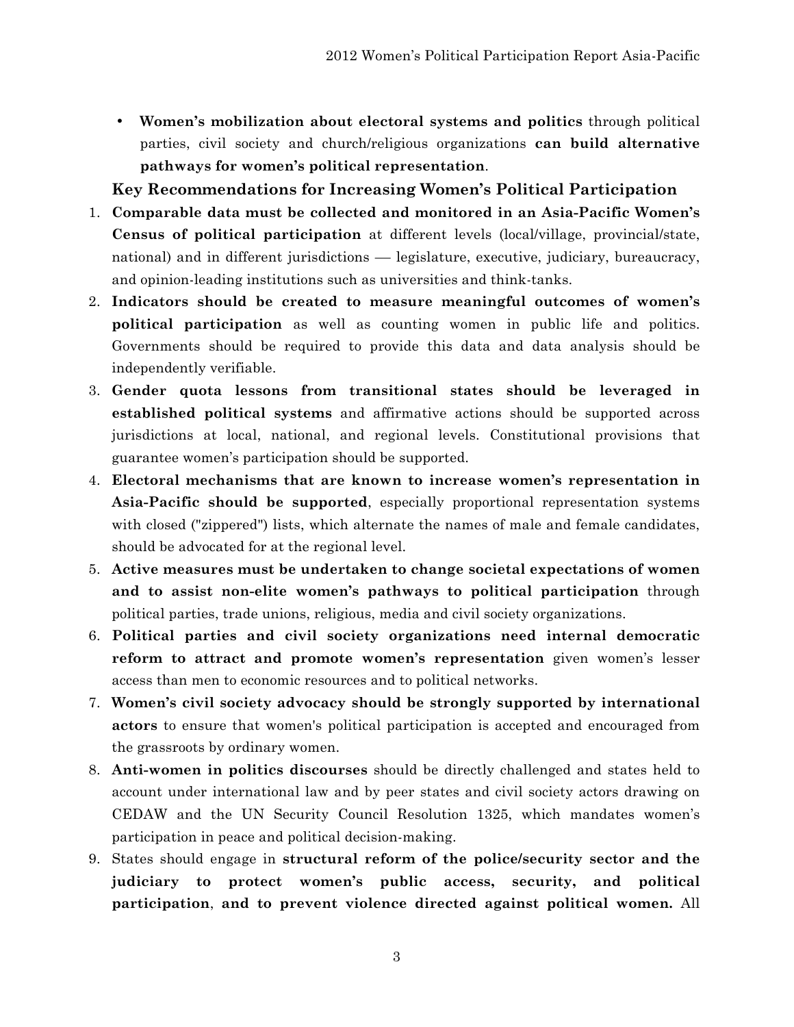- **Women's mobilization about electoral systems and politics** through political parties, civil society and church/religious organizations **can build alternative pathways for women's political representation**.

### Key Recommendations for Increasing Women's Political Participation

1. **Comparable data must be collected and monitored in an Asia-Pacific Women's Census of political participation** at different levels (local/village, provincial/state, national) and in different jurisdictions — legislature, executive, judiciary, bureaucracy, and opinion-leading institutions such as universities and think-tanks.
2. **Indicators should be created to measure meaningful outcomes of women's political participation** as well as counting women in public life and politics. Governments should be required to provide this data and data analysis should be independently verifiable.
3. **Gender quota lessons from transitional states should be leveraged in established political systems** and affirmative actions should be supported across jurisdictions at local, national, and regional levels. Constitutional provisions that guarantee women's participation should be supported.
4. **Electoral mechanisms that are known to increase women's representation in Asia-Pacific should be supported**, especially proportional representation systems with closed ("zippered") lists, which alternate the names of male and female candidates, should be advocated for at the regional level.
5. **Active measures must be undertaken to change societal expectations of women and to assist non-elite women's pathways to political participation** through political parties, trade unions, religious, media and civil society organizations.
6. **Political parties and civil society organizations need internal democratic reform to attract and promote women's representation** given women's lesser access than men to economic resources and to political networks.
7. **Women's civil society advocacy should be strongly supported by international actors** to ensure that women's political participation is accepted and encouraged from the grassroots by ordinary women.
8. **Anti-women in politics discourses** should be directly challenged and states held to account under international law and by peer states and civil society actors drawing on CEDAW and the UN Security Council Resolution 1325, which mandates women's participation in peace and political decision-making.
9. States should engage in **structural reform of the police/security sector and the judiciary to protect women's public access, security, and political participation**, **and to prevent violence directed against political women.** All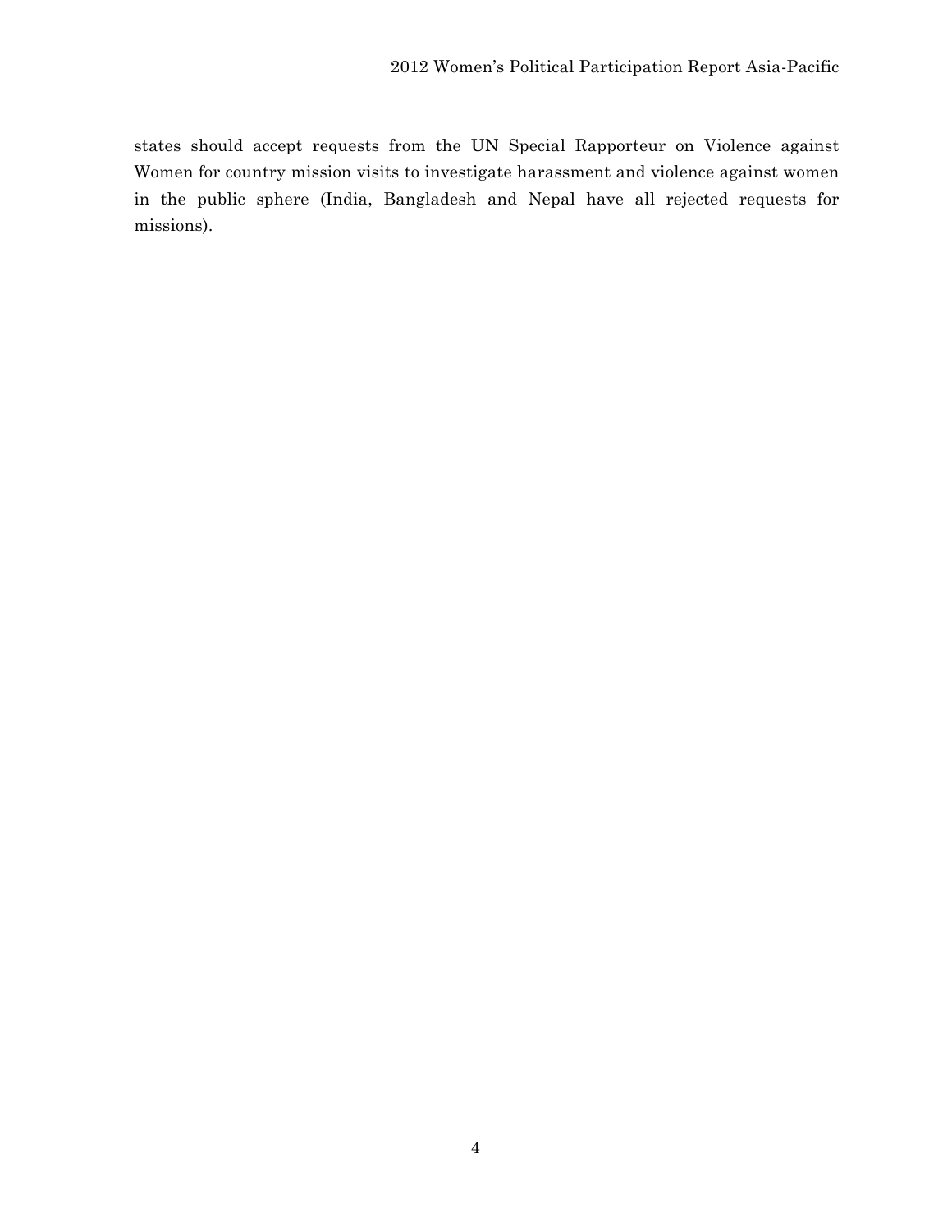states should accept requests from the UN Special Rapporteur on Violence against Women for country mission visits to investigate harassment and violence against women in the public sphere (India, Bangladesh and Nepal have all rejected requests for missions).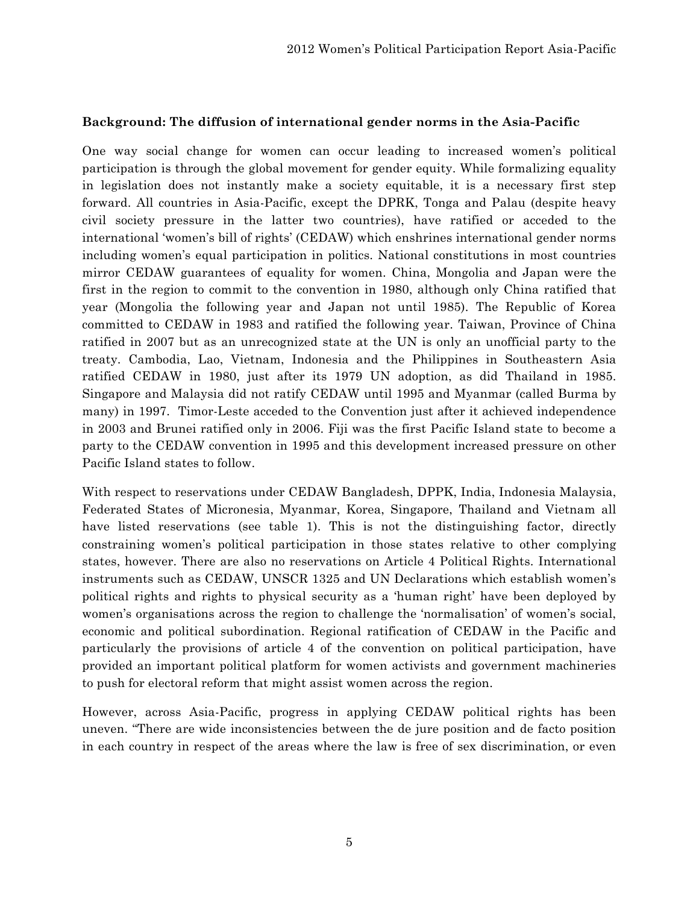**Background: The diffusion of international gender norms in the Asia-Pacific**

One way social change for women can occur leading to increased women's political participation is through the global movement for gender equity. While formalizing equality in legislation does not instantly make a society equitable, it is a necessary first step forward. All countries in Asia-Pacific, except the DPRK, Tonga and Palau (despite heavy civil society pressure in the latter two countries), have ratified or acceded to the international 'women's bill of rights' (CEDAW) which enshrines international gender norms including women's equal participation in politics. National constitutions in most countries mirror CEDAW guarantees of equality for women. China, Mongolia and Japan were the first in the region to commit to the convention in 1980, although only China ratified that year (Mongolia the following year and Japan not until 1985). The Republic of Korea committed to CEDAW in 1983 and ratified the following year. Taiwan, Province of China ratified in 2007 but as an unrecognized state at the UN is only an unofficial party to the treaty. Cambodia, Lao, Vietnam, Indonesia and the Philippines in Southeastern Asia ratified CEDAW in 1980, just after its 1979 UN adoption, as did Thailand in 1985. Singapore and Malaysia did not ratify CEDAW until 1995 and Myanmar (called Burma by many) in 1997. Timor-Leste acceded to the Convention just after it achieved independence in 2003 and Brunei ratified only in 2006. Fiji was the first Pacific Island state to become a party to the CEDAW convention in 1995 and this development increased pressure on other Pacific Island states to follow.

With respect to reservations under CEDAW Bangladesh, DPPK, India, Indonesia Malaysia, Federated States of Micronesia, Myanmar, Korea, Singapore, Thailand and Vietnam all have listed reservations (see table 1). This is not the distinguishing factor, directly constraining women's political participation in those states relative to other complying states, however. There are also no reservations on Article 4 Political Rights. International instruments such as CEDAW, UNSCR 1325 and UN Declarations which establish women's political rights and rights to physical security as a 'human right' have been deployed by women's organisations across the region to challenge the 'normalisation' of women's social, economic and political subordination. Regional ratification of CEDAW in the Pacific and particularly the provisions of article 4 of the convention on political participation, have provided an important political platform for women activists and government machineries to push for electoral reform that might assist women across the region.

However, across Asia-Pacific, progress in applying CEDAW political rights has been uneven. "There are wide inconsistencies between the de jure position and de facto position in each country in respect of the areas where the law is free of sex discrimination, or even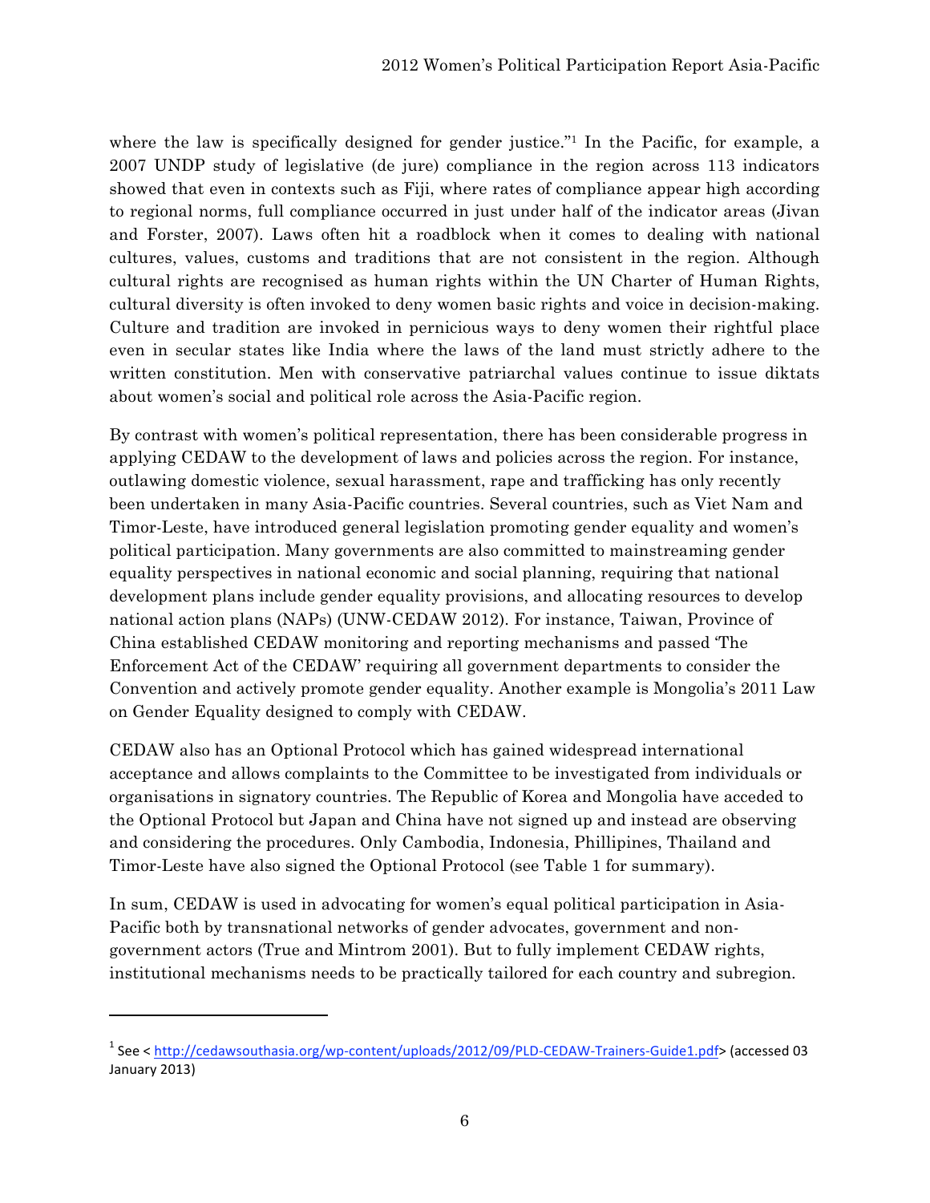where the law is specifically designed for gender justice."[1] In the Pacific, for example, a 2007 UNDP study of legislative (de jure) compliance in the region across 113 indicators showed that even in contexts such as Fiji, where rates of compliance appear high according to regional norms, full compliance occurred in just under half of the indicator areas (Jivan and Forster, 2007). Laws often hit a roadblock when it comes to dealing with national cultures, values, customs and traditions that are not consistent in the region. Although cultural rights are recognised as human rights within the UN Charter of Human Rights, cultural diversity is often invoked to deny women basic rights and voice in decision-making. Culture and tradition are invoked in pernicious ways to deny women their rightful place even in secular states like India where the laws of the land must strictly adhere to the written constitution. Men with conservative patriarchal values continue to issue diktats about women's social and political role across the Asia-Pacific region.

By contrast with women's political representation, there has been considerable progress in applying CEDAW to the development of laws and policies across the region. For instance, outlawing domestic violence, sexual harassment, rape and trafficking has only recently been undertaken in many Asia-Pacific countries. Several countries, such as Viet Nam and Timor-Leste, have introduced general legislation promoting gender equality and women's political participation. Many governments are also committed to mainstreaming gender equality perspectives in national economic and social planning, requiring that national development plans include gender equality provisions, and allocating resources to develop national action plans (NAPs) (UNW-CEDAW 2012). For instance, Taiwan, Province of China established CEDAW monitoring and reporting mechanisms and passed 'The Enforcement Act of the CEDAW' requiring all government departments to consider the Convention and actively promote gender equality. Another example is Mongolia's 2011 Law on Gender Equality designed to comply with CEDAW.

CEDAW also has an Optional Protocol which has gained widespread international acceptance and allows complaints to the Committee to be investigated from individuals or organisations in signatory countries. The Republic of Korea and Mongolia have acceded to the Optional Protocol but Japan and China have not signed up and instead are observing and considering the procedures. Only Cambodia, Indonesia, Phillipines, Thailand and Timor-Leste have also signed the Optional Protocol (see Table 1 for summary).

In sum, CEDAW is used in advocating for women's equal political participation in Asia-Pacific both by transnational networks of gender advocates, government and non-government actors (True and Mintrom 2001). But to fully implement CEDAW rights, institutional mechanisms needs to be practically tailored for each country and subregion.

---

[1] See < http://cedawsouthasia.org/wp-content/uploads/2012/09/PLD-CEDAW-Trainers-Guide1.pdf> (accessed 03 January 2013)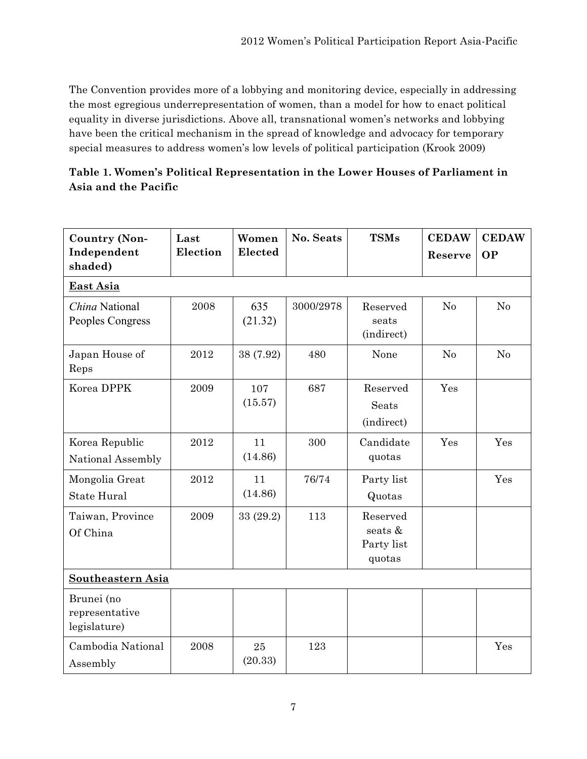The Convention provides more of a lobbying and monitoring device, especially in addressing the most egregious underrepresentation of women, than a model for how to enact political equality in diverse jurisdictions. Above all, transnational women's networks and lobbying have been the critical mechanism in the spread of knowledge and advocacy for temporary special measures to address women's low levels of political participation (Krook 2009)

**Table 1. Women's Political Representation in the Lower Houses of Parliament in Asia and the Pacific**

| Country (Non-Independent shaded) | Last Election | Women Elected | No. Seats | TSMs | CEDAW Reserve | CEDAW OP |
|---|---|---|---|---|---|---|
| **East Asia** | | | | | | |
| *China* National Peoples Congress | 2008 | 635 (21.32) | 3000/2978 | Reserved seats (indirect) | No | No |
| Japan House of Reps | 2012 | 38 (7.92) | 480 | None | No | No |
| Korea DPPK | 2009 | 107 (15.57) | 687 | Reserved Seats (indirect) | Yes | |
| Korea Republic National Assembly | 2012 | 11 (14.86) | 300 | Candidate quotas | Yes | Yes |
| Mongolia Great State Hural | 2012 | 11 (14.86) | 76/74 | Party list Quotas | | Yes |
| Taiwan, Province Of China | 2009 | 33 (29.2) | 113 | Reserved seats & Party list quotas | | |
| **Southeastern Asia** | | | | | | |
| Brunei (no representative legislature) | | | | | | |
| Cambodia National Assembly | 2008 | 25 (20.33) | 123 | | | Yes |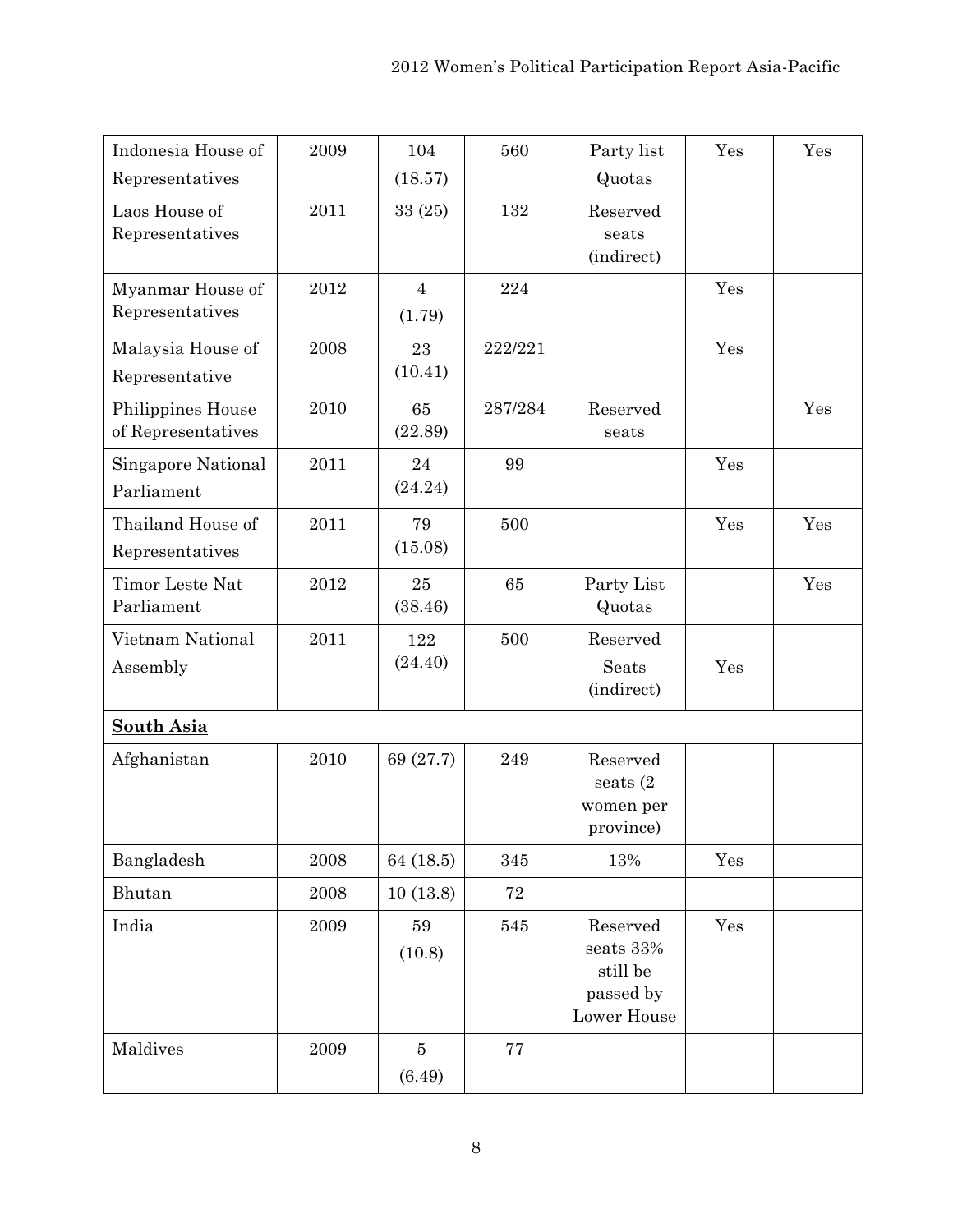| | | | | | | |
|---|---|---|---|---|---|---|
| Indonesia House of Representatives | 2009 | 104 (18.57) | 560 | Party list Quotas | Yes | Yes |
| Laos House of Representatives | 2011 | 33 (25) | 132 | Reserved seats (indirect) | | |
| Myanmar House of Representatives | 2012 | 4 (1.79) | 224 | | Yes | |
| Malaysia House of Representative | 2008 | 23 (10.41) | 222/221 | | Yes | |
| Philippines House of Representatives | 2010 | 65 (22.89) | 287/284 | Reserved seats | | Yes |
| Singapore National Parliament | 2011 | 24 (24.24) | 99 | | Yes | |
| Thailand House of Representatives | 2011 | 79 (15.08) | 500 | | Yes | Yes |
| Timor Leste Nat Parliament | 2012 | 25 (38.46) | 65 | Party List Quotas | | Yes |
| Vietnam National Assembly | 2011 | 122 (24.40) | 500 | Reserved Seats (indirect) | Yes | |
| **South Asia** | | | | | | |
| Afghanistan | 2010 | 69 (27.7) | 249 | Reserved seats (2 women per province) | | |
| Bangladesh | 2008 | 64 (18.5) | 345 | 13% | Yes | |
| Bhutan | 2008 | 10 (13.8) | 72 | | | |
| India | 2009 | 59 (10.8) | 545 | Reserved seats 33% still be passed by Lower House | Yes | |
| Maldives | 2009 | 5 (6.49) | 77 | | | |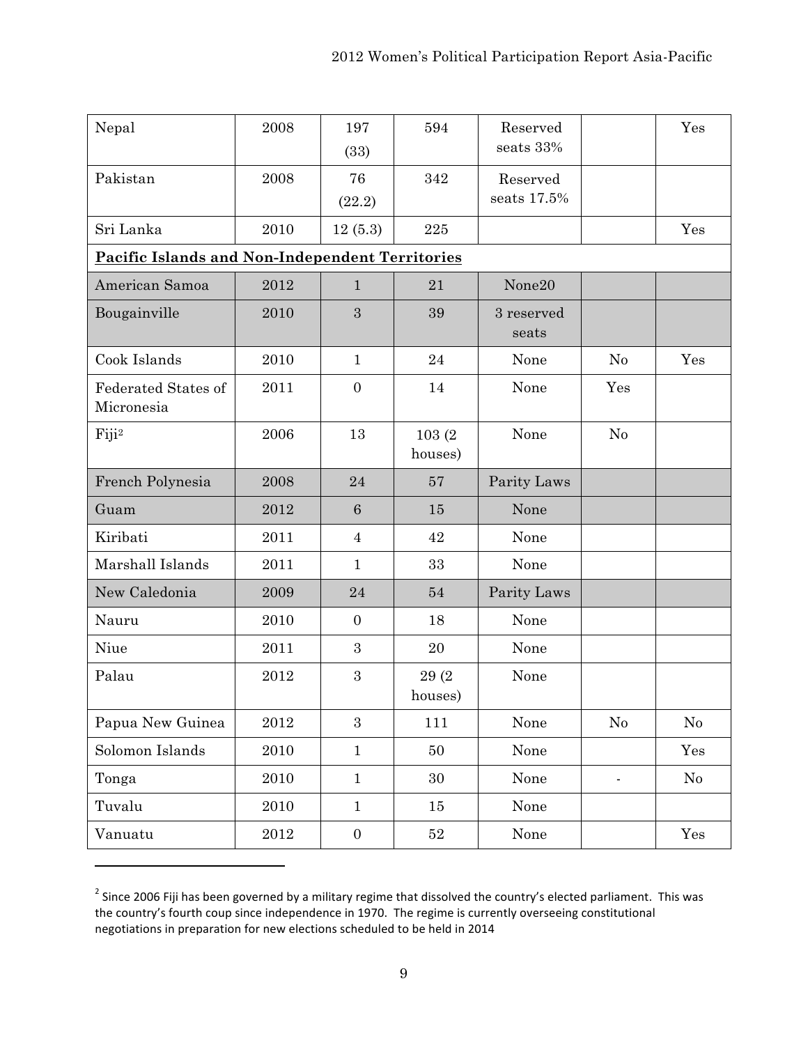| Nepal | 2008 | 197 (33) | 594 | Reserved seats 33% | | Yes |
|---|---|---|---|---|---|---|
| Pakistan | 2008 | 76 (22.2) | 342 | Reserved seats 17.5% | | |
| Sri Lanka | 2010 | 12 (5.3) | 225 | | | Yes |
| **Pacific Islands and Non-Independent Territories** | | | | | | |
| American Samoa | 2012 | 1 | 21 | None20 | | |
| Bougainville | 2010 | 3 | 39 | 3 reserved seats | | |
| Cook Islands | 2010 | 1 | 24 | None | No | Yes |
| Federated States of Micronesia | 2011 | 0 | 14 | None | Yes | |
| Fiji[2] | 2006 | 13 | 103 (2 houses) | None | No | |
| French Polynesia | 2008 | 24 | 57 | Parity Laws | | |
| Guam | 2012 | 6 | 15 | None | | |
| Kiribati | 2011 | 4 | 42 | None | | |
| Marshall Islands | 2011 | 1 | 33 | None | | |
| New Caledonia | 2009 | 24 | 54 | Parity Laws | | |
| Nauru | 2010 | 0 | 18 | None | | |
| Niue | 2011 | 3 | 20 | None | | |
| Palau | 2012 | 3 | 29 (2 houses) | None | | |
| Papua New Guinea | 2012 | 3 | 111 | None | No | No |
| Solomon Islands | 2010 | 1 | 50 | None | | Yes |
| Tonga | 2010 | 1 | 30 | None | - | No |
| Tuvalu | 2010 | 1 | 15 | None | | |
| Vanuatu | 2012 | 0 | 52 | None | | Yes |

[2] Since 2006 Fiji has been governed by a military regime that dissolved the country's elected parliament. This was the country's fourth coup since independence in 1970. The regime is currently overseeing constitutional negotiations in preparation for new elections scheduled to be held in 2014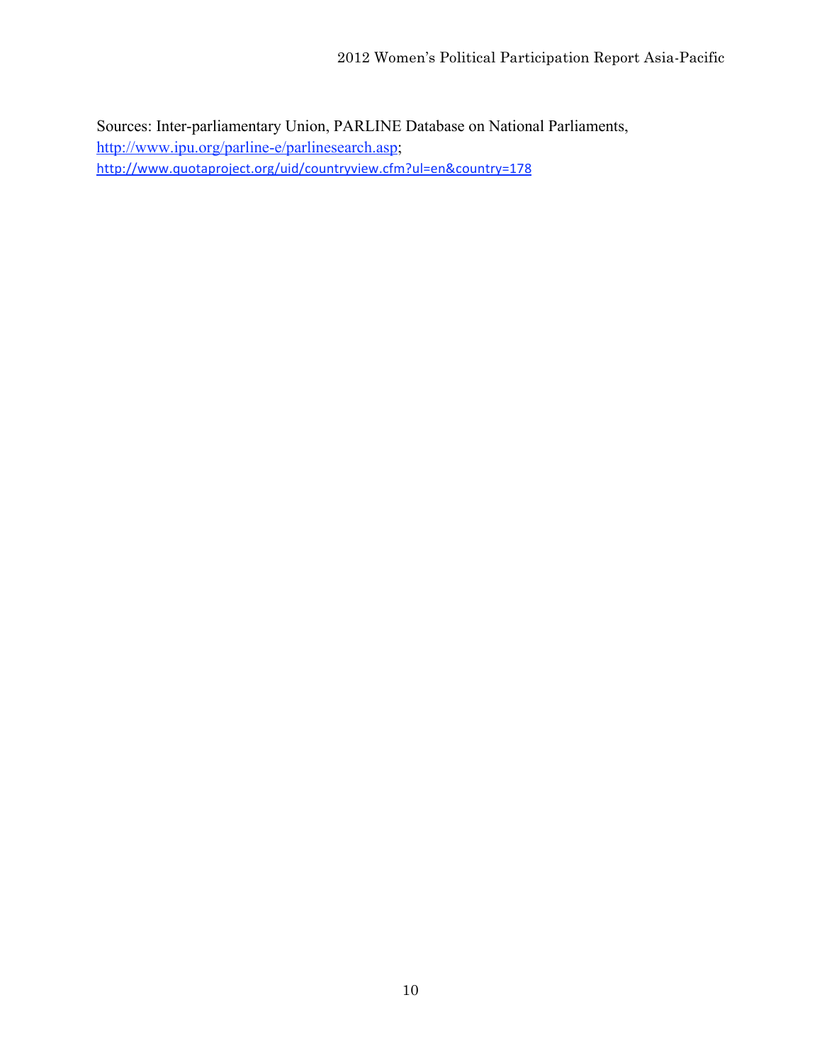Sources: Inter-parliamentary Union, PARLINE Database on National Parliaments, http://www.ipu.org/parline-e/parlinesearch.asp; http://www.quotaproject.org/uid/countryview.cfm?ul=en&country=178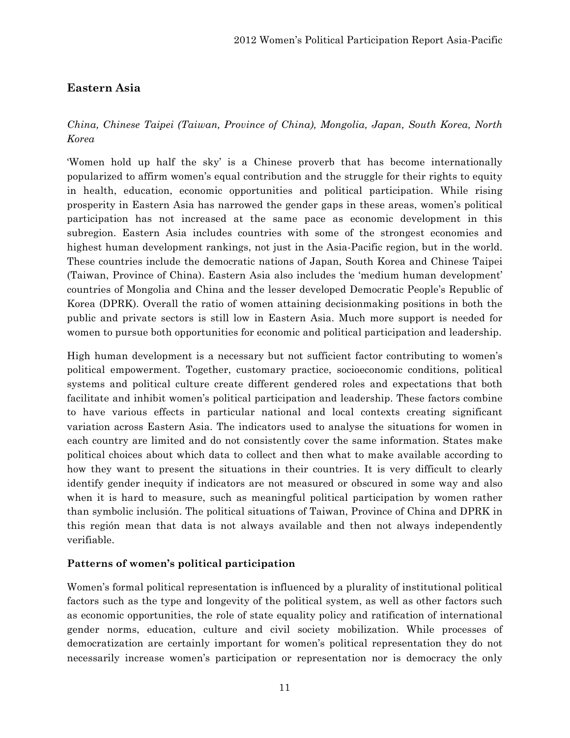## Eastern Asia

*China, Chinese Taipei (Taiwan, Province of China), Mongolia, Japan, South Korea, North Korea*

'Women hold up half the sky' is a Chinese proverb that has become internationally popularized to affirm women's equal contribution and the struggle for their rights to equity in health, education, economic opportunities and political participation. While rising prosperity in Eastern Asia has narrowed the gender gaps in these areas, women's political participation has not increased at the same pace as economic development in this subregion. Eastern Asia includes countries with some of the strongest economies and highest human development rankings, not just in the Asia-Pacific region, but in the world. These countries include the democratic nations of Japan, South Korea and Chinese Taipei (Taiwan, Province of China). Eastern Asia also includes the 'medium human development' countries of Mongolia and China and the lesser developed Democratic People's Republic of Korea (DPRK). Overall the ratio of women attaining decisionmaking positions in both the public and private sectors is still low in Eastern Asia. Much more support is needed for women to pursue both opportunities for economic and political participation and leadership.

High human development is a necessary but not sufficient factor contributing to women's political empowerment. Together, customary practice, socioeconomic conditions, political systems and political culture create different gendered roles and expectations that both facilitate and inhibit women's political participation and leadership. These factors combine to have various effects in particular national and local contexts creating significant variation across Eastern Asia. The indicators used to analyse the situations for women in each country are limited and do not consistently cover the same information. States make political choices about which data to collect and then what to make available according to how they want to present the situations in their countries. It is very difficult to clearly identify gender inequity if indicators are not measured or obscured in some way and also when it is hard to measure, such as meaningful political participation by women rather than symbolic inclusión. The political situations of Taiwan, Province of China and DPRK in this región mean that data is not always available and then not always independently verifiable.

### Patterns of women's political participation

Women's formal political representation is influenced by a plurality of institutional political factors such as the type and longevity of the political system, as well as other factors such as economic opportunities, the role of state equality policy and ratification of international gender norms, education, culture and civil society mobilization. While processes of democratization are certainly important for women's political representation they do not necessarily increase women's participation or representation nor is democracy the only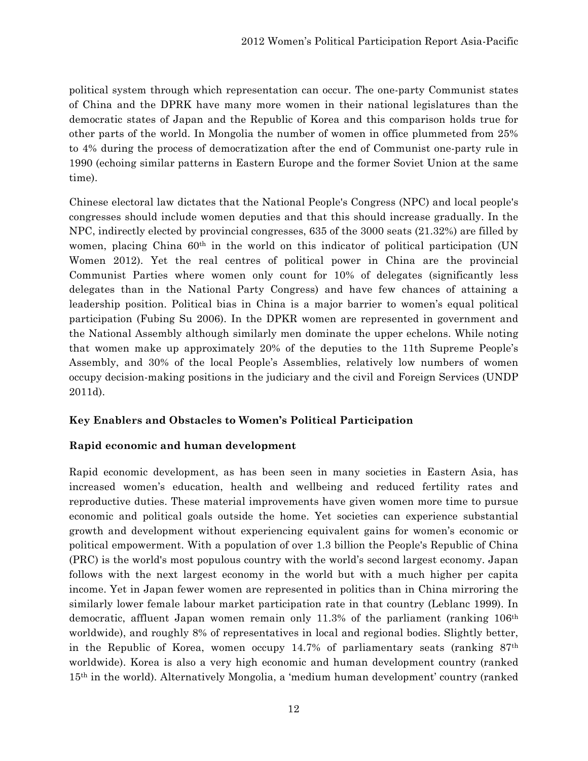political system through which representation can occur. The one-party Communist states of China and the DPRK have many more women in their national legislatures than the democratic states of Japan and the Republic of Korea and this comparison holds true for other parts of the world. In Mongolia the number of women in office plummeted from 25% to 4% during the process of democratization after the end of Communist one-party rule in 1990 (echoing similar patterns in Eastern Europe and the former Soviet Union at the same time).

Chinese electoral law dictates that the National People's Congress (NPC) and local people's congresses should include women deputies and that this should increase gradually. In the NPC, indirectly elected by provincial congresses, 635 of the 3000 seats (21.32%) are filled by women, placing China 60th in the world on this indicator of political participation (UN Women 2012). Yet the real centres of political power in China are the provincial Communist Parties where women only count for 10% of delegates (significantly less delegates than in the National Party Congress) and have few chances of attaining a leadership position. Political bias in China is a major barrier to women's equal political participation (Fubing Su 2006). In the DPKR women are represented in government and the National Assembly although similarly men dominate the upper echelons. While noting that women make up approximately 20% of the deputies to the 11th Supreme People's Assembly, and 30% of the local People's Assemblies, relatively low numbers of women occupy decision-making positions in the judiciary and the civil and Foreign Services (UNDP 2011d).

## Key Enablers and Obstacles to Women's Political Participation

### Rapid economic and human development

Rapid economic development, as has been seen in many societies in Eastern Asia, has increased women's education, health and wellbeing and reduced fertility rates and reproductive duties. These material improvements have given women more time to pursue economic and political goals outside the home. Yet societies can experience substantial growth and development without experiencing equivalent gains for women's economic or political empowerment. With a population of over 1.3 billion the People's Republic of China (PRC) is the world's most populous country with the world's second largest economy. Japan follows with the next largest economy in the world but with a much higher per capita income. Yet in Japan fewer women are represented in politics than in China mirroring the similarly lower female labour market participation rate in that country (Leblanc 1999). In democratic, affluent Japan women remain only 11.3% of the parliament (ranking 106th worldwide), and roughly 8% of representatives in local and regional bodies. Slightly better, in the Republic of Korea, women occupy 14.7% of parliamentary seats (ranking 87th worldwide). Korea is also a very high economic and human development country (ranked 15th in the world). Alternatively Mongolia, a 'medium human development' country (ranked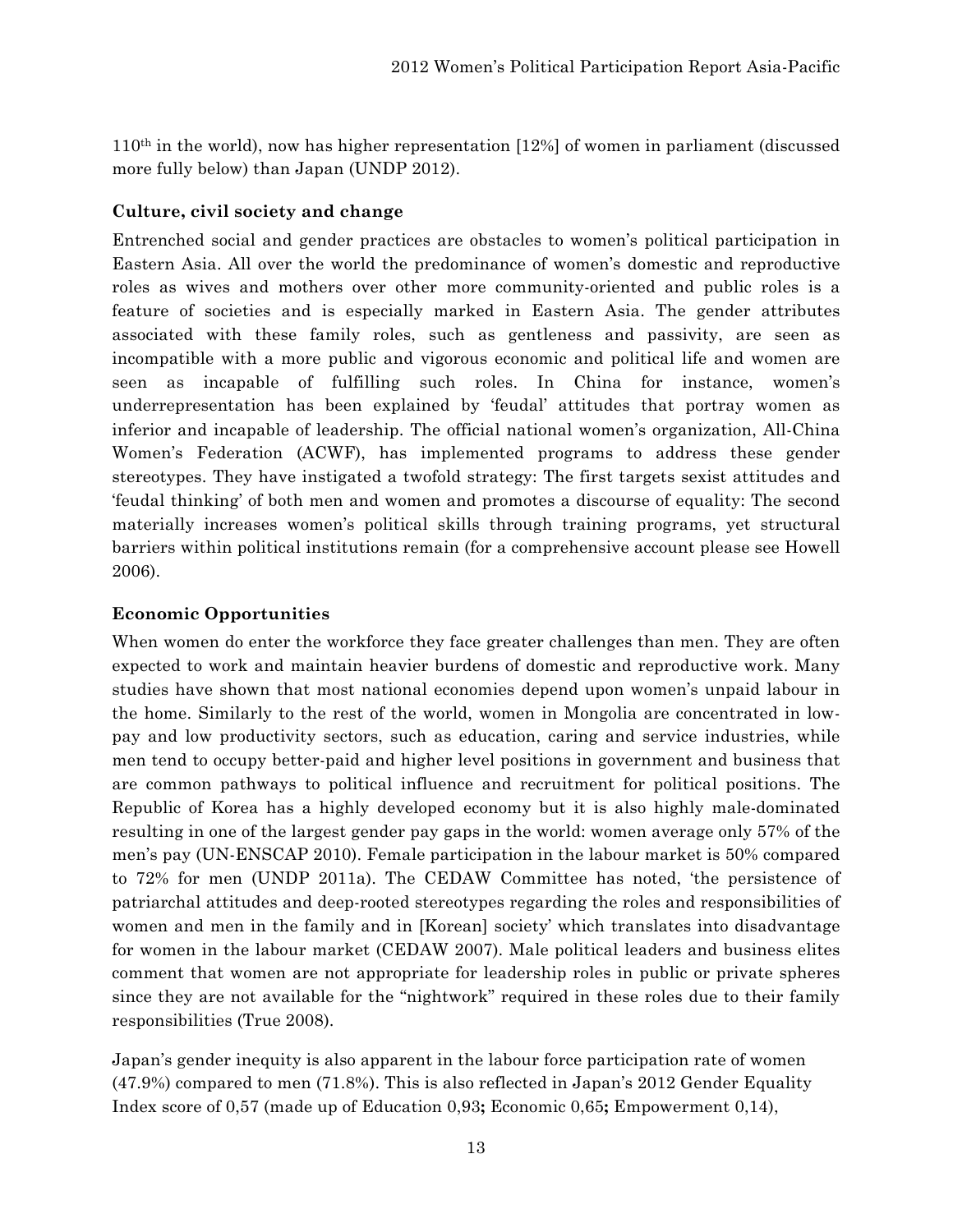110th in the world), now has higher representation [12%] of women in parliament (discussed more fully below) than Japan (UNDP 2012).

**Culture, civil society and change**

Entrenched social and gender practices are obstacles to women's political participation in Eastern Asia. All over the world the predominance of women's domestic and reproductive roles as wives and mothers over other more community-oriented and public roles is a feature of societies and is especially marked in Eastern Asia. The gender attributes associated with these family roles, such as gentleness and passivity, are seen as incompatible with a more public and vigorous economic and political life and women are seen as incapable of fulfilling such roles. In China for instance, women's underrepresentation has been explained by 'feudal' attitudes that portray women as inferior and incapable of leadership. The official national women's organization, All-China Women's Federation (ACWF), has implemented programs to address these gender stereotypes. They have instigated a twofold strategy: The first targets sexist attitudes and 'feudal thinking' of both men and women and promotes a discourse of equality: The second materially increases women's political skills through training programs, yet structural barriers within political institutions remain (for a comprehensive account please see Howell 2006).

**Economic Opportunities**

When women do enter the workforce they face greater challenges than men. They are often expected to work and maintain heavier burdens of domestic and reproductive work. Many studies have shown that most national economies depend upon women's unpaid labour in the home. Similarly to the rest of the world, women in Mongolia are concentrated in low-pay and low productivity sectors, such as education, caring and service industries, while men tend to occupy better-paid and higher level positions in government and business that are common pathways to political influence and recruitment for political positions. The Republic of Korea has a highly developed economy but it is also highly male-dominated resulting in one of the largest gender pay gaps in the world: women average only 57% of the men's pay (UN-ENSCAP 2010). Female participation in the labour market is 50% compared to 72% for men (UNDP 2011a). The CEDAW Committee has noted, 'the persistence of patriarchal attitudes and deep-rooted stereotypes regarding the roles and responsibilities of women and men in the family and in [Korean] society' which translates into disadvantage for women in the labour market (CEDAW 2007). Male political leaders and business elites comment that women are not appropriate for leadership roles in public or private spheres since they are not available for the "nightwork" required in these roles due to their family responsibilities (True 2008).

Japan's gender inequity is also apparent in the labour force participation rate of women (47.9%) compared to men (71.8%). This is also reflected in Japan's 2012 Gender Equality Index score of 0,57 (made up of Education 0,93**;** Economic 0,65**;** Empowerment 0,14),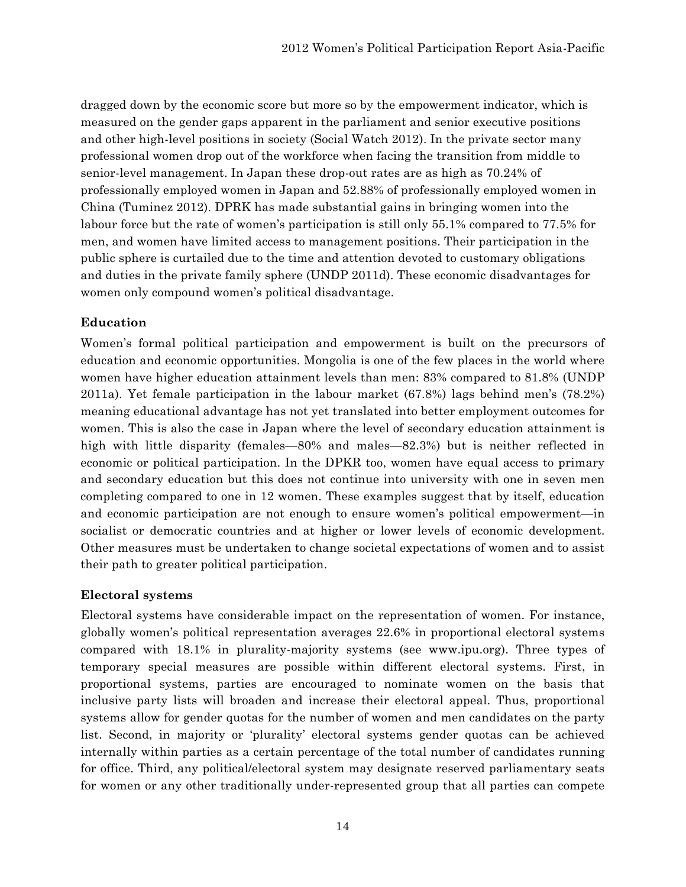dragged down by the economic score but more so by the empowerment indicator, which is measured on the gender gaps apparent in the parliament and senior executive positions and other high-level positions in society (Social Watch 2012). In the private sector many professional women drop out of the workforce when facing the transition from middle to senior-level management. In Japan these drop-out rates are as high as 70.24% of professionally employed women in Japan and 52.88% of professionally employed women in China (Tuminez 2012). DPRK has made substantial gains in bringing women into the labour force but the rate of women's participation is still only 55.1% compared to 77.5% for men, and women have limited access to management positions. Their participation in the public sphere is curtailed due to the time and attention devoted to customary obligations and duties in the private family sphere (UNDP 2011d). These economic disadvantages for women only compound women's political disadvantage.

### Education

Women's formal political participation and empowerment is built on the precursors of education and economic opportunities. Mongolia is one of the few places in the world where women have higher education attainment levels than men: 83% compared to 81.8% (UNDP 2011a). Yet female participation in the labour market (67.8%) lags behind men's (78.2%) meaning educational advantage has not yet translated into better employment outcomes for women. This is also the case in Japan where the level of secondary education attainment is high with little disparity (females—80% and males—82.3%) but is neither reflected in economic or political participation. In the DPKR too, women have equal access to primary and secondary education but this does not continue into university with one in seven men completing compared to one in 12 women. These examples suggest that by itself, education and economic participation are not enough to ensure women's political empowerment—in socialist or democratic countries and at higher or lower levels of economic development. Other measures must be undertaken to change societal expectations of women and to assist their path to greater political participation.

### Electoral systems

Electoral systems have considerable impact on the representation of women. For instance, globally women's political representation averages 22.6% in proportional electoral systems compared with 18.1% in plurality-majority systems (see www.ipu.org). Three types of temporary special measures are possible within different electoral systems. First, in proportional systems, parties are encouraged to nominate women on the basis that inclusive party lists will broaden and increase their electoral appeal. Thus, proportional systems allow for gender quotas for the number of women and men candidates on the party list. Second, in majority or 'plurality' electoral systems gender quotas can be achieved internally within parties as a certain percentage of the total number of candidates running for office. Third, any political/electoral system may designate reserved parliamentary seats for women or any other traditionally under-represented group that all parties can compete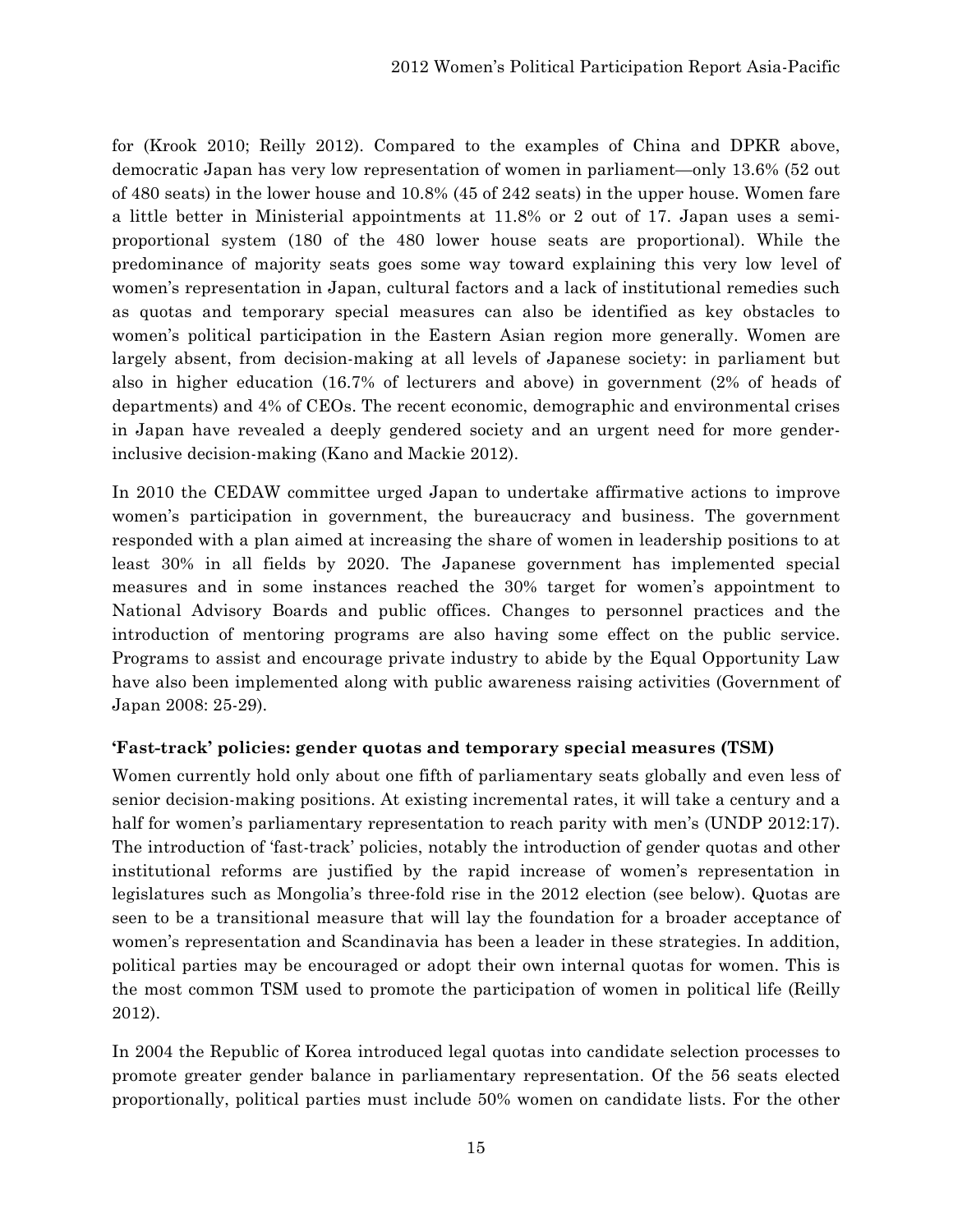for (Krook 2010; Reilly 2012). Compared to the examples of China and DPKR above, democratic Japan has very low representation of women in parliament—only 13.6% (52 out of 480 seats) in the lower house and 10.8% (45 of 242 seats) in the upper house. Women fare a little better in Ministerial appointments at 11.8% or 2 out of 17. Japan uses a semi-proportional system (180 of the 480 lower house seats are proportional). While the predominance of majority seats goes some way toward explaining this very low level of women's representation in Japan, cultural factors and a lack of institutional remedies such as quotas and temporary special measures can also be identified as key obstacles to women's political participation in the Eastern Asian region more generally. Women are largely absent, from decision-making at all levels of Japanese society: in parliament but also in higher education (16.7% of lecturers and above) in government (2% of heads of departments) and 4% of CEOs. The recent economic, demographic and environmental crises in Japan have revealed a deeply gendered society and an urgent need for more gender-inclusive decision-making (Kano and Mackie 2012).

In 2010 the CEDAW committee urged Japan to undertake affirmative actions to improve women's participation in government, the bureaucracy and business. The government responded with a plan aimed at increasing the share of women in leadership positions to at least 30% in all fields by 2020. The Japanese government has implemented special measures and in some instances reached the 30% target for women's appointment to National Advisory Boards and public offices. Changes to personnel practices and the introduction of mentoring programs are also having some effect on the public service. Programs to assist and encourage private industry to abide by the Equal Opportunity Law have also been implemented along with public awareness raising activities (Government of Japan 2008: 25-29).

**'Fast-track' policies: gender quotas and temporary special measures (TSM)**

Women currently hold only about one fifth of parliamentary seats globally and even less of senior decision-making positions. At existing incremental rates, it will take a century and a half for women's parliamentary representation to reach parity with men's (UNDP 2012:17). The introduction of 'fast-track' policies, notably the introduction of gender quotas and other institutional reforms are justified by the rapid increase of women's representation in legislatures such as Mongolia's three-fold rise in the 2012 election (see below). Quotas are seen to be a transitional measure that will lay the foundation for a broader acceptance of women's representation and Scandinavia has been a leader in these strategies. In addition, political parties may be encouraged or adopt their own internal quotas for women. This is the most common TSM used to promote the participation of women in political life (Reilly 2012).

In 2004 the Republic of Korea introduced legal quotas into candidate selection processes to promote greater gender balance in parliamentary representation. Of the 56 seats elected proportionally, political parties must include 50% women on candidate lists. For the other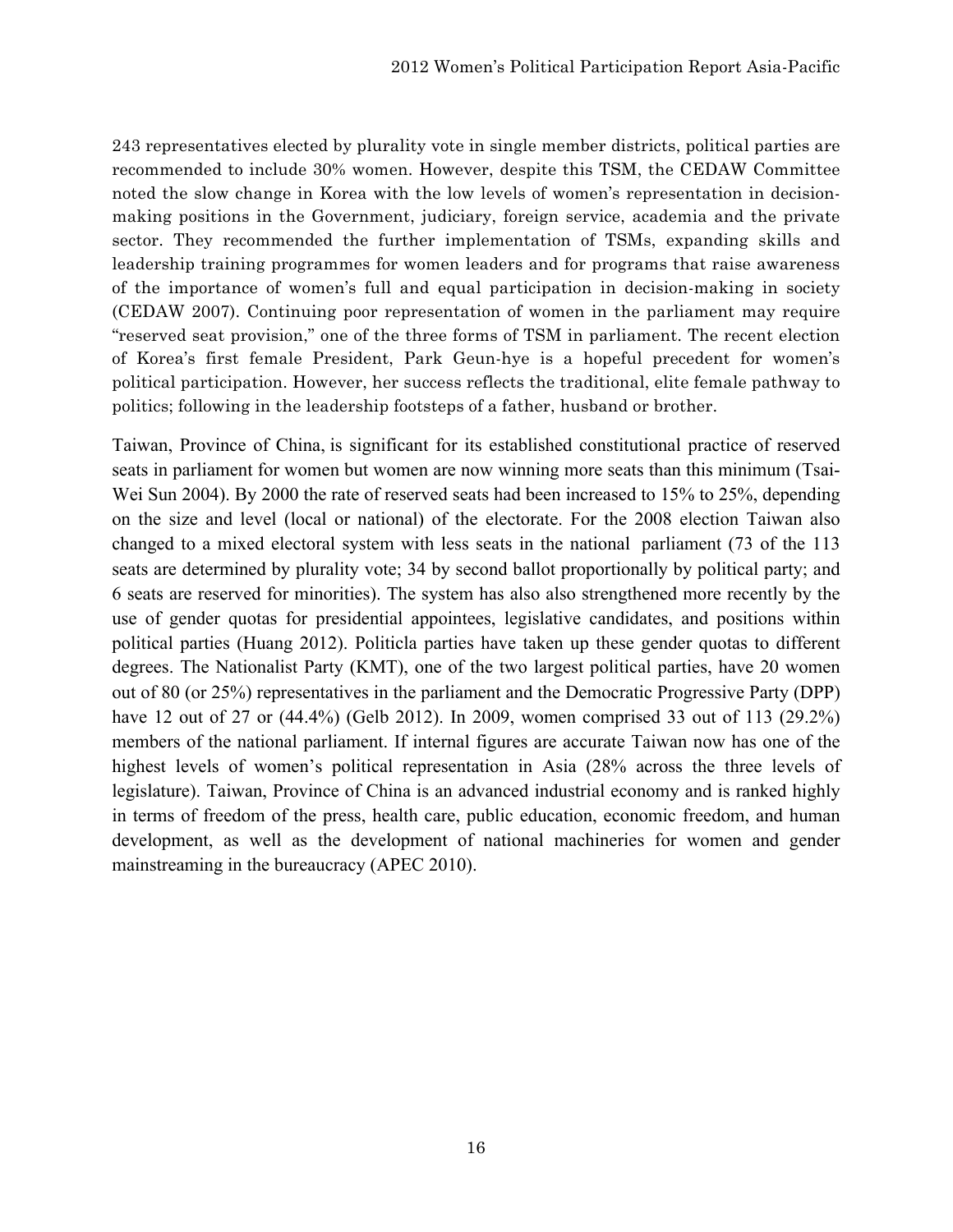243 representatives elected by plurality vote in single member districts, political parties are recommended to include 30% women. However, despite this TSM, the CEDAW Committee noted the slow change in Korea with the low levels of women's representation in decision-making positions in the Government, judiciary, foreign service, academia and the private sector. They recommended the further implementation of TSMs, expanding skills and leadership training programmes for women leaders and for programs that raise awareness of the importance of women's full and equal participation in decision-making in society (CEDAW 2007). Continuing poor representation of women in the parliament may require "reserved seat provision," one of the three forms of TSM in parliament. The recent election of Korea's first female President, Park Geun-hye is a hopeful precedent for women's political participation. However, her success reflects the traditional, elite female pathway to politics; following in the leadership footsteps of a father, husband or brother.

Taiwan, Province of China, is significant for its established constitutional practice of reserved seats in parliament for women but women are now winning more seats than this minimum (Tsai-Wei Sun 2004). By 2000 the rate of reserved seats had been increased to 15% to 25%, depending on the size and level (local or national) of the electorate. For the 2008 election Taiwan also changed to a mixed electoral system with less seats in the national parliament (73 of the 113 seats are determined by plurality vote; 34 by second ballot proportionally by political party; and 6 seats are reserved for minorities). The system has also also strengthened more recently by the use of gender quotas for presidential appointees, legislative candidates, and positions within political parties (Huang 2012). Politicla parties have taken up these gender quotas to different degrees. The Nationalist Party (KMT), one of the two largest political parties, have 20 women out of 80 (or 25%) representatives in the parliament and the Democratic Progressive Party (DPP) have 12 out of 27 or (44.4%) (Gelb 2012). In 2009, women comprised 33 out of 113 (29.2%) members of the national parliament. If internal figures are accurate Taiwan now has one of the highest levels of women's political representation in Asia (28% across the three levels of legislature). Taiwan, Province of China is an advanced industrial economy and is ranked highly in terms of freedom of the press, health care, public education, economic freedom, and human development, as well as the development of national machineries for women and gender mainstreaming in the bureaucracy (APEC 2010).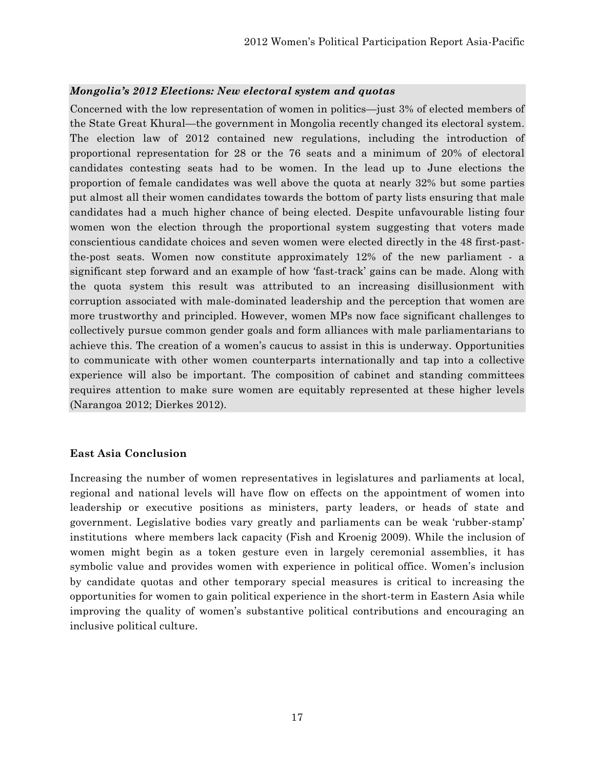***Mongolia's 2012 Elections: New electoral system and quotas***

Concerned with the low representation of women in politics—just 3% of elected members of the State Great Khural—the government in Mongolia recently changed its electoral system. The election law of 2012 contained new regulations, including the introduction of proportional representation for 28 or the 76 seats and a minimum of 20% of electoral candidates contesting seats had to be women. In the lead up to June elections the proportion of female candidates was well above the quota at nearly 32% but some parties put almost all their women candidates towards the bottom of party lists ensuring that male candidates had a much higher chance of being elected. Despite unfavourable listing four women won the election through the proportional system suggesting that voters made conscientious candidate choices and seven women were elected directly in the 48 first-past-the-post seats. Women now constitute approximately 12% of the new parliament - a significant step forward and an example of how 'fast-track' gains can be made. Along with the quota system this result was attributed to an increasing disillusionment with corruption associated with male-dominated leadership and the perception that women are more trustworthy and principled. However, women MPs now face significant challenges to collectively pursue common gender goals and form alliances with male parliamentarians to achieve this. The creation of a women's caucus to assist in this is underway. Opportunities to communicate with other women counterparts internationally and tap into a collective experience will also be important. The composition of cabinet and standing committees requires attention to make sure women are equitably represented at these higher levels (Narangoa 2012; Dierkes 2012).

**East Asia Conclusion**

Increasing the number of women representatives in legislatures and parliaments at local, regional and national levels will have flow on effects on the appointment of women into leadership or executive positions as ministers, party leaders, or heads of state and government. Legislative bodies vary greatly and parliaments can be weak 'rubber-stamp' institutions where members lack capacity (Fish and Kroenig 2009). While the inclusion of women might begin as a token gesture even in largely ceremonial assemblies, it has symbolic value and provides women with experience in political office. Women's inclusion by candidate quotas and other temporary special measures is critical to increasing the opportunities for women to gain political experience in the short-term in Eastern Asia while improving the quality of women's substantive political contributions and encouraging an inclusive political culture.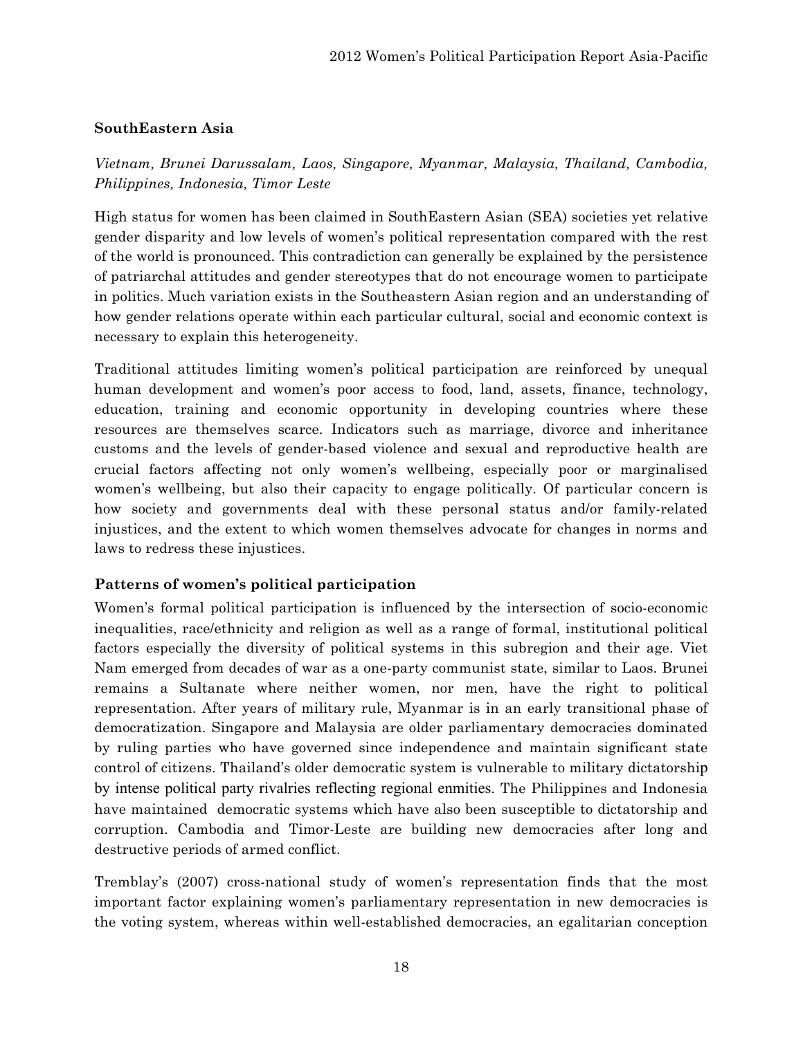**SouthEastern Asia**

*Vietnam, Brunei Darussalam, Laos, Singapore, Myanmar, Malaysia, Thailand, Cambodia, Philippines, Indonesia, Timor Leste*

High status for women has been claimed in SouthEastern Asian (SEA) societies yet relative gender disparity and low levels of women's political representation compared with the rest of the world is pronounced. This contradiction can generally be explained by the persistence of patriarchal attitudes and gender stereotypes that do not encourage women to participate in politics. Much variation exists in the Southeastern Asian region and an understanding of how gender relations operate within each particular cultural, social and economic context is necessary to explain this heterogeneity.

Traditional attitudes limiting women's political participation are reinforced by unequal human development and women's poor access to food, land, assets, finance, technology, education, training and economic opportunity in developing countries where these resources are themselves scarce. Indicators such as marriage, divorce and inheritance customs and the levels of gender-based violence and sexual and reproductive health are crucial factors affecting not only women's wellbeing, especially poor or marginalised women's wellbeing, but also their capacity to engage politically. Of particular concern is how society and governments deal with these personal status and/or family-related injustices, and the extent to which women themselves advocate for changes in norms and laws to redress these injustices.

**Patterns of women's political participation**

Women's formal political participation is influenced by the intersection of socio-economic inequalities, race/ethnicity and religion as well as a range of formal, institutional political factors especially the diversity of political systems in this subregion and their age. Viet Nam emerged from decades of war as a one-party communist state, similar to Laos. Brunei remains a Sultanate where neither women, nor men, have the right to political representation. After years of military rule, Myanmar is in an early transitional phase of democratization. Singapore and Malaysia are older parliamentary democracies dominated by ruling parties who have governed since independence and maintain significant state control of citizens. Thailand's older democratic system is vulnerable to military dictatorship by intense political party rivalries reflecting regional enmities. The Philippines and Indonesia have maintained democratic systems which have also been susceptible to dictatorship and corruption. Cambodia and Timor-Leste are building new democracies after long and destructive periods of armed conflict.

Tremblay's (2007) cross-national study of women's representation finds that the most important factor explaining women's parliamentary representation in new democracies is the voting system, whereas within well-established democracies, an egalitarian conception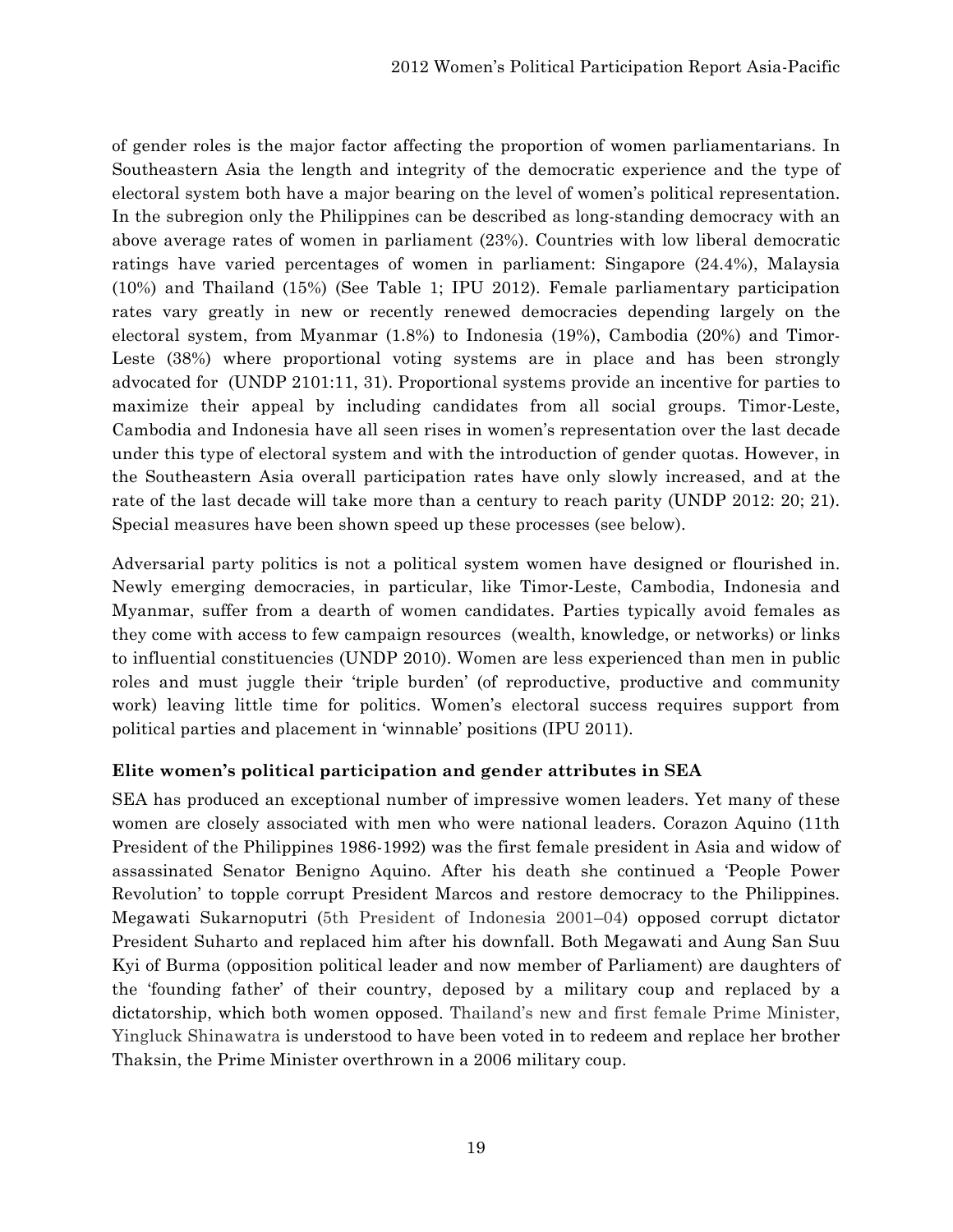of gender roles is the major factor affecting the proportion of women parliamentarians. In Southeastern Asia the length and integrity of the democratic experience and the type of electoral system both have a major bearing on the level of women's political representation. In the subregion only the Philippines can be described as long-standing democracy with an above average rates of women in parliament (23%). Countries with low liberal democratic ratings have varied percentages of women in parliament: Singapore (24.4%), Malaysia (10%) and Thailand (15%) (See Table 1; IPU 2012). Female parliamentary participation rates vary greatly in new or recently renewed democracies depending largely on the electoral system, from Myanmar (1.8%) to Indonesia (19%), Cambodia (20%) and Timor-Leste (38%) where proportional voting systems are in place and has been strongly advocated for (UNDP 2101:11, 31). Proportional systems provide an incentive for parties to maximize their appeal by including candidates from all social groups. Timor-Leste, Cambodia and Indonesia have all seen rises in women's representation over the last decade under this type of electoral system and with the introduction of gender quotas. However, in the Southeastern Asia overall participation rates have only slowly increased, and at the rate of the last decade will take more than a century to reach parity (UNDP 2012: 20; 21). Special measures have been shown speed up these processes (see below).

Adversarial party politics is not a political system women have designed or flourished in. Newly emerging democracies, in particular, like Timor-Leste, Cambodia, Indonesia and Myanmar, suffer from a dearth of women candidates. Parties typically avoid females as they come with access to few campaign resources (wealth, knowledge, or networks) or links to influential constituencies (UNDP 2010). Women are less experienced than men in public roles and must juggle their 'triple burden' (of reproductive, productive and community work) leaving little time for politics. Women's electoral success requires support from political parties and placement in 'winnable' positions (IPU 2011).

**Elite women's political participation and gender attributes in SEA**

SEA has produced an exceptional number of impressive women leaders. Yet many of these women are closely associated with men who were national leaders. Corazon Aquino (11th President of the Philippines 1986-1992) was the first female president in Asia and widow of assassinated Senator Benigno Aquino. After his death she continued a 'People Power Revolution' to topple corrupt President Marcos and restore democracy to the Philippines. Megawati Sukarnoputri (5th President of Indonesia 2001–04) opposed corrupt dictator President Suharto and replaced him after his downfall. Both Megawati and Aung San Suu Kyi of Burma (opposition political leader and now member of Parliament) are daughters of the 'founding father' of their country, deposed by a military coup and replaced by a dictatorship, which both women opposed. Thailand's new and first female Prime Minister, Yingluck Shinawatra is understood to have been voted in to redeem and replace her brother Thaksin, the Prime Minister overthrown in a 2006 military coup.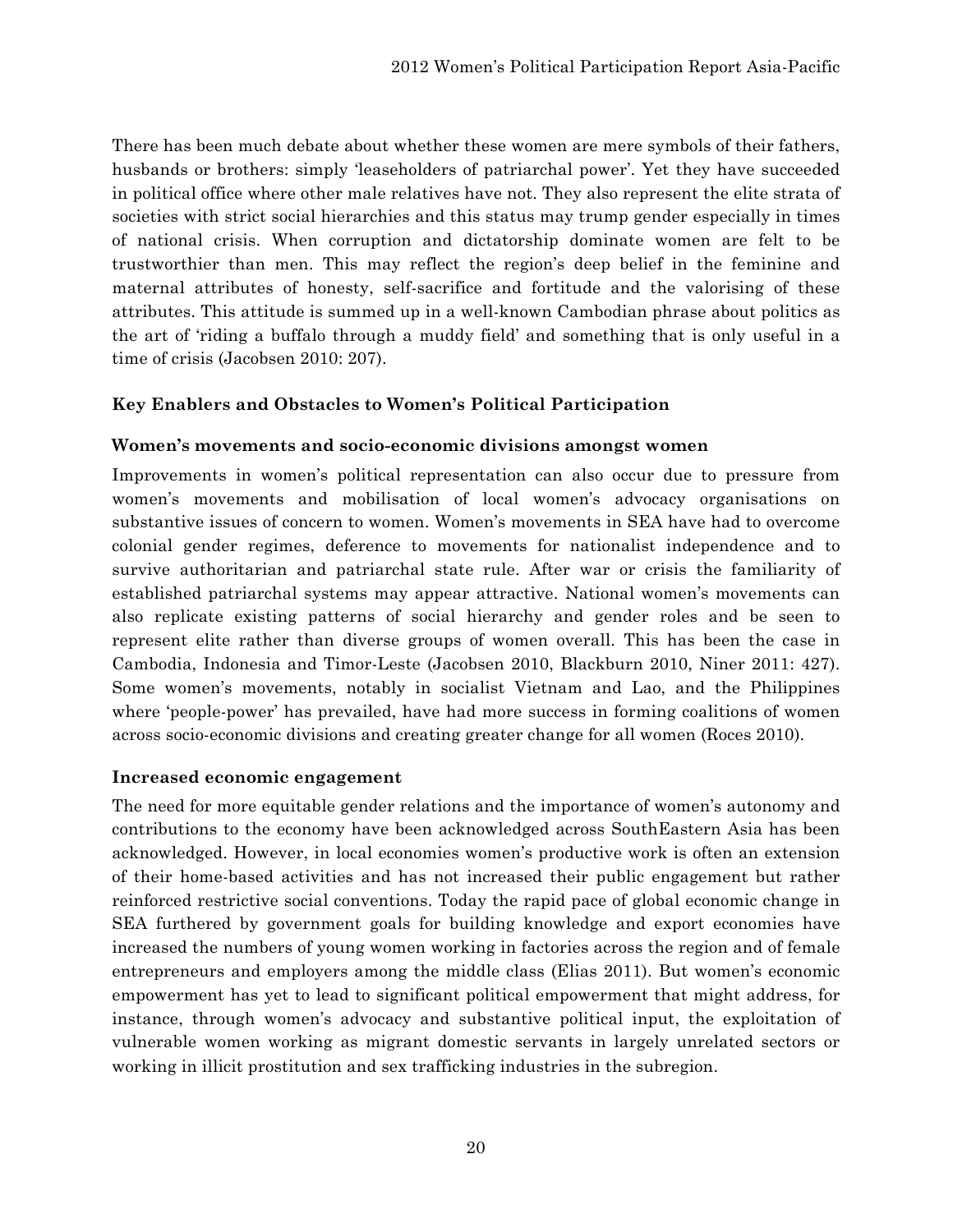There has been much debate about whether these women are mere symbols of their fathers, husbands or brothers: simply 'leaseholders of patriarchal power'. Yet they have succeeded in political office where other male relatives have not. They also represent the elite strata of societies with strict social hierarchies and this status may trump gender especially in times of national crisis. When corruption and dictatorship dominate women are felt to be trustworthier than men. This may reflect the region's deep belief in the feminine and maternal attributes of honesty, self-sacrifice and fortitude and the valorising of these attributes. This attitude is summed up in a well-known Cambodian phrase about politics as the art of 'riding a buffalo through a muddy field' and something that is only useful in a time of crisis (Jacobsen 2010: 207).

## Key Enablers and Obstacles to Women's Political Participation

### Women's movements and socio-economic divisions amongst women

Improvements in women's political representation can also occur due to pressure from women's movements and mobilisation of local women's advocacy organisations on substantive issues of concern to women. Women's movements in SEA have had to overcome colonial gender regimes, deference to movements for nationalist independence and to survive authoritarian and patriarchal state rule. After war or crisis the familiarity of established patriarchal systems may appear attractive. National women's movements can also replicate existing patterns of social hierarchy and gender roles and be seen to represent elite rather than diverse groups of women overall. This has been the case in Cambodia, Indonesia and Timor-Leste (Jacobsen 2010, Blackburn 2010, Niner 2011: 427). Some women's movements, notably in socialist Vietnam and Lao, and the Philippines where 'people-power' has prevailed, have had more success in forming coalitions of women across socio-economic divisions and creating greater change for all women (Roces 2010).

### Increased economic engagement

The need for more equitable gender relations and the importance of women's autonomy and contributions to the economy have been acknowledged across SouthEastern Asia has been acknowledged. However, in local economies women's productive work is often an extension of their home-based activities and has not increased their public engagement but rather reinforced restrictive social conventions. Today the rapid pace of global economic change in SEA furthered by government goals for building knowledge and export economies have increased the numbers of young women working in factories across the region and of female entrepreneurs and employers among the middle class (Elias 2011). But women's economic empowerment has yet to lead to significant political empowerment that might address, for instance, through women's advocacy and substantive political input, the exploitation of vulnerable women working as migrant domestic servants in largely unrelated sectors or working in illicit prostitution and sex trafficking industries in the subregion.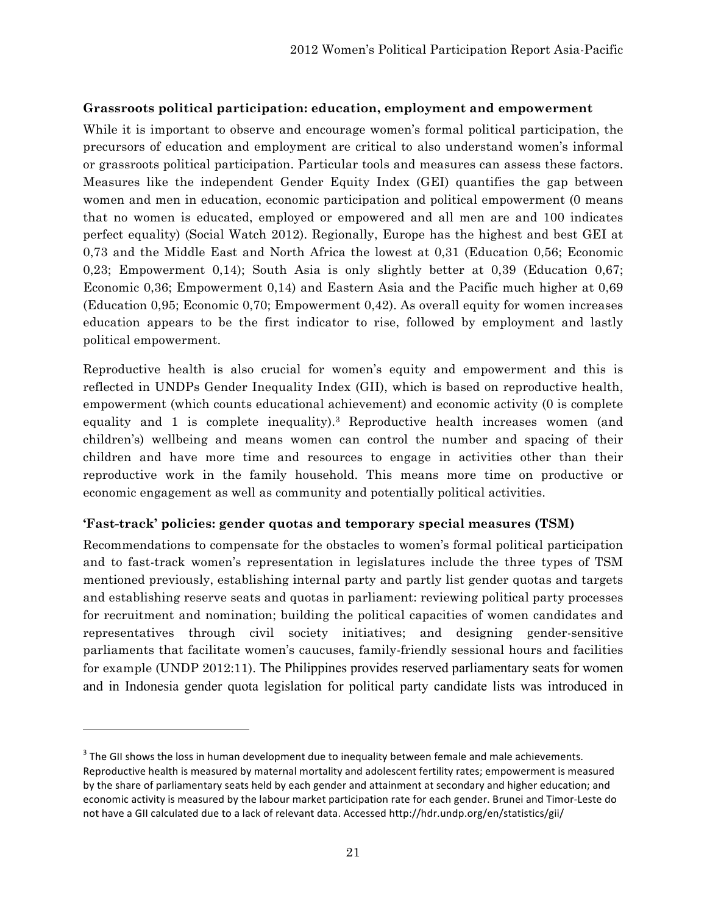**Grassroots political participation: education, employment and empowerment**

While it is important to observe and encourage women's formal political participation, the precursors of education and employment are critical to also understand women's informal or grassroots political participation. Particular tools and measures can assess these factors. Measures like the independent Gender Equity Index (GEI) quantifies the gap between women and men in education, economic participation and political empowerment (0 means that no women is educated, employed or empowered and all men are and 100 indicates perfect equality) (Social Watch 2012). Regionally, Europe has the highest and best GEI at 0,73 and the Middle East and North Africa the lowest at 0,31 (Education 0,56; Economic 0,23; Empowerment 0,14); South Asia is only slightly better at 0,39 (Education 0,67; Economic 0,36; Empowerment 0,14) and Eastern Asia and the Pacific much higher at 0,69 (Education 0,95; Economic 0,70; Empowerment 0,42). As overall equity for women increases education appears to be the first indicator to rise, followed by employment and lastly political empowerment.

Reproductive health is also crucial for women's equity and empowerment and this is reflected in UNDPs Gender Inequality Index (GII), which is based on reproductive health, empowerment (which counts educational achievement) and economic activity (0 is complete equality and 1 is complete inequality).[3] Reproductive health increases women (and children's) wellbeing and means women can control the number and spacing of their children and have more time and resources to engage in activities other than their reproductive work in the family household. This means more time on productive or economic engagement as well as community and potentially political activities.

**'Fast-track' policies: gender quotas and temporary special measures (TSM)**

Recommendations to compensate for the obstacles to women's formal political participation and to fast-track women's representation in legislatures include the three types of TSM mentioned previously, establishing internal party and partly list gender quotas and targets and establishing reserve seats and quotas in parliament: reviewing political party processes for recruitment and nomination; building the political capacities of women candidates and representatives through civil society initiatives; and designing gender-sensitive parliaments that facilitate women's caucuses, family-friendly sessional hours and facilities for example (UNDP 2012:11). The Philippines provides reserved parliamentary seats for women and in Indonesia gender quota legislation for political party candidate lists was introduced in

---

[3] The GII shows the loss in human development due to inequality between female and male achievements. Reproductive health is measured by maternal mortality and adolescent fertility rates; empowerment is measured by the share of parliamentary seats held by each gender and attainment at secondary and higher education; and economic activity is measured by the labour market participation rate for each gender. Brunei and Timor-Leste do not have a GII calculated due to a lack of relevant data. Accessed http://hdr.undp.org/en/statistics/gii/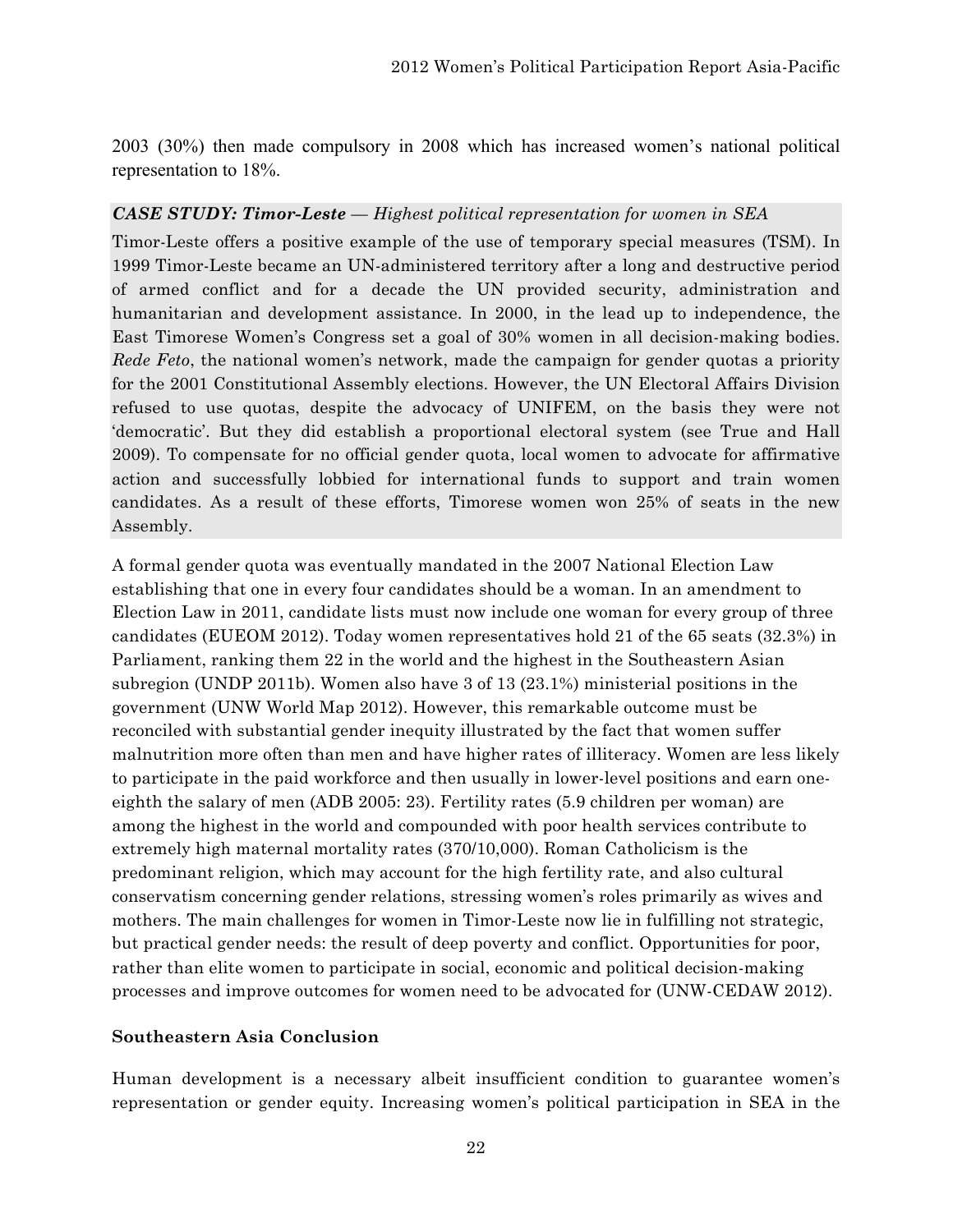2003 (30%) then made compulsory in 2008 which has increased women's national political representation to 18%.

***CASE STUDY: Timor-Leste** — Highest political representation for women in SEA*

Timor-Leste offers a positive example of the use of temporary special measures (TSM). In 1999 Timor-Leste became an UN-administered territory after a long and destructive period of armed conflict and for a decade the UN provided security, administration and humanitarian and development assistance. In 2000, in the lead up to independence, the East Timorese Women's Congress set a goal of 30% women in all decision-making bodies. *Rede Feto*, the national women's network, made the campaign for gender quotas a priority for the 2001 Constitutional Assembly elections. However, the UN Electoral Affairs Division refused to use quotas, despite the advocacy of UNIFEM, on the basis they were not 'democratic'. But they did establish a proportional electoral system (see True and Hall 2009). To compensate for no official gender quota, local women to advocate for affirmative action and successfully lobbied for international funds to support and train women candidates. As a result of these efforts, Timorese women won 25% of seats in the new Assembly.

A formal gender quota was eventually mandated in the 2007 National Election Law establishing that one in every four candidates should be a woman. In an amendment to Election Law in 2011, candidate lists must now include one woman for every group of three candidates (EUEOM 2012). Today women representatives hold 21 of the 65 seats (32.3%) in Parliament, ranking them 22 in the world and the highest in the Southeastern Asian subregion (UNDP 2011b). Women also have 3 of 13 (23.1%) ministerial positions in the government (UNW World Map 2012). However, this remarkable outcome must be reconciled with substantial gender inequity illustrated by the fact that women suffer malnutrition more often than men and have higher rates of illiteracy. Women are less likely to participate in the paid workforce and then usually in lower-level positions and earn one-eighth the salary of men (ADB 2005: 23). Fertility rates (5.9 children per woman) are among the highest in the world and compounded with poor health services contribute to extremely high maternal mortality rates (370/10,000). Roman Catholicism is the predominant religion, which may account for the high fertility rate, and also cultural conservatism concerning gender relations, stressing women's roles primarily as wives and mothers. The main challenges for women in Timor-Leste now lie in fulfilling not strategic, but practical gender needs: the result of deep poverty and conflict. Opportunities for poor, rather than elite women to participate in social, economic and political decision-making processes and improve outcomes for women need to be advocated for (UNW-CEDAW 2012).

### Southeastern Asia Conclusion

Human development is a necessary albeit insufficient condition to guarantee women's representation or gender equity. Increasing women's political participation in SEA in the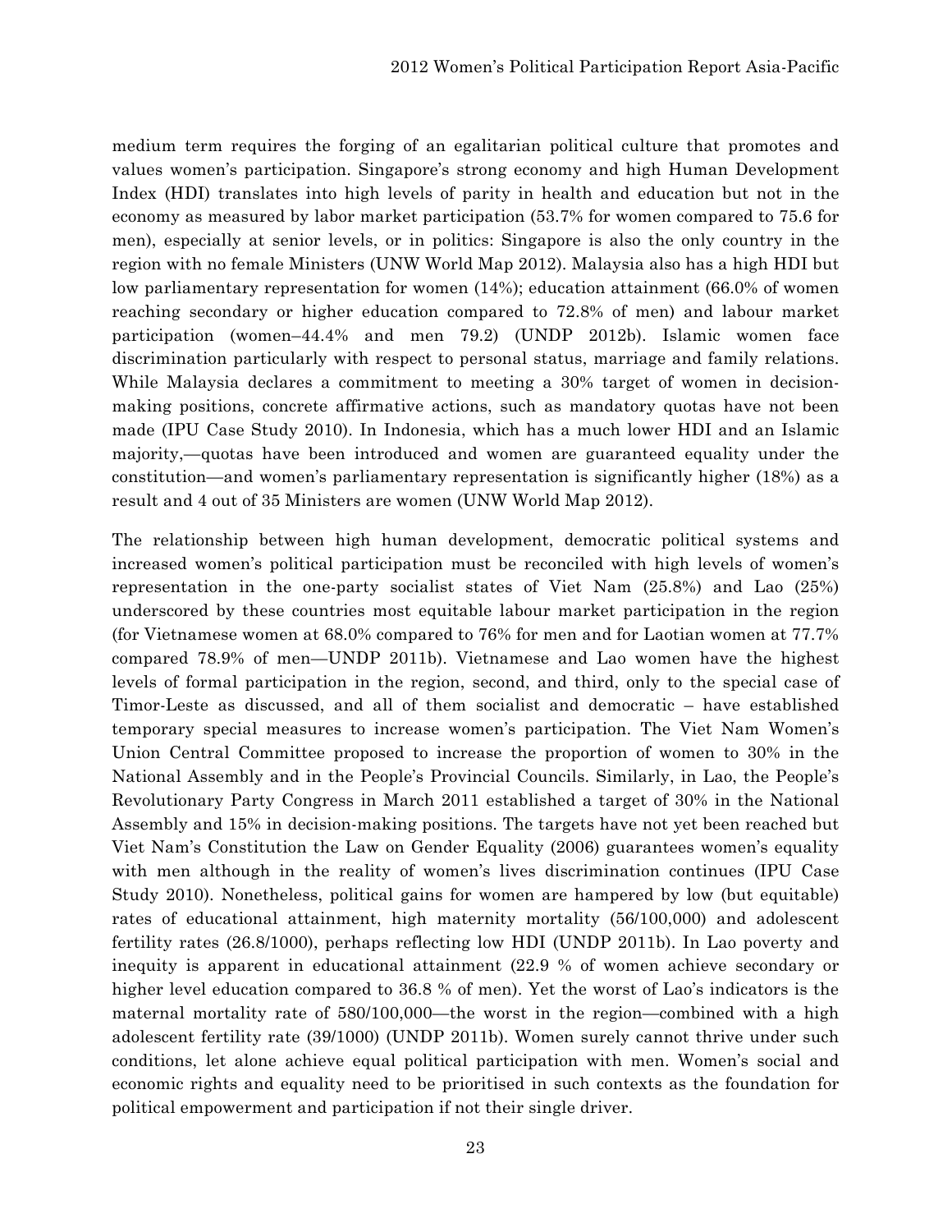medium term requires the forging of an egalitarian political culture that promotes and values women's participation. Singapore's strong economy and high Human Development Index (HDI) translates into high levels of parity in health and education but not in the economy as measured by labor market participation (53.7% for women compared to 75.6 for men), especially at senior levels, or in politics: Singapore is also the only country in the region with no female Ministers (UNW World Map 2012). Malaysia also has a high HDI but low parliamentary representation for women (14%); education attainment (66.0% of women reaching secondary or higher education compared to 72.8% of men) and labour market participation (women–44.4% and men 79.2) (UNDP 2012b). Islamic women face discrimination particularly with respect to personal status, marriage and family relations. While Malaysia declares a commitment to meeting a 30% target of women in decision-making positions, concrete affirmative actions, such as mandatory quotas have not been made (IPU Case Study 2010). In Indonesia, which has a much lower HDI and an Islamic majority,—quotas have been introduced and women are guaranteed equality under the constitution—and women's parliamentary representation is significantly higher (18%) as a result and 4 out of 35 Ministers are women (UNW World Map 2012).

The relationship between high human development, democratic political systems and increased women's political participation must be reconciled with high levels of women's representation in the one-party socialist states of Viet Nam (25.8%) and Lao (25%) underscored by these countries most equitable labour market participation in the region (for Vietnamese women at 68.0% compared to 76% for men and for Laotian women at 77.7% compared 78.9% of men—UNDP 2011b). Vietnamese and Lao women have the highest levels of formal participation in the region, second, and third, only to the special case of Timor-Leste as discussed, and all of them socialist and democratic – have established temporary special measures to increase women's participation. The Viet Nam Women's Union Central Committee proposed to increase the proportion of women to 30% in the National Assembly and in the People's Provincial Councils. Similarly, in Lao, the People's Revolutionary Party Congress in March 2011 established a target of 30% in the National Assembly and 15% in decision-making positions. The targets have not yet been reached but Viet Nam's Constitution the Law on Gender Equality (2006) guarantees women's equality with men although in the reality of women's lives discrimination continues (IPU Case Study 2010). Nonetheless, political gains for women are hampered by low (but equitable) rates of educational attainment, high maternity mortality (56/100,000) and adolescent fertility rates (26.8/1000), perhaps reflecting low HDI (UNDP 2011b). In Lao poverty and inequity is apparent in educational attainment (22.9 % of women achieve secondary or higher level education compared to 36.8 % of men). Yet the worst of Lao's indicators is the maternal mortality rate of 580/100,000—the worst in the region—combined with a high adolescent fertility rate (39/1000) (UNDP 2011b). Women surely cannot thrive under such conditions, let alone achieve equal political participation with men. Women's social and economic rights and equality need to be prioritised in such contexts as the foundation for political empowerment and participation if not their single driver.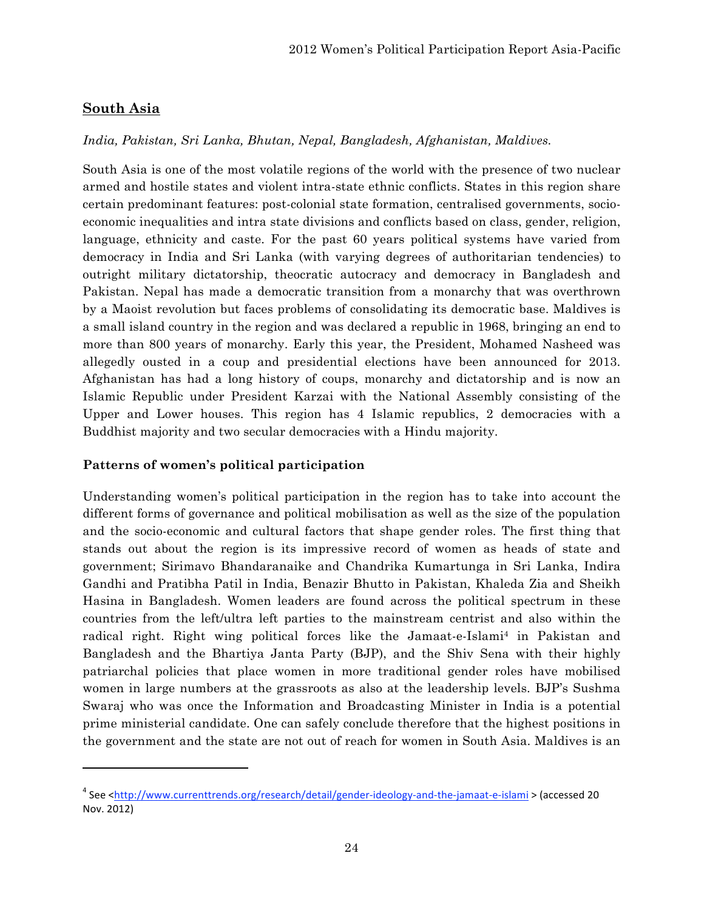## South Asia

*India, Pakistan, Sri Lanka, Bhutan, Nepal, Bangladesh, Afghanistan, Maldives.*

South Asia is one of the most volatile regions of the world with the presence of two nuclear armed and hostile states and violent intra-state ethnic conflicts. States in this region share certain predominant features: post-colonial state formation, centralised governments, socio-economic inequalities and intra state divisions and conflicts based on class, gender, religion, language, ethnicity and caste. For the past 60 years political systems have varied from democracy in India and Sri Lanka (with varying degrees of authoritarian tendencies) to outright military dictatorship, theocratic autocracy and democracy in Bangladesh and Pakistan. Nepal has made a democratic transition from a monarchy that was overthrown by a Maoist revolution but faces problems of consolidating its democratic base. Maldives is a small island country in the region and was declared a republic in 1968, bringing an end to more than 800 years of monarchy. Early this year, the President, Mohamed Nasheed was allegedly ousted in a coup and presidential elections have been announced for 2013. Afghanistan has had a long history of coups, monarchy and dictatorship and is now an Islamic Republic under President Karzai with the National Assembly consisting of the Upper and Lower houses. This region has 4 Islamic republics, 2 democracies with a Buddhist majority and two secular democracies with a Hindu majority.

### Patterns of women's political participation

Understanding women's political participation in the region has to take into account the different forms of governance and political mobilisation as well as the size of the population and the socio-economic and cultural factors that shape gender roles. The first thing that stands out about the region is its impressive record of women as heads of state and government; Sirimavo Bhandaranaike and Chandrika Kumartunga in Sri Lanka, Indira Gandhi and Pratibha Patil in India, Benazir Bhutto in Pakistan, Khaleda Zia and Sheikh Hasina in Bangladesh. Women leaders are found across the political spectrum in these countries from the left/ultra left parties to the mainstream centrist and also within the radical right. Right wing political forces like the Jamaat-e-Islami[4] in Pakistan and Bangladesh and the Bhartiya Janta Party (BJP), and the Shiv Sena with their highly patriarchal policies that place women in more traditional gender roles have mobilised women in large numbers at the grassroots as also at the leadership levels. BJP's Sushma Swaraj who was once the Information and Broadcasting Minister in India is a potential prime ministerial candidate. One can safely conclude therefore that the highest positions in the government and the state are not out of reach for women in South Asia. Maldives is an

---

[4] See <http://www.currenttrends.org/research/detail/gender-ideology-and-the-jamaat-e-islami > (accessed 20 Nov. 2012)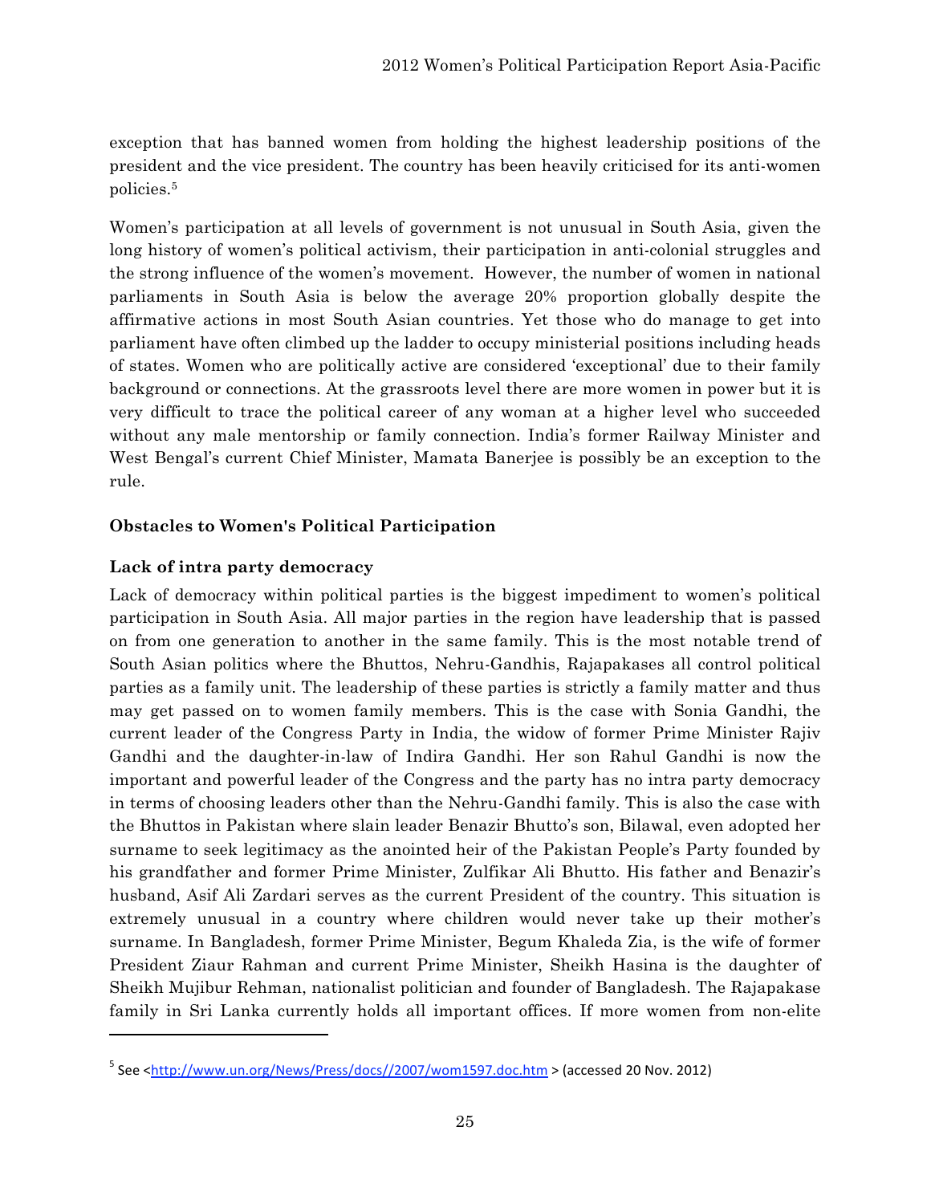exception that has banned women from holding the highest leadership positions of the president and the vice president. The country has been heavily criticised for its anti-women policies.[5]

Women's participation at all levels of government is not unusual in South Asia, given the long history of women's political activism, their participation in anti-colonial struggles and the strong influence of the women's movement. However, the number of women in national parliaments in South Asia is below the average 20% proportion globally despite the affirmative actions in most South Asian countries. Yet those who do manage to get into parliament have often climbed up the ladder to occupy ministerial positions including heads of states. Women who are politically active are considered 'exceptional' due to their family background or connections. At the grassroots level there are more women in power but it is very difficult to trace the political career of any woman at a higher level who succeeded without any male mentorship or family connection. India's former Railway Minister and West Bengal's current Chief Minister, Mamata Banerjee is possibly be an exception to the rule.

## Obstacles to Women's Political Participation

### Lack of intra party democracy

Lack of democracy within political parties is the biggest impediment to women's political participation in South Asia. All major parties in the region have leadership that is passed on from one generation to another in the same family. This is the most notable trend of South Asian politics where the Bhuttos, Nehru-Gandhis, Rajapakases all control political parties as a family unit. The leadership of these parties is strictly a family matter and thus may get passed on to women family members. This is the case with Sonia Gandhi, the current leader of the Congress Party in India, the widow of former Prime Minister Rajiv Gandhi and the daughter-in-law of Indira Gandhi. Her son Rahul Gandhi is now the important and powerful leader of the Congress and the party has no intra party democracy in terms of choosing leaders other than the Nehru-Gandhi family. This is also the case with the Bhuttos in Pakistan where slain leader Benazir Bhutto's son, Bilawal, even adopted her surname to seek legitimacy as the anointed heir of the Pakistan People's Party founded by his grandfather and former Prime Minister, Zulfikar Ali Bhutto. His father and Benazir's husband, Asif Ali Zardari serves as the current President of the country. This situation is extremely unusual in a country where children would never take up their mother's surname. In Bangladesh, former Prime Minister, Begum Khaleda Zia, is the wife of former President Ziaur Rahman and current Prime Minister, Sheikh Hasina is the daughter of Sheikh Mujibur Rehman, nationalist politician and founder of Bangladesh. The Rajapakase family in Sri Lanka currently holds all important offices. If more women from non-elite

---

[5] See <http://www.un.org/News/Press/docs//2007/wom1597.doc.htm > (accessed 20 Nov. 2012)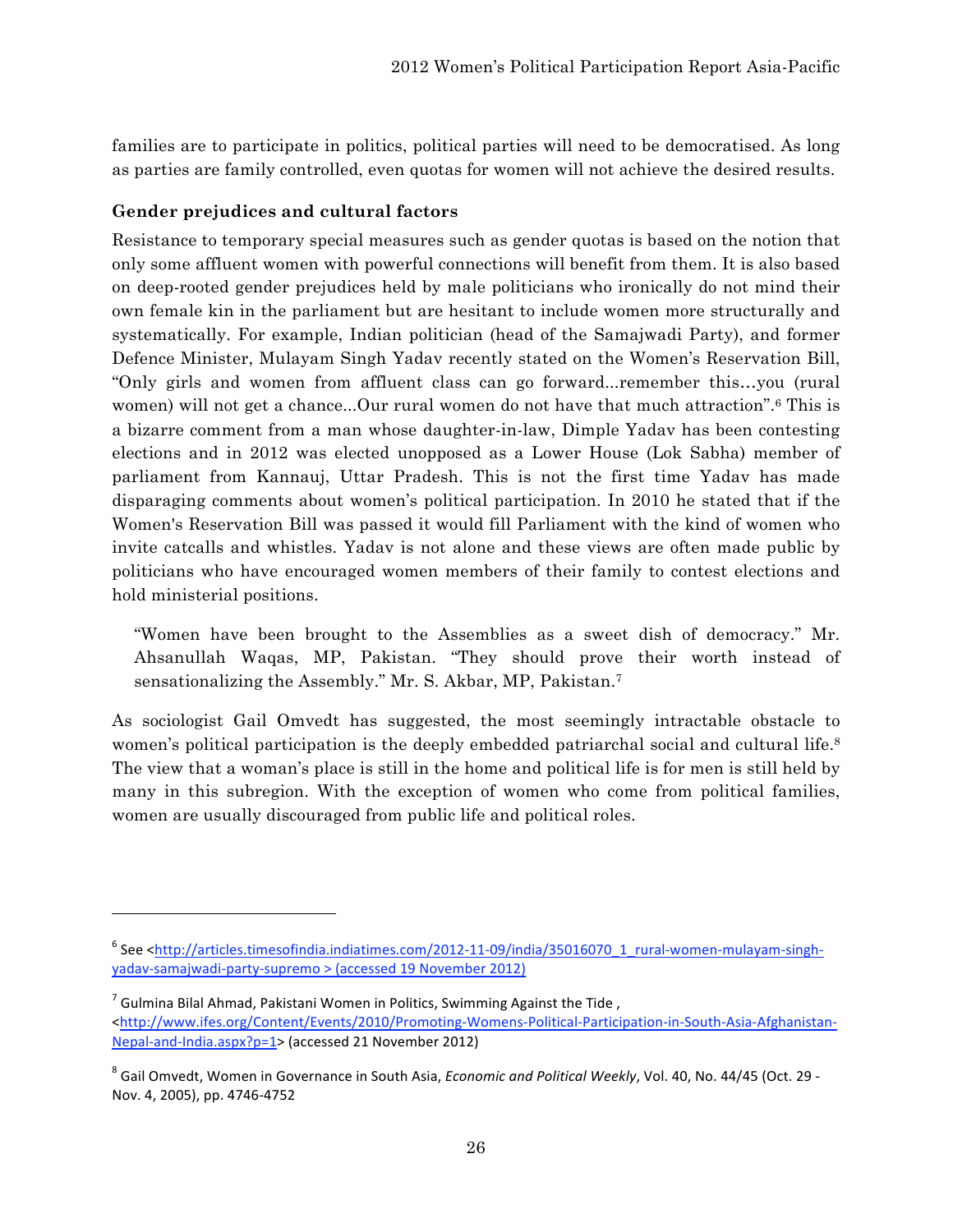families are to participate in politics, political parties will need to be democratised. As long as parties are family controlled, even quotas for women will not achieve the desired results.

**Gender prejudices and cultural factors**

Resistance to temporary special measures such as gender quotas is based on the notion that only some affluent women with powerful connections will benefit from them. It is also based on deep-rooted gender prejudices held by male politicians who ironically do not mind their own female kin in the parliament but are hesitant to include women more structurally and systematically. For example, Indian politician (head of the Samajwadi Party), and former Defence Minister, Mulayam Singh Yadav recently stated on the Women's Reservation Bill, "Only girls and women from affluent class can go forward...remember this…you (rural women) will not get a chance...Our rural women do not have that much attraction".[6] This is a bizarre comment from a man whose daughter-in-law, Dimple Yadav has been contesting elections and in 2012 was elected unopposed as a Lower House (Lok Sabha) member of parliament from Kannauj, Uttar Pradesh. This is not the first time Yadav has made disparaging comments about women's political participation. In 2010 he stated that if the Women's Reservation Bill was passed it would fill Parliament with the kind of women who invite catcalls and whistles. Yadav is not alone and these views are often made public by politicians who have encouraged women members of their family to contest elections and hold ministerial positions.

> "Women have been brought to the Assemblies as a sweet dish of democracy." Mr. Ahsanullah Waqas, MP, Pakistan. "They should prove their worth instead of sensationalizing the Assembly." Mr. S. Akbar, MP, Pakistan.[7]

As sociologist Gail Omvedt has suggested, the most seemingly intractable obstacle to women's political participation is the deeply embedded patriarchal social and cultural life.[8] The view that a woman's place is still in the home and political life is for men is still held by many in this subregion. With the exception of women who come from political families, women are usually discouraged from public life and political roles.

---

[6] See <http://articles.timesofindia.indiatimes.com/2012-11-09/india/35016070_1_rural-women-mulayam-singh-yadav-samajwadi-party-supremo > (accessed 19 November 2012)

[7] Gulmina Bilal Ahmad, Pakistani Women in Politics, Swimming Against the Tide , <http://www.ifes.org/Content/Events/2010/Promoting-Womens-Political-Participation-in-South-Asia-Afghanistan-Nepal-and-India.aspx?p=1> (accessed 21 November 2012)

[8] Gail Omvedt, Women in Governance in South Asia, *Economic and Political Weekly*, Vol. 40, No. 44/45 (Oct. 29 - Nov. 4, 2005), pp. 4746-4752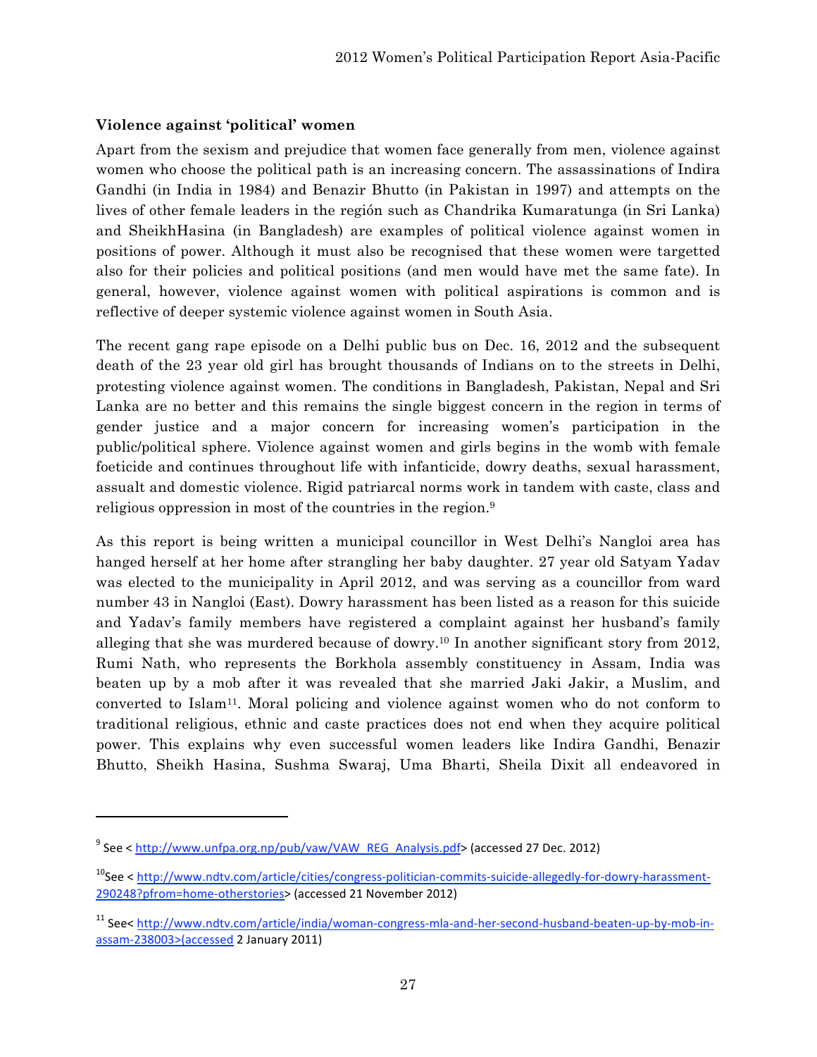**Violence against 'political' women**

Apart from the sexism and prejudice that women face generally from men, violence against women who choose the political path is an increasing concern. The assassinations of Indira Gandhi (in India in 1984) and Benazir Bhutto (in Pakistan in 1997) and attempts on the lives of other female leaders in the región such as Chandrika Kumaratunga (in Sri Lanka) and SheikhHasina (in Bangladesh) are examples of political violence against women in positions of power. Although it must also be recognised that these women were targetted also for their policies and political positions (and men would have met the same fate). In general, however, violence against women with political aspirations is common and is reflective of deeper systemic violence against women in South Asia.

The recent gang rape episode on a Delhi public bus on Dec. 16, 2012 and the subsequent death of the 23 year old girl has brought thousands of Indians on to the streets in Delhi, protesting violence against women. The conditions in Bangladesh, Pakistan, Nepal and Sri Lanka are no better and this remains the single biggest concern in the region in terms of gender justice and a major concern for increasing women's participation in the public/political sphere. Violence against women and girls begins in the womb with female foeticide and continues throughout life with infanticide, dowry deaths, sexual harassment, assault and domestic violence. Rigid patriarcal norms work in tandem with caste, class and religious oppression in most of the countries in the region.[9]

As this report is being written a municipal councillor in West Delhi's Nangloi area has hanged herself at her home after strangling her baby daughter. 27 year old Satyam Yadav was elected to the municipality in April 2012, and was serving as a councillor from ward number 43 in Nangloi (East). Dowry harassment has been listed as a reason for this suicide and Yadav's family members have registered a complaint against her husband's family alleging that she was murdered because of dowry.[10] In another significant story from 2012, Rumi Nath, who represents the Borkhola assembly constituency in Assam, India was beaten up by a mob after it was revealed that she married Jaki Jakir, a Muslim, and converted to Islam[11]. Moral policing and violence against women who do not conform to traditional religious, ethnic and caste practices does not end when they acquire political power. This explains why even successful women leaders like Indira Gandhi, Benazir Bhutto, Sheikh Hasina, Sushma Swaraj, Uma Bharti, Sheila Dixit all endeavored in

---

[9] See < http://www.unfpa.org.np/pub/vaw/VAW_REG_Analysis.pdf> (accessed 27 Dec. 2012)

[10] See < http://www.ndtv.com/article/cities/congress-politician-commits-suicide-allegedly-for-dowry-harassment-290248?pfrom=home-otherstories> (accessed 21 November 2012)

[11] See< http://www.ndtv.com/article/india/woman-congress-mla-and-her-second-husband-beaten-up-by-mob-in-assam-238003>(accessed 2 January 2011)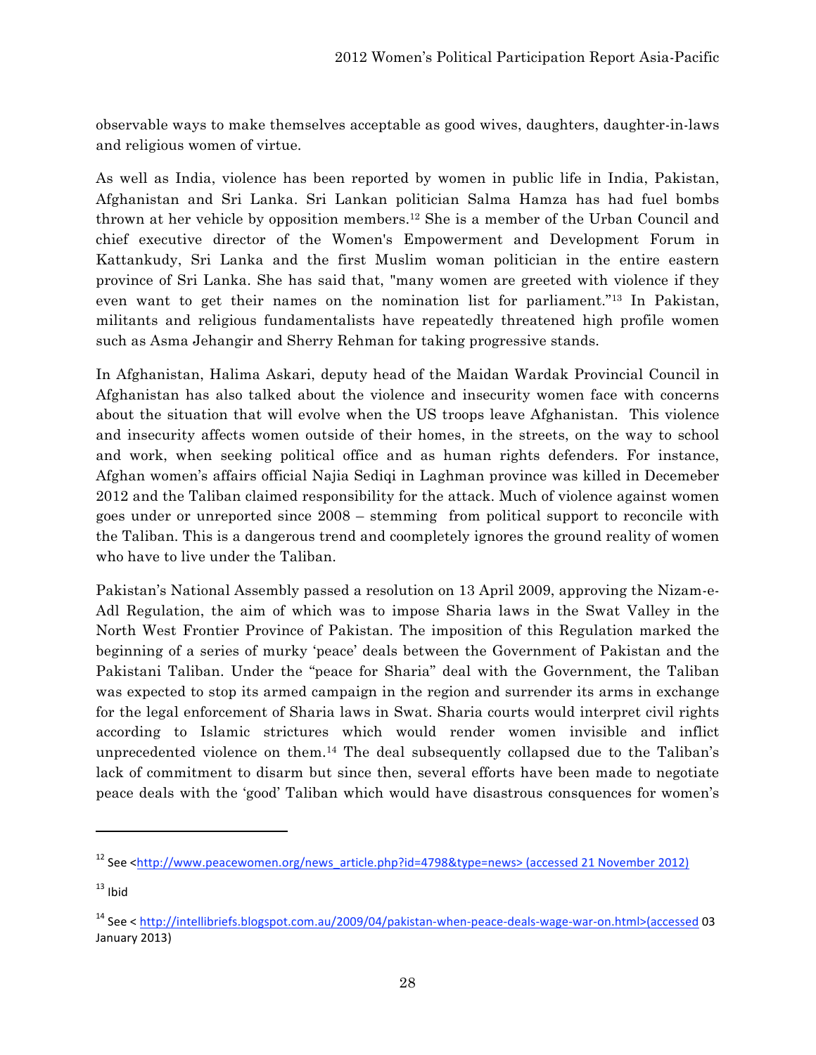observable ways to make themselves acceptable as good wives, daughters, daughter-in-laws and religious women of virtue.

As well as India, violence has been reported by women in public life in India, Pakistan, Afghanistan and Sri Lanka. Sri Lankan politician Salma Hamza has had fuel bombs thrown at her vehicle by opposition members.[12] She is a member of the Urban Council and chief executive director of the Women's Empowerment and Development Forum in Kattankudy, Sri Lanka and the first Muslim woman politician in the entire eastern province of Sri Lanka. She has said that, "many women are greeted with violence if they even want to get their names on the nomination list for parliament."[13] In Pakistan, militants and religious fundamentalists have repeatedly threatened high profile women such as Asma Jehangir and Sherry Rehman for taking progressive stands.

In Afghanistan, Halima Askari, deputy head of the Maidan Wardak Provincial Council in Afghanistan has also talked about the violence and insecurity women face with concerns about the situation that will evolve when the US troops leave Afghanistan. This violence and insecurity affects women outside of their homes, in the streets, on the way to school and work, when seeking political office and as human rights defenders. For instance, Afghan women's affairs official Najia Sediqi in Laghman province was killed in Decemeber 2012 and the Taliban claimed responsibility for the attack. Much of violence against women goes under or unreported since 2008 – stemming from political support to reconcile with the Taliban. This is a dangerous trend and coompletely ignores the ground reality of women who have to live under the Taliban.

Pakistan's National Assembly passed a resolution on 13 April 2009, approving the Nizam-e-Adl Regulation, the aim of which was to impose Sharia laws in the Swat Valley in the North West Frontier Province of Pakistan. The imposition of this Regulation marked the beginning of a series of murky 'peace' deals between the Government of Pakistan and the Pakistani Taliban. Under the "peace for Sharia" deal with the Government, the Taliban was expected to stop its armed campaign in the region and surrender its arms in exchange for the legal enforcement of Sharia laws in Swat. Sharia courts would interpret civil rights according to Islamic strictures which would render women invisible and inflict unprecedented violence on them.[14] The deal subsequently collapsed due to the Taliban's lack of commitment to disarm but since then, several efforts have been made to negotiate peace deals with the 'good' Taliban which would have disastrous consquences for women's

---

[12] See <http://www.peacewomen.org/news_article.php?id=4798&type=news> (accessed 21 November 2012)

[13] Ibid

[14] See < http://intellibriefs.blogspot.com.au/2009/04/pakistan-when-peace-deals-wage-war-on.html>(accessed 03 January 2013)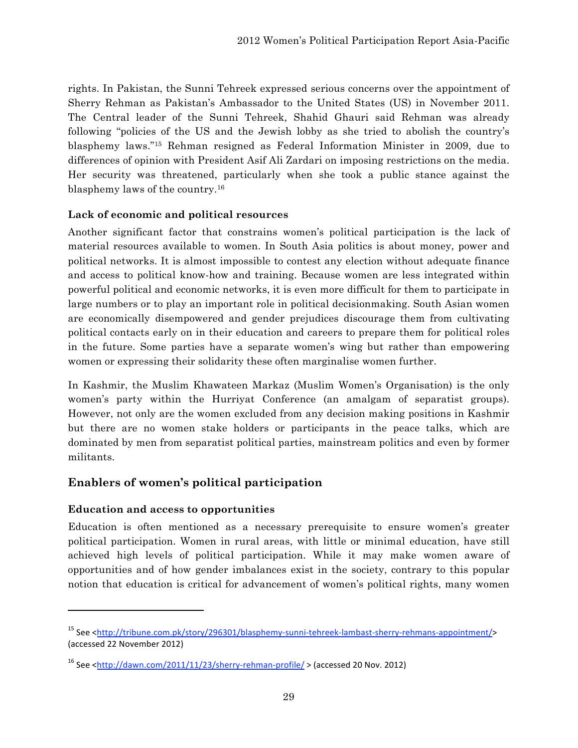rights. In Pakistan, the Sunni Tehreek expressed serious concerns over the appointment of Sherry Rehman as Pakistan's Ambassador to the United States (US) in November 2011. The Central leader of the Sunni Tehreek, Shahid Ghauri said Rehman was already following "policies of the US and the Jewish lobby as she tried to abolish the country's blasphemy laws."[15] Rehman resigned as Federal Information Minister in 2009, due to differences of opinion with President Asif Ali Zardari on imposing restrictions on the media. Her security was threatened, particularly when she took a public stance against the blasphemy laws of the country.[16]

### Lack of economic and political resources

Another significant factor that constrains women's political participation is the lack of material resources available to women. In South Asia politics is about money, power and political networks. It is almost impossible to contest any election without adequate finance and access to political know-how and training. Because women are less integrated within powerful political and economic networks, it is even more difficult for them to participate in large numbers or to play an important role in political decisionmaking. South Asian women are economically disempowered and gender prejudices discourage them from cultivating political contacts early on in their education and careers to prepare them for political roles in the future. Some parties have a separate women's wing but rather than empowering women or expressing their solidarity these often marginalise women further.

In Kashmir, the Muslim Khawateen Markaz (Muslim Women's Organisation) is the only women's party within the Hurriyat Conference (an amalgam of separatist groups). However, not only are the women excluded from any decision making positions in Kashmir but there are no women stake holders or participants in the peace talks, which are dominated by men from separatist political parties, mainstream politics and even by former militants.

## Enablers of women's political participation

### Education and access to opportunities

Education is often mentioned as a necessary prerequisite to ensure women's greater political participation. Women in rural areas, with little or minimal education, have still achieved high levels of political participation. While it may make women aware of opportunities and of how gender imbalances exist in the society, contrary to this popular notion that education is critical for advancement of women's political rights, many women

---

[15] See <http://tribune.com.pk/story/296301/blasphemy-sunni-tehreek-lambast-sherry-rehmans-appointment/> (accessed 22 November 2012)

[16] See <http://dawn.com/2011/11/23/sherry-rehman-profile/ > (accessed 20 Nov. 2012)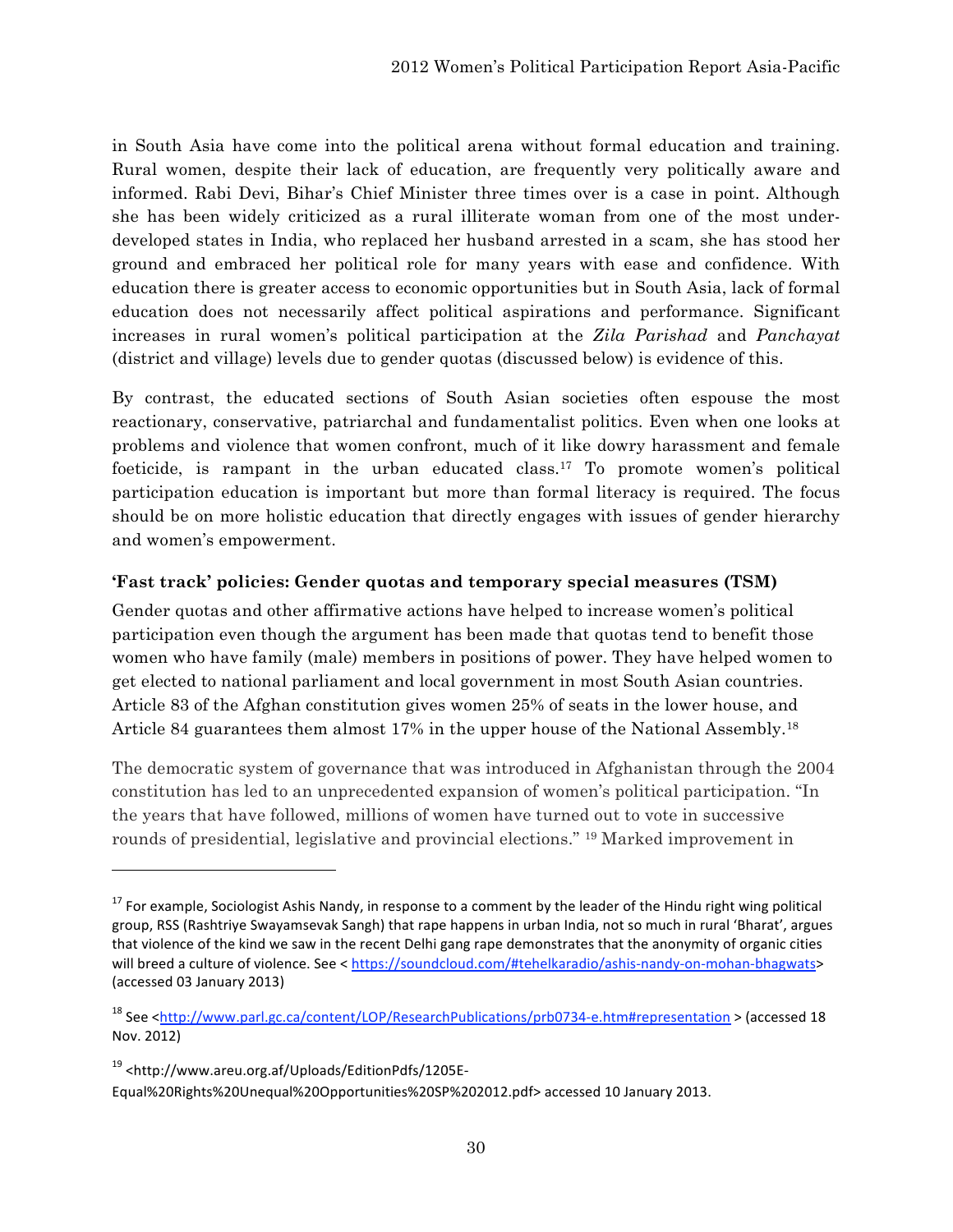in South Asia have come into the political arena without formal education and training. Rural women, despite their lack of education, are frequently very politically aware and informed. Rabi Devi, Bihar's Chief Minister three times over is a case in point. Although she has been widely criticized as a rural illiterate woman from one of the most under-developed states in India, who replaced her husband arrested in a scam, she has stood her ground and embraced her political role for many years with ease and confidence. With education there is greater access to economic opportunities but in South Asia, lack of formal education does not necessarily affect political aspirations and performance. Significant increases in rural women's political participation at the *Zila Parishad* and *Panchayat* (district and village) levels due to gender quotas (discussed below) is evidence of this.

By contrast, the educated sections of South Asian societies often espouse the most reactionary, conservative, patriarchal and fundamentalist politics. Even when one looks at problems and violence that women confront, much of it like dowry harassment and female foeticide, is rampant in the urban educated class.[17] To promote women's political participation education is important but more than formal literacy is required. The focus should be on more holistic education that directly engages with issues of gender hierarchy and women's empowerment.

### 'Fast track' policies: Gender quotas and temporary special measures (TSM)

Gender quotas and other affirmative actions have helped to increase women's political participation even though the argument has been made that quotas tend to benefit those women who have family (male) members in positions of power. They have helped women to get elected to national parliament and local government in most South Asian countries. Article 83 of the Afghan constitution gives women 25% of seats in the lower house, and Article 84 guarantees them almost 17% in the upper house of the National Assembly.[18]

The democratic system of governance that was introduced in Afghanistan through the 2004 constitution has led to an unprecedented expansion of women's political participation. "In the years that have followed, millions of women have turned out to vote in successive rounds of presidential, legislative and provincial elections." [19] Marked improvement in

---

[17] For example, Sociologist Ashis Nandy, in response to a comment by the leader of the Hindu right wing political group, RSS (Rashtriye Swayamsevak Sangh) that rape happens in urban India, not so much in rural 'Bharat', argues that violence of the kind we saw in the recent Delhi gang rape demonstrates that the anonymity of organic cities will breed a culture of violence. See < https://soundcloud.com/#tehelkaradio/ashis-nandy-on-mohan-bhagwats> (accessed 03 January 2013)

[18] See <http://www.parl.gc.ca/content/LOP/ResearchPublications/prb0734-e.htm#representation > (accessed 18 Nov. 2012)

[19] <http://www.areu.org.af/Uploads/EditionPdfs/1205E-Equal%20Rights%20Unequal%20Opportunities%20SP%202012.pdf> accessed 10 January 2013.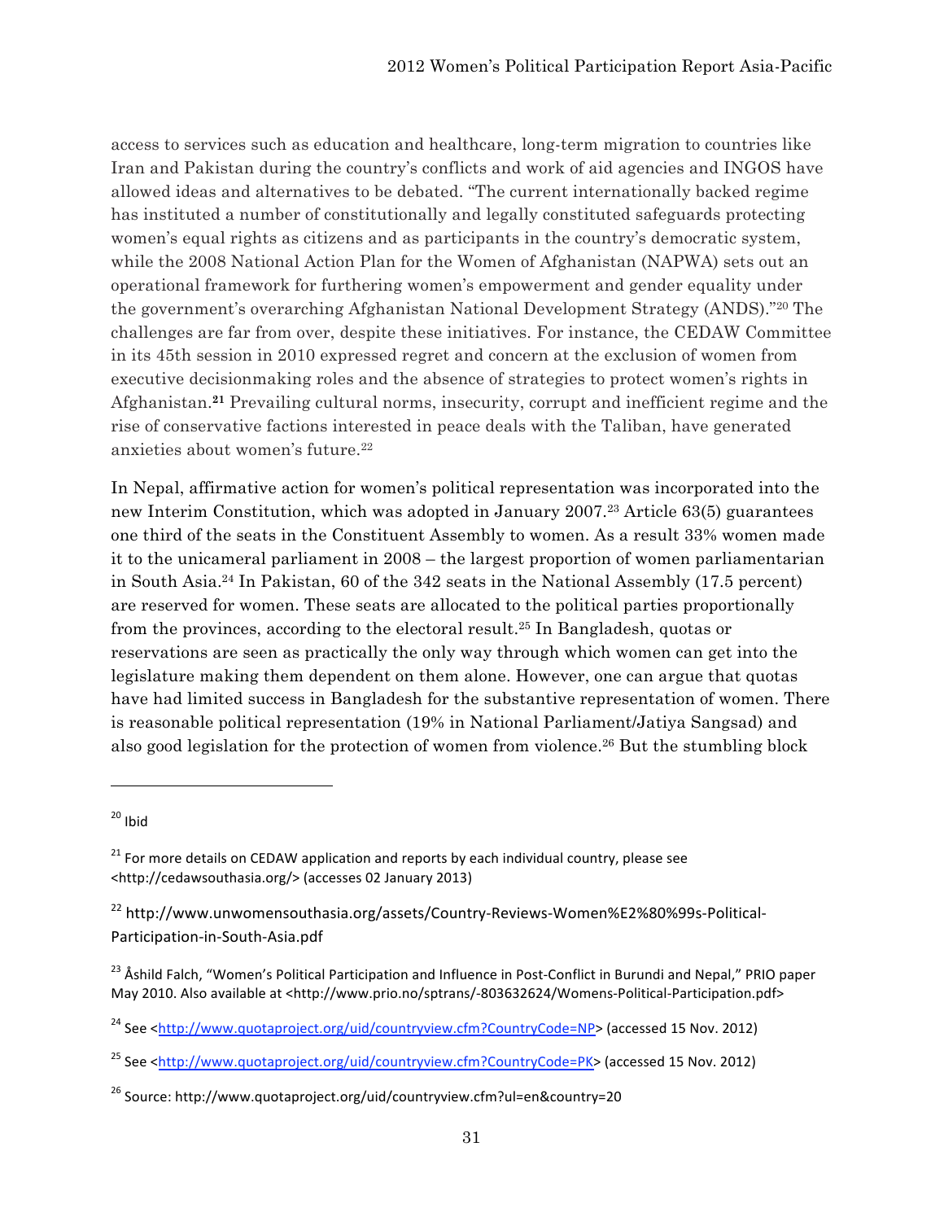access to services such as education and healthcare, long-term migration to countries like Iran and Pakistan during the country's conflicts and work of aid agencies and INGOS have allowed ideas and alternatives to be debated. "The current internationally backed regime has instituted a number of constitutionally and legally constituted safeguards protecting women's equal rights as citizens and as participants in the country's democratic system, while the 2008 National Action Plan for the Women of Afghanistan (NAPWA) sets out an operational framework for furthering women's empowerment and gender equality under the government's overarching Afghanistan National Development Strategy (ANDS)."[20] The challenges are far from over, despite these initiatives. For instance, the CEDAW Committee in its 45th session in 2010 expressed regret and concern at the exclusion of women from executive decisionmaking roles and the absence of strategies to protect women's rights in Afghanistan.[21] Prevailing cultural norms, insecurity, corrupt and inefficient regime and the rise of conservative factions interested in peace deals with the Taliban, have generated anxieties about women's future.[22]

In Nepal, affirmative action for women's political representation was incorporated into the new Interim Constitution, which was adopted in January 2007.[23] Article 63(5) guarantees one third of the seats in the Constituent Assembly to women. As a result 33% women made it to the unicameral parliament in 2008 – the largest proportion of women parliamentarian in South Asia.[24] In Pakistan, 60 of the 342 seats in the National Assembly (17.5 percent) are reserved for women. These seats are allocated to the political parties proportionally from the provinces, according to the electoral result.[25] In Bangladesh, quotas or reservations are seen as practically the only way through which women can get into the legislature making them dependent on them alone. However, one can argue that quotas have had limited success in Bangladesh for the substantive representation of women. There is reasonable political representation (19% in National Parliament/Jatiya Sangsad) and also good legislation for the protection of women from violence.[26] But the stumbling block

---

[20] Ibid

[21] For more details on CEDAW application and reports by each individual country, please see <http://cedawsouthasia.org/> (accesses 02 January 2013)

[22] http://www.unwomensouthasia.org/assets/Country-Reviews-Women%E2%80%99s-Political-Participation-in-South-Asia.pdf

[23] Åshild Falch, "Women's Political Participation and Influence in Post-Conflict in Burundi and Nepal," PRIO paper May 2010. Also available at <http://www.prio.no/sptrans/-803632624/Womens-Political-Participation.pdf>

[24] See <http://www.quotaproject.org/uid/countryview.cfm?CountryCode=NP> (accessed 15 Nov. 2012)

[25] See <http://www.quotaproject.org/uid/countryview.cfm?CountryCode=PK> (accessed 15 Nov. 2012)

[26] Source: http://www.quotaproject.org/uid/countryview.cfm?ul=en&country=20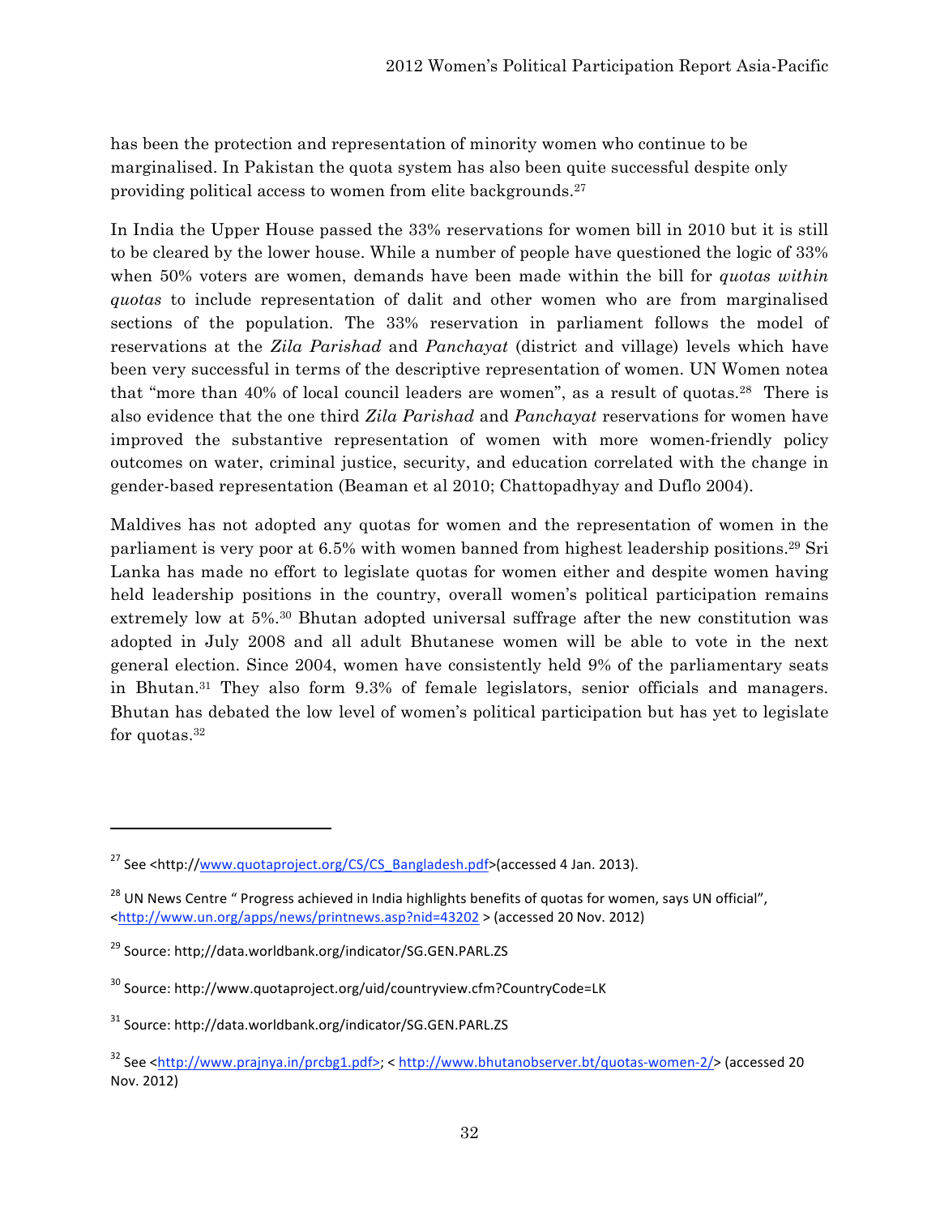has been the protection and representation of minority women who continue to be marginalised. In Pakistan the quota system has also been quite successful despite only providing political access to women from elite backgrounds.[27]

In India the Upper House passed the 33% reservations for women bill in 2010 but it is still to be cleared by the lower house. While a number of people have questioned the logic of 33% when 50% voters are women, demands have been made within the bill for *quotas within quotas* to include representation of dalit and other women who are from marginalised sections of the population. The 33% reservation in parliament follows the model of reservations at the *Zila Parishad* and *Panchayat* (district and village) levels which have been very successful in terms of the descriptive representation of women. UN Women notea that "more than 40% of local council leaders are women", as a result of quotas.[28] There is also evidence that the one third *Zila Parishad* and *Panchayat* reservations for women have improved the substantive representation of women with more women-friendly policy outcomes on water, criminal justice, security, and education correlated with the change in gender-based representation (Beaman et al 2010; Chattopadhyay and Duflo 2004).

Maldives has not adopted any quotas for women and the representation of women in the parliament is very poor at 6.5% with women banned from highest leadership positions.[29] Sri Lanka has made no effort to legislate quotas for women either and despite women having held leadership positions in the country, overall women's political participation remains extremely low at 5%.[30] Bhutan adopted universal suffrage after the new constitution was adopted in July 2008 and all adult Bhutanese women will be able to vote in the next general election. Since 2004, women have consistently held 9% of the parliamentary seats in Bhutan.[31] They also form 9.3% of female legislators, senior officials and managers. Bhutan has debated the low level of women's political participation but has yet to legislate for quotas.[32]

---

[27] See <http://www.quotaproject.org/CS/CS_Bangladesh.pdf>(accessed 4 Jan. 2013).

[28] UN News Centre " Progress achieved in India highlights benefits of quotas for women, says UN official", <http://www.un.org/apps/news/printnews.asp?nid=43202 > (accessed 20 Nov. 2012)

[29] Source: http;//data.worldbank.org/indicator/SG.GEN.PARL.ZS

[30] Source: http://www.quotaproject.org/uid/countryview.cfm?CountryCode=LK

[31] Source: http://data.worldbank.org/indicator/SG.GEN.PARL.ZS

[32] See <http://www.prajnya.in/prcbg1.pdf>; < http://www.bhutanobserver.bt/quotas-women-2/> (accessed 20 Nov. 2012)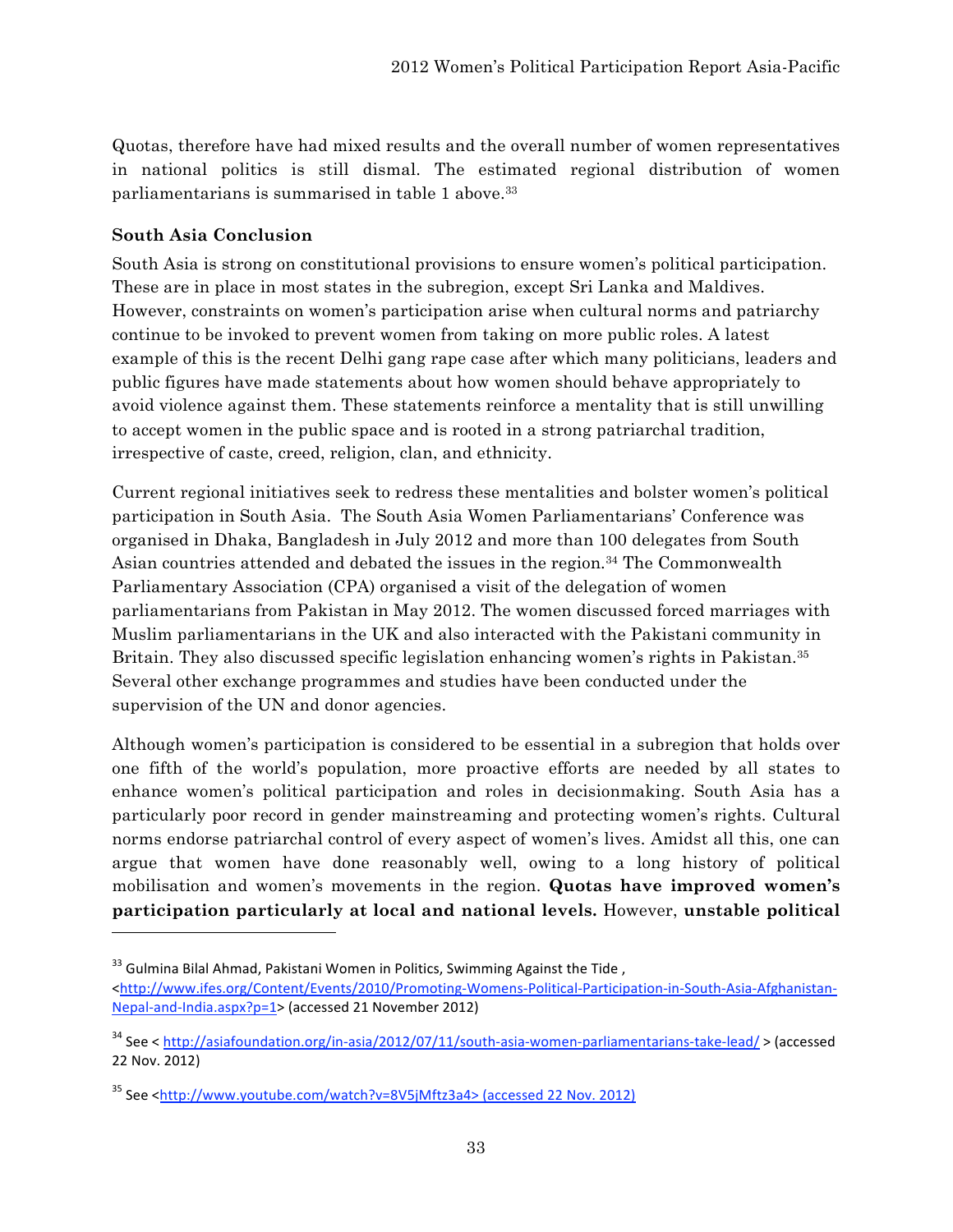Quotas, therefore have had mixed results and the overall number of women representatives in national politics is still dismal. The estimated regional distribution of women parliamentarians is summarised in table 1 above.[33]

**South Asia Conclusion**

South Asia is strong on constitutional provisions to ensure women's political participation. These are in place in most states in the subregion, except Sri Lanka and Maldives. However, constraints on women's participation arise when cultural norms and patriarchy continue to be invoked to prevent women from taking on more public roles. A latest example of this is the recent Delhi gang rape case after which many politicians, leaders and public figures have made statements about how women should behave appropriately to avoid violence against them. These statements reinforce a mentality that is still unwilling to accept women in the public space and is rooted in a strong patriarchal tradition, irrespective of caste, creed, religion, clan, and ethnicity.

Current regional initiatives seek to redress these mentalities and bolster women's political participation in South Asia. The South Asia Women Parliamentarians' Conference was organised in Dhaka, Bangladesh in July 2012 and more than 100 delegates from South Asian countries attended and debated the issues in the region.[34] The Commonwealth Parliamentary Association (CPA) organised a visit of the delegation of women parliamentarians from Pakistan in May 2012. The women discussed forced marriages with Muslim parliamentarians in the UK and also interacted with the Pakistani community in Britain. They also discussed specific legislation enhancing women's rights in Pakistan.[35] Several other exchange programmes and studies have been conducted under the supervision of the UN and donor agencies.

Although women's participation is considered to be essential in a subregion that holds over one fifth of the world's population, more proactive efforts are needed by all states to enhance women's political participation and roles in decisionmaking. South Asia has a particularly poor record in gender mainstreaming and protecting women's rights. Cultural norms endorse patriarchal control of every aspect of women's lives. Amidst all this, one can argue that women have done reasonably well, owing to a long history of political mobilisation and women's movements in the region. **Quotas have improved women's participation particularly at local and national levels.** However, **unstable political**

---

[33] Gulmina Bilal Ahmad, Pakistani Women in Politics, Swimming Against the Tide , <http://www.ifes.org/Content/Events/2010/Promoting-Womens-Political-Participation-in-South-Asia-Afghanistan-Nepal-and-India.aspx?p=1> (accessed 21 November 2012)

[34] See < http://asiafoundation.org/in-asia/2012/07/11/south-asia-women-parliamentarians-take-lead/ > (accessed 22 Nov. 2012)

[35] See <http://www.youtube.com/watch?v=8V5jMftz3a4> (accessed 22 Nov. 2012)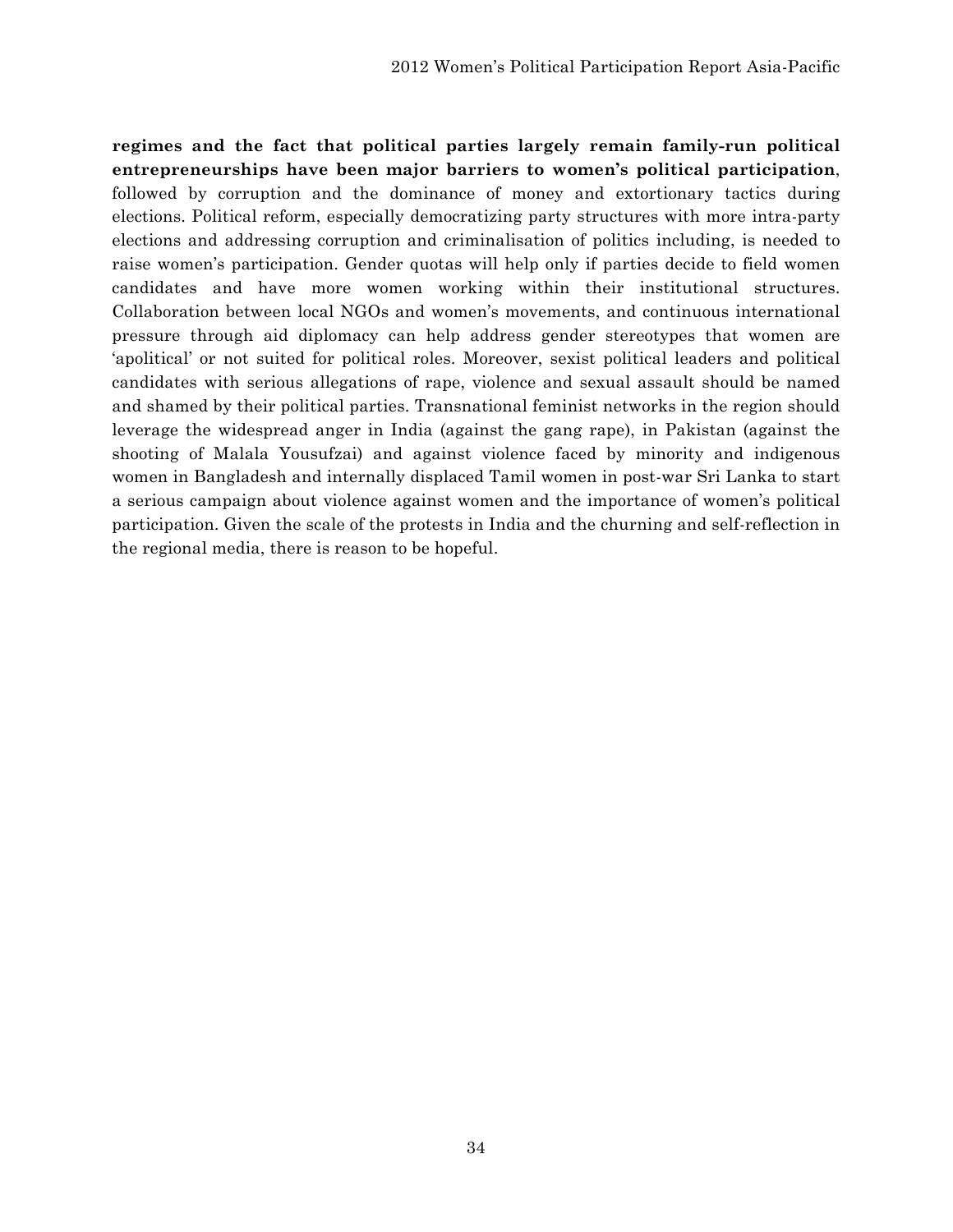**regimes and the fact that political parties largely remain family-run political entrepreneurships have been major barriers to women's political participation**, followed by corruption and the dominance of money and extortionary tactics during elections. Political reform, especially democratizing party structures with more intra-party elections and addressing corruption and criminalisation of politics including, is needed to raise women's participation. Gender quotas will help only if parties decide to field women candidates and have more women working within their institutional structures. Collaboration between local NGOs and women's movements, and continuous international pressure through aid diplomacy can help address gender stereotypes that women are 'apolitical' or not suited for political roles. Moreover, sexist political leaders and political candidates with serious allegations of rape, violence and sexual assault should be named and shamed by their political parties. Transnational feminist networks in the region should leverage the widespread anger in India (against the gang rape), in Pakistan (against the shooting of Malala Yousufzai) and against violence faced by minority and indigenous women in Bangladesh and internally displaced Tamil women in post-war Sri Lanka to start a serious campaign about violence against women and the importance of women's political participation. Given the scale of the protests in India and the churning and self-reflection in the regional media, there is reason to be hopeful.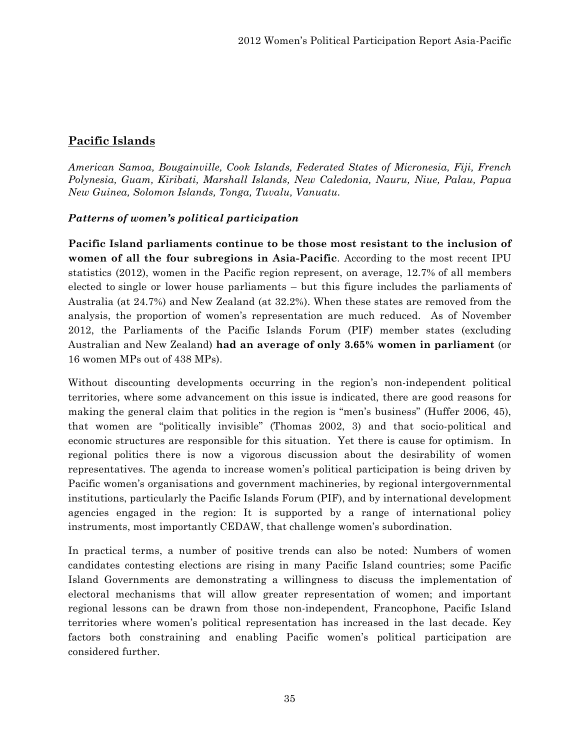## Pacific Islands

*American Samoa, Bougainville, Cook Islands, Federated States of Micronesia, Fiji, French Polynesia, Guam, Kiribati, Marshall Islands, New Caledonia, Nauru, Niue, Palau, Papua New Guinea, Solomon Islands, Tonga, Tuvalu, Vanuatu.*

### *Patterns of women's political participation*

**Pacific Island parliaments continue to be those most resistant to the inclusion of women of all the four subregions in Asia-Pacific**. According to the most recent IPU statistics (2012), women in the Pacific region represent, on average, 12.7% of all members elected to single or lower house parliaments – but this figure includes the parliaments of Australia (at 24.7%) and New Zealand (at 32.2%). When these states are removed from the analysis, the proportion of women's representation are much reduced. As of November 2012, the Parliaments of the Pacific Islands Forum (PIF) member states (excluding Australian and New Zealand) **had an average of only 3.65% women in parliament** (or 16 women MPs out of 438 MPs).

Without discounting developments occurring in the region's non-independent political territories, where some advancement on this issue is indicated, there are good reasons for making the general claim that politics in the region is "men's business" (Huffer 2006, 45), that women are "politically invisible" (Thomas 2002, 3) and that socio-political and economic structures are responsible for this situation. Yet there is cause for optimism. In regional politics there is now a vigorous discussion about the desirability of women representatives. The agenda to increase women's political participation is being driven by Pacific women's organisations and government machineries, by regional intergovernmental institutions, particularly the Pacific Islands Forum (PIF), and by international development agencies engaged in the region: It is supported by a range of international policy instruments, most importantly CEDAW, that challenge women's subordination.

In practical terms, a number of positive trends can also be noted: Numbers of women candidates contesting elections are rising in many Pacific Island countries; some Pacific Island Governments are demonstrating a willingness to discuss the implementation of electoral mechanisms that will allow greater representation of women; and important regional lessons can be drawn from those non-independent, Francophone, Pacific Island territories where women's political representation has increased in the last decade. Key factors both constraining and enabling Pacific women's political participation are considered further.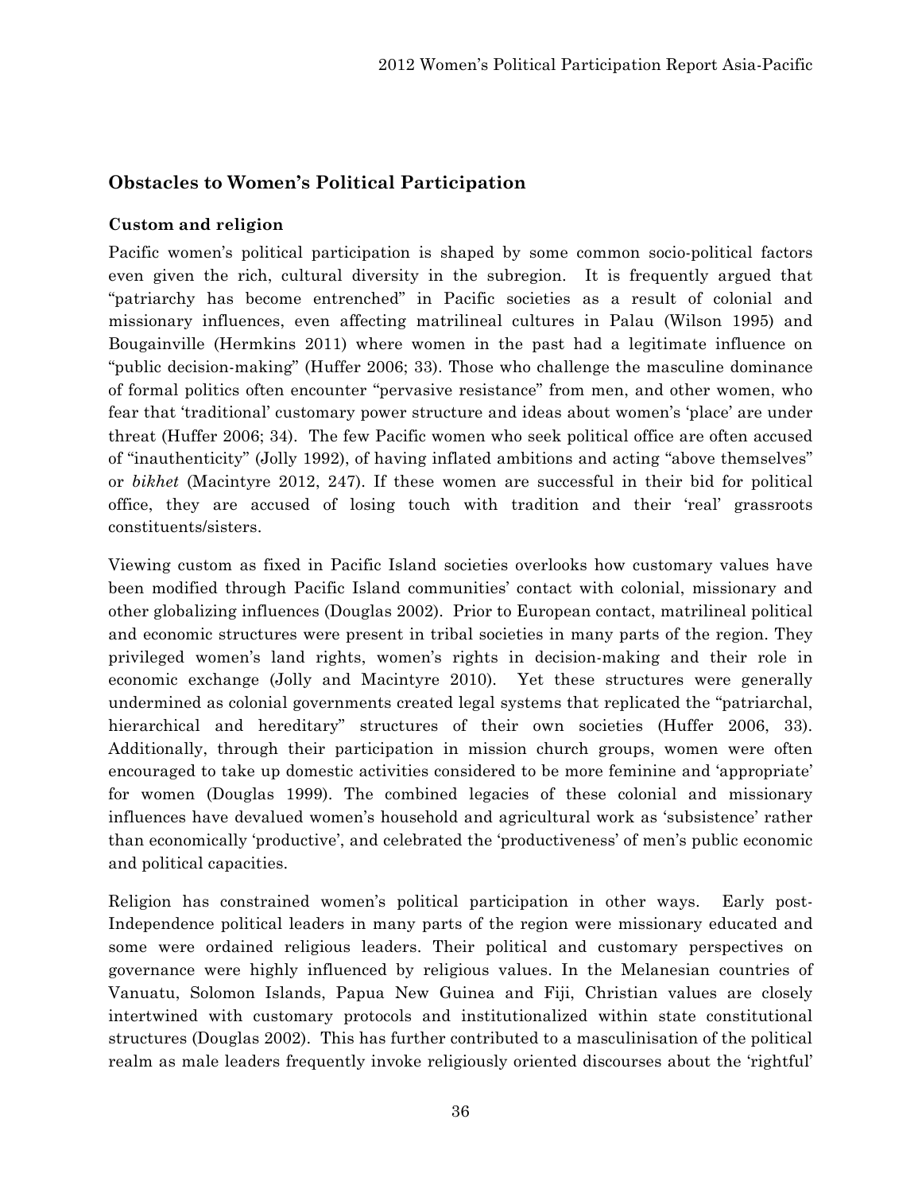## Obstacles to Women's Political Participation

### Custom and religion

Pacific women's political participation is shaped by some common socio-political factors even given the rich, cultural diversity in the subregion. It is frequently argued that "patriarchy has become entrenched" in Pacific societies as a result of colonial and missionary influences, even affecting matrilineal cultures in Palau (Wilson 1995) and Bougainville (Hermkins 2011) where women in the past had a legitimate influence on "public decision-making" (Huffer 2006; 33). Those who challenge the masculine dominance of formal politics often encounter "pervasive resistance" from men, and other women, who fear that 'traditional' customary power structure and ideas about women's 'place' are under threat (Huffer 2006; 34). The few Pacific women who seek political office are often accused of "inauthenticity" (Jolly 1992), of having inflated ambitions and acting "above themselves" or *bikhet* (Macintyre 2012, 247). If these women are successful in their bid for political office, they are accused of losing touch with tradition and their 'real' grassroots constituents/sisters.

Viewing custom as fixed in Pacific Island societies overlooks how customary values have been modified through Pacific Island communities' contact with colonial, missionary and other globalizing influences (Douglas 2002). Prior to European contact, matrilineal political and economic structures were present in tribal societies in many parts of the region. They privileged women's land rights, women's rights in decision-making and their role in economic exchange (Jolly and Macintyre 2010). Yet these structures were generally undermined as colonial governments created legal systems that replicated the "patriarchal, hierarchical and hereditary" structures of their own societies (Huffer 2006, 33). Additionally, through their participation in mission church groups, women were often encouraged to take up domestic activities considered to be more feminine and 'appropriate' for women (Douglas 1999). The combined legacies of these colonial and missionary influences have devalued women's household and agricultural work as 'subsistence' rather than economically 'productive', and celebrated the 'productiveness' of men's public economic and political capacities.

Religion has constrained women's political participation in other ways. Early post-Independence political leaders in many parts of the region were missionary educated and some were ordained religious leaders. Their political and customary perspectives on governance were highly influenced by religious values. In the Melanesian countries of Vanuatu, Solomon Islands, Papua New Guinea and Fiji, Christian values are closely intertwined with customary protocols and institutionalized within state constitutional structures (Douglas 2002). This has further contributed to a masculinisation of the political realm as male leaders frequently invoke religiously oriented discourses about the 'rightful'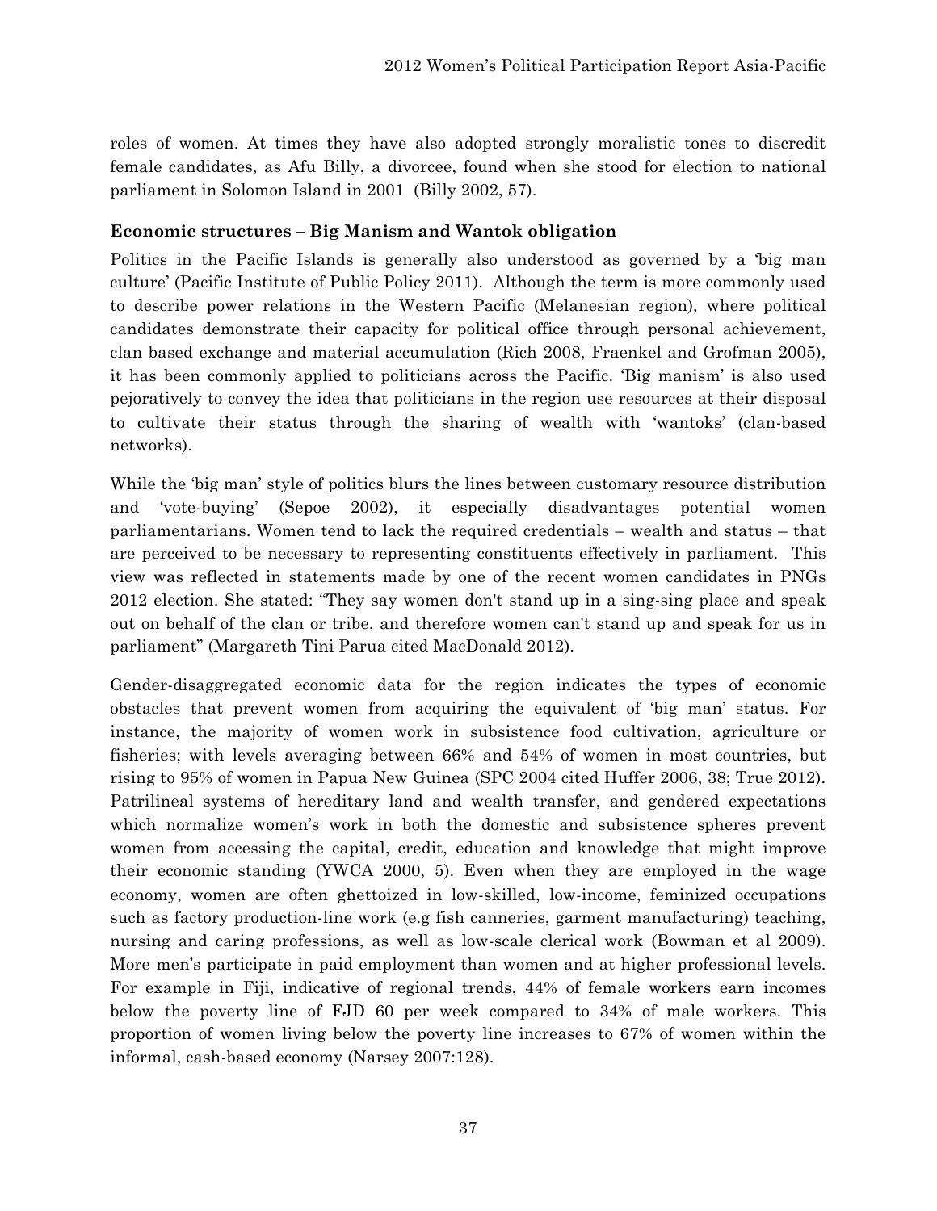roles of women. At times they have also adopted strongly moralistic tones to discredit female candidates, as Afu Billy, a divorcee, found when she stood for election to national parliament in Solomon Island in 2001 (Billy 2002, 57).

**Economic structures – Big Manism and Wantok obligation**

Politics in the Pacific Islands is generally also understood as governed by a 'big man culture' (Pacific Institute of Public Policy 2011). Although the term is more commonly used to describe power relations in the Western Pacific (Melanesian region), where political candidates demonstrate their capacity for political office through personal achievement, clan based exchange and material accumulation (Rich 2008, Fraenkel and Grofman 2005), it has been commonly applied to politicians across the Pacific. 'Big manism' is also used pejoratively to convey the idea that politicians in the region use resources at their disposal to cultivate their status through the sharing of wealth with 'wantoks' (clan-based networks).

While the 'big man' style of politics blurs the lines between customary resource distribution and 'vote-buying' (Sepoe 2002), it especially disadvantages potential women parliamentarians. Women tend to lack the required credentials – wealth and status – that are perceived to be necessary to representing constituents effectively in parliament. This view was reflected in statements made by one of the recent women candidates in PNGs 2012 election. She stated: "They say women don't stand up in a sing-sing place and speak out on behalf of the clan or tribe, and therefore women can't stand up and speak for us in parliament" (Margareth Tini Parua cited MacDonald 2012).

Gender-disaggregated economic data for the region indicates the types of economic obstacles that prevent women from acquiring the equivalent of 'big man' status. For instance, the majority of women work in subsistence food cultivation, agriculture or fisheries; with levels averaging between 66% and 54% of women in most countries, but rising to 95% of women in Papua New Guinea (SPC 2004 cited Huffer 2006, 38; True 2012). Patrilineal systems of hereditary land and wealth transfer, and gendered expectations which normalize women's work in both the domestic and subsistence spheres prevent women from accessing the capital, credit, education and knowledge that might improve their economic standing (YWCA 2000, 5). Even when they are employed in the wage economy, women are often ghettoized in low-skilled, low-income, feminized occupations such as factory production-line work (e.g fish canneries, garment manufacturing) teaching, nursing and caring professions, as well as low-scale clerical work (Bowman et al 2009). More men's participate in paid employment than women and at higher professional levels. For example in Fiji, indicative of regional trends, 44% of female workers earn incomes below the poverty line of FJD 60 per week compared to 34% of male workers. This proportion of women living below the poverty line increases to 67% of women within the informal, cash-based economy (Narsey 2007:128).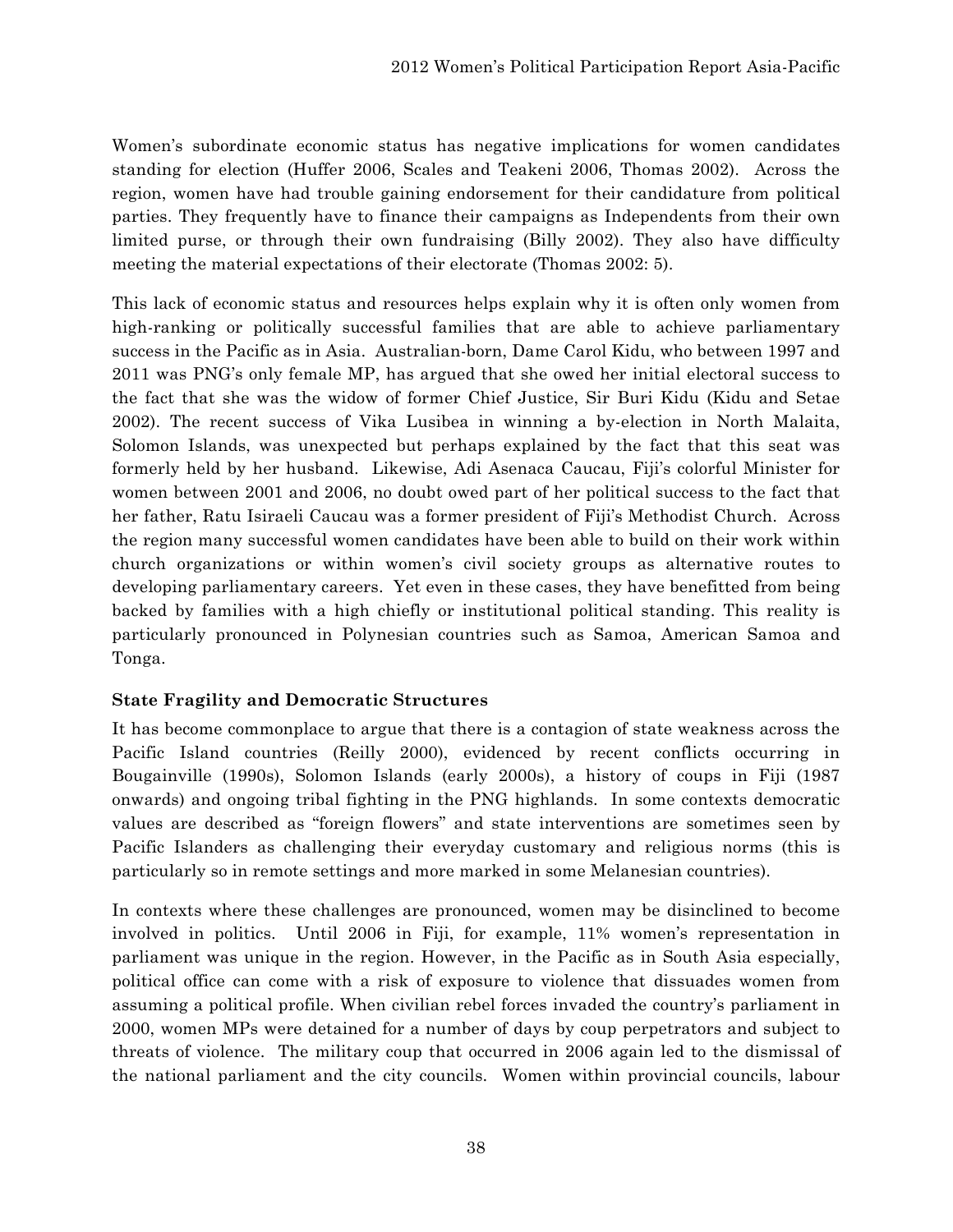Women's subordinate economic status has negative implications for women candidates standing for election (Huffer 2006, Scales and Teakeni 2006, Thomas 2002). Across the region, women have had trouble gaining endorsement for their candidature from political parties. They frequently have to finance their campaigns as Independents from their own limited purse, or through their own fundraising (Billy 2002). They also have difficulty meeting the material expectations of their electorate (Thomas 2002: 5).

This lack of economic status and resources helps explain why it is often only women from high-ranking or politically successful families that are able to achieve parliamentary success in the Pacific as in Asia. Australian-born, Dame Carol Kidu, who between 1997 and 2011 was PNG's only female MP, has argued that she owed her initial electoral success to the fact that she was the widow of former Chief Justice, Sir Buri Kidu (Kidu and Setae 2002). The recent success of Vika Lusibea in winning a by-election in North Malaita, Solomon Islands, was unexpected but perhaps explained by the fact that this seat was formerly held by her husband. Likewise, Adi Asenaca Caucau, Fiji's colorful Minister for women between 2001 and 2006, no doubt owed part of her political success to the fact that her father, Ratu Isiraeli Caucau was a former president of Fiji's Methodist Church. Across the region many successful women candidates have been able to build on their work within church organizations or within women's civil society groups as alternative routes to developing parliamentary careers. Yet even in these cases, they have benefitted from being backed by families with a high chiefly or institutional political standing. This reality is particularly pronounced in Polynesian countries such as Samoa, American Samoa and Tonga.

### State Fragility and Democratic Structures

It has become commonplace to argue that there is a contagion of state weakness across the Pacific Island countries (Reilly 2000), evidenced by recent conflicts occurring in Bougainville (1990s), Solomon Islands (early 2000s), a history of coups in Fiji (1987 onwards) and ongoing tribal fighting in the PNG highlands. In some contexts democratic values are described as "foreign flowers" and state interventions are sometimes seen by Pacific Islanders as challenging their everyday customary and religious norms (this is particularly so in remote settings and more marked in some Melanesian countries).

In contexts where these challenges are pronounced, women may be disinclined to become involved in politics. Until 2006 in Fiji, for example, 11% women's representation in parliament was unique in the region. However, in the Pacific as in South Asia especially, political office can come with a risk of exposure to violence that dissuades women from assuming a political profile. When civilian rebel forces invaded the country's parliament in 2000, women MPs were detained for a number of days by coup perpetrators and subject to threats of violence. The military coup that occurred in 2006 again led to the dismissal of the national parliament and the city councils. Women within provincial councils, labour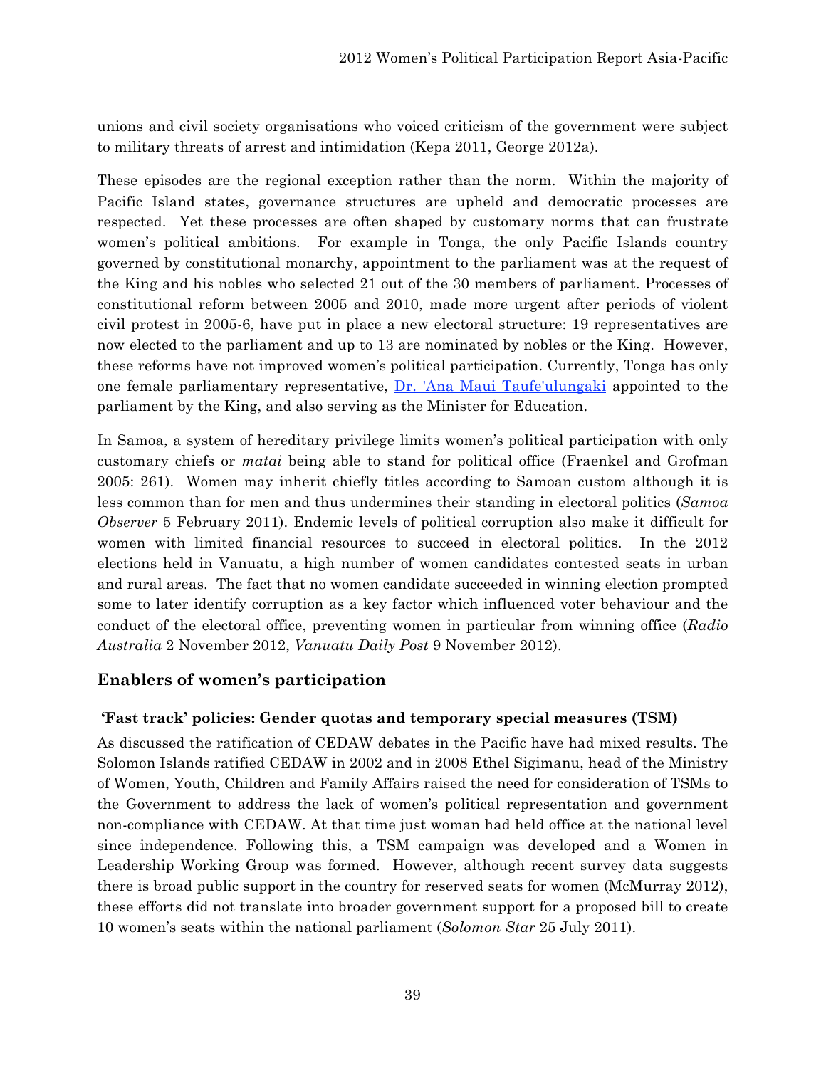unions and civil society organisations who voiced criticism of the government were subject to military threats of arrest and intimidation (Kepa 2011, George 2012a).

These episodes are the regional exception rather than the norm. Within the majority of Pacific Island states, governance structures are upheld and democratic processes are respected. Yet these processes are often shaped by customary norms that can frustrate women's political ambitions. For example in Tonga, the only Pacific Islands country governed by constitutional monarchy, appointment to the parliament was at the request of the King and his nobles who selected 21 out of the 30 members of parliament. Processes of constitutional reform between 2005 and 2010, made more urgent after periods of violent civil protest in 2005-6, have put in place a new electoral structure: 19 representatives are now elected to the parliament and up to 13 are nominated by nobles or the King. However, these reforms have not improved women's political participation. Currently, Tonga has only one female parliamentary representative, Dr. 'Ana Maui Taufe'ulungaki appointed to the parliament by the King, and also serving as the Minister for Education.

In Samoa, a system of hereditary privilege limits women's political participation with only customary chiefs or *matai* being able to stand for political office (Fraenkel and Grofman 2005: 261). Women may inherit chiefly titles according to Samoan custom although it is less common than for men and thus undermines their standing in electoral politics (*Samoa Observer* 5 February 2011). Endemic levels of political corruption also make it difficult for women with limited financial resources to succeed in electoral politics. In the 2012 elections held in Vanuatu, a high number of women candidates contested seats in urban and rural areas. The fact that no women candidate succeeded in winning election prompted some to later identify corruption as a key factor which influenced voter behaviour and the conduct of the electoral office, preventing women in particular from winning office (*Radio Australia* 2 November 2012, *Vanuatu Daily Post* 9 November 2012).

## Enablers of women's participation

### 'Fast track' policies: Gender quotas and temporary special measures (TSM)

As discussed the ratification of CEDAW debates in the Pacific have had mixed results. The Solomon Islands ratified CEDAW in 2002 and in 2008 Ethel Sigimanu, head of the Ministry of Women, Youth, Children and Family Affairs raised the need for consideration of TSMs to the Government to address the lack of women's political representation and government non-compliance with CEDAW. At that time just woman had held office at the national level since independence. Following this, a TSM campaign was developed and a Women in Leadership Working Group was formed. However, although recent survey data suggests there is broad public support in the country for reserved seats for women (McMurray 2012), these efforts did not translate into broader government support for a proposed bill to create 10 women's seats within the national parliament (*Solomon Star* 25 July 2011).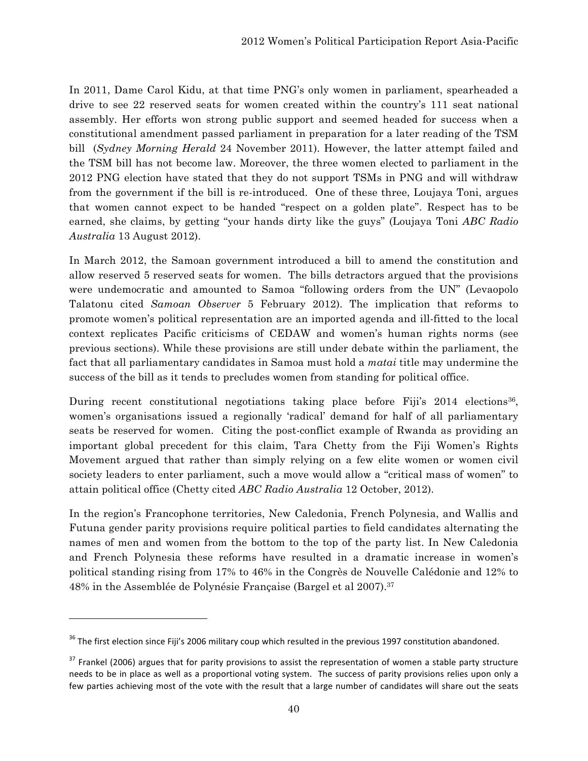In 2011, Dame Carol Kidu, at that time PNG's only women in parliament, spearheaded a drive to see 22 reserved seats for women created within the country's 111 seat national assembly. Her efforts won strong public support and seemed headed for success when a constitutional amendment passed parliament in preparation for a later reading of the TSM bill (*Sydney Morning Herald* 24 November 2011). However, the latter attempt failed and the TSM bill has not become law. Moreover, the three women elected to parliament in the 2012 PNG election have stated that they do not support TSMs in PNG and will withdraw from the government if the bill is re-introduced. One of these three, Loujaya Toni, argues that women cannot expect to be handed "respect on a golden plate". Respect has to be earned, she claims, by getting "your hands dirty like the guys" (Loujaya Toni *ABC Radio Australia* 13 August 2012).

In March 2012, the Samoan government introduced a bill to amend the constitution and allow reserved 5 reserved seats for women. The bills detractors argued that the provisions were undemocratic and amounted to Samoa "following orders from the UN" (Levaopolo Talatonu cited *Samoan Observer* 5 February 2012). The implication that reforms to promote women's political representation are an imported agenda and ill-fitted to the local context replicates Pacific criticisms of CEDAW and women's human rights norms (see previous sections). While these provisions are still under debate within the parliament, the fact that all parliamentary candidates in Samoa must hold a *matai* title may undermine the success of the bill as it tends to precludes women from standing for political office.

During recent constitutional negotiations taking place before Fiji's 2014 elections[36], women's organisations issued a regionally 'radical' demand for half of all parliamentary seats be reserved for women. Citing the post-conflict example of Rwanda as providing an important global precedent for this claim, Tara Chetty from the Fiji Women's Rights Movement argued that rather than simply relying on a few elite women or women civil society leaders to enter parliament, such a move would allow a "critical mass of women" to attain political office (Chetty cited *ABC Radio Australia* 12 October, 2012).

In the region's Francophone territories, New Caledonia, French Polynesia, and Wallis and Futuna gender parity provisions require political parties to field candidates alternating the names of men and women from the bottom to the top of the party list. In New Caledonia and French Polynesia these reforms have resulted in a dramatic increase in women's political standing rising from 17% to 46% in the Congrès de Nouvelle Calédonie and 12% to 48% in the Assemblée de Polynésie Française (Bargel et al 2007).[37]

---

[36] The first election since Fiji's 2006 military coup which resulted in the previous 1997 constitution abandoned.

[37] Frankel (2006) argues that for parity provisions to assist the representation of women a stable party structure needs to be in place as well as a proportional voting system. The success of parity provisions relies upon only a few parties achieving most of the vote with the result that a large number of candidates will share out the seats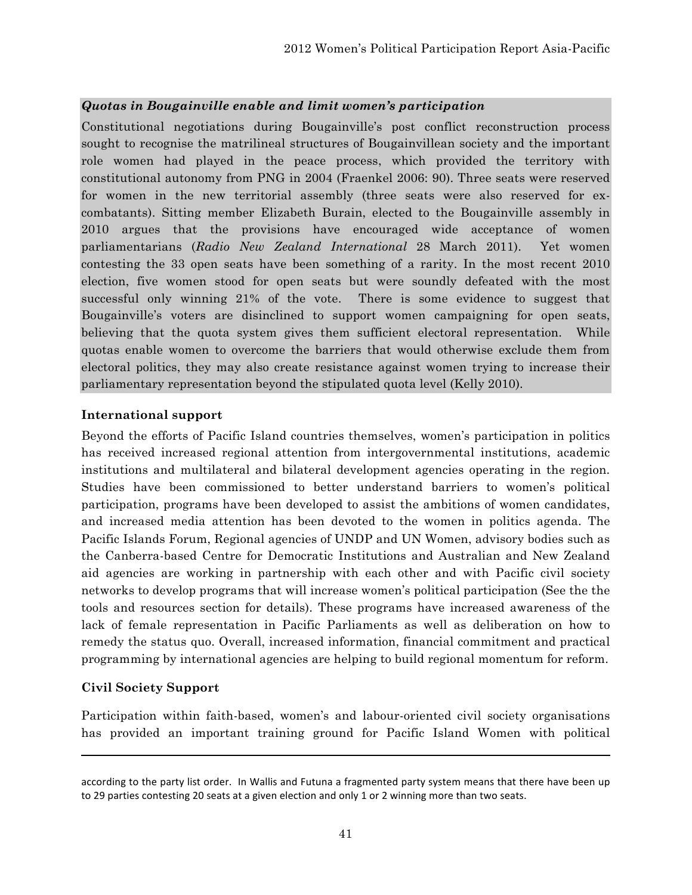***Quotas in Bougainville enable and limit women's participation***

Constitutional negotiations during Bougainville's post conflict reconstruction process sought to recognise the matrilineal structures of Bougainvillean society and the important role women had played in the peace process, which provided the territory with constitutional autonomy from PNG in 2004 (Fraenkel 2006: 90). Three seats were reserved for women in the new territorial assembly (three seats were also reserved for ex-combatants). Sitting member Elizabeth Burain, elected to the Bougainville assembly in 2010 argues that the provisions have encouraged wide acceptance of women parliamentarians (*Radio New Zealand International* 28 March 2011). Yet women contesting the 33 open seats have been something of a rarity. In the most recent 2010 election, five women stood for open seats but were soundly defeated with the most successful only winning 21% of the vote. There is some evidence to suggest that Bougainville's voters are disinclined to support women campaigning for open seats, believing that the quota system gives them sufficient electoral representation. While quotas enable women to overcome the barriers that would otherwise exclude them from electoral politics, they may also create resistance against women trying to increase their parliamentary representation beyond the stipulated quota level (Kelly 2010).

### International support

Beyond the efforts of Pacific Island countries themselves, women's participation in politics has received increased regional attention from intergovernmental institutions, academic institutions and multilateral and bilateral development agencies operating in the region. Studies have been commissioned to better understand barriers to women's political participation, programs have been developed to assist the ambitions of women candidates, and increased media attention has been devoted to the women in politics agenda. The Pacific Islands Forum, Regional agencies of UNDP and UN Women, advisory bodies such as the Canberra-based Centre for Democratic Institutions and Australian and New Zealand aid agencies are working in partnership with each other and with Pacific civil society networks to develop programs that will increase women's political participation (See the the tools and resources section for details). These programs have increased awareness of the lack of female representation in Pacific Parliaments as well as deliberation on how to remedy the status quo. Overall, increased information, financial commitment and practical programming by international agencies are helping to build regional momentum for reform.

### Civil Society Support

Participation within faith-based, women's and labour-oriented civil society organisations has provided an important training ground for Pacific Island Women with political

---

according to the party list order. In Wallis and Futuna a fragmented party system means that there have been up to 29 parties contesting 20 seats at a given election and only 1 or 2 winning more than two seats.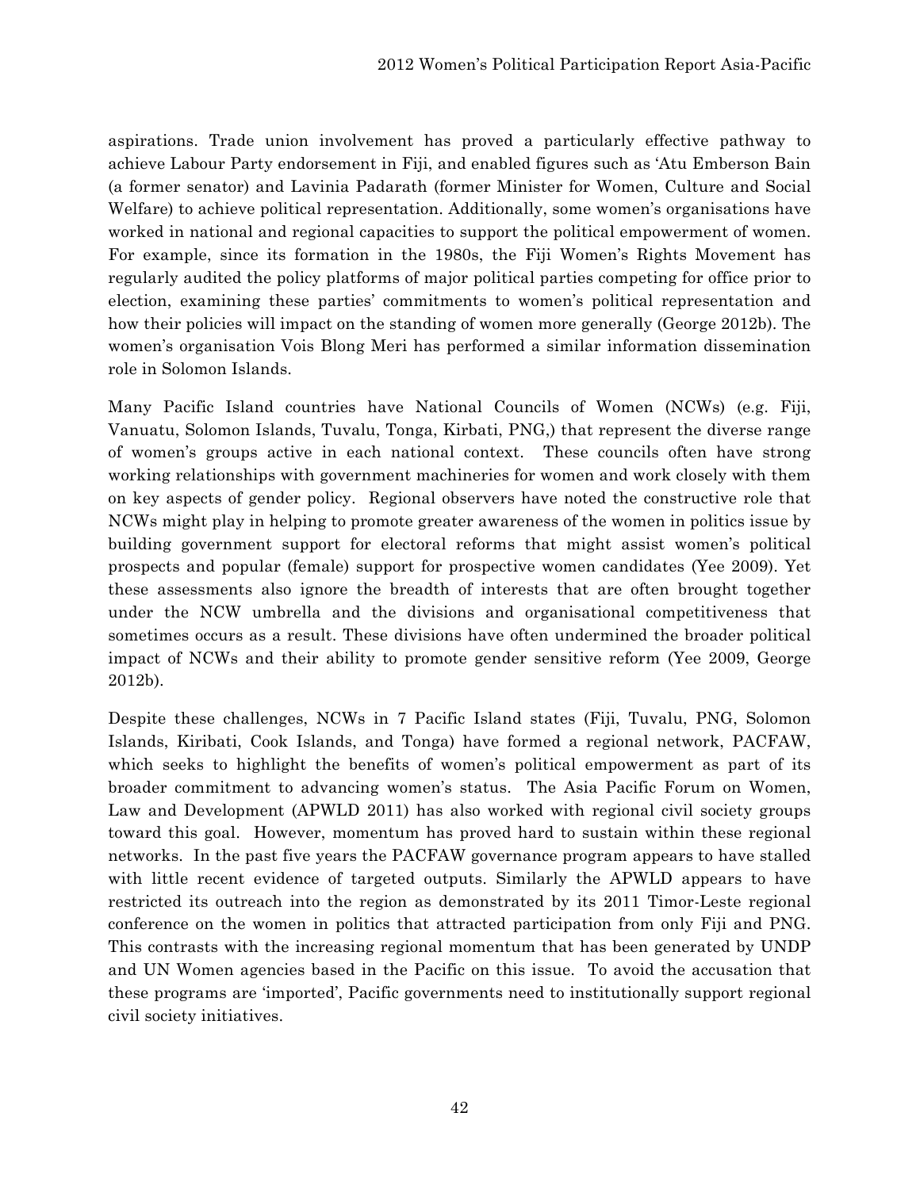aspirations. Trade union involvement has proved a particularly effective pathway to achieve Labour Party endorsement in Fiji, and enabled figures such as 'Atu Emberson Bain (a former senator) and Lavinia Padarath (former Minister for Women, Culture and Social Welfare) to achieve political representation. Additionally, some women's organisations have worked in national and regional capacities to support the political empowerment of women. For example, since its formation in the 1980s, the Fiji Women's Rights Movement has regularly audited the policy platforms of major political parties competing for office prior to election, examining these parties' commitments to women's political representation and how their policies will impact on the standing of women more generally (George 2012b). The women's organisation Vois Blong Meri has performed a similar information dissemination role in Solomon Islands.

Many Pacific Island countries have National Councils of Women (NCWs) (e.g. Fiji, Vanuatu, Solomon Islands, Tuvalu, Tonga, Kirbati, PNG,) that represent the diverse range of women's groups active in each national context. These councils often have strong working relationships with government machineries for women and work closely with them on key aspects of gender policy. Regional observers have noted the constructive role that NCWs might play in helping to promote greater awareness of the women in politics issue by building government support for electoral reforms that might assist women's political prospects and popular (female) support for prospective women candidates (Yee 2009). Yet these assessments also ignore the breadth of interests that are often brought together under the NCW umbrella and the divisions and organisational competitiveness that sometimes occurs as a result. These divisions have often undermined the broader political impact of NCWs and their ability to promote gender sensitive reform (Yee 2009, George 2012b).

Despite these challenges, NCWs in 7 Pacific Island states (Fiji, Tuvalu, PNG, Solomon Islands, Kiribati, Cook Islands, and Tonga) have formed a regional network, PACFAW, which seeks to highlight the benefits of women's political empowerment as part of its broader commitment to advancing women's status. The Asia Pacific Forum on Women, Law and Development (APWLD 2011) has also worked with regional civil society groups toward this goal. However, momentum has proved hard to sustain within these regional networks. In the past five years the PACFAW governance program appears to have stalled with little recent evidence of targeted outputs. Similarly the APWLD appears to have restricted its outreach into the region as demonstrated by its 2011 Timor-Leste regional conference on the women in politics that attracted participation from only Fiji and PNG. This contrasts with the increasing regional momentum that has been generated by UNDP and UN Women agencies based in the Pacific on this issue. To avoid the accusation that these programs are 'imported', Pacific governments need to institutionally support regional civil society initiatives.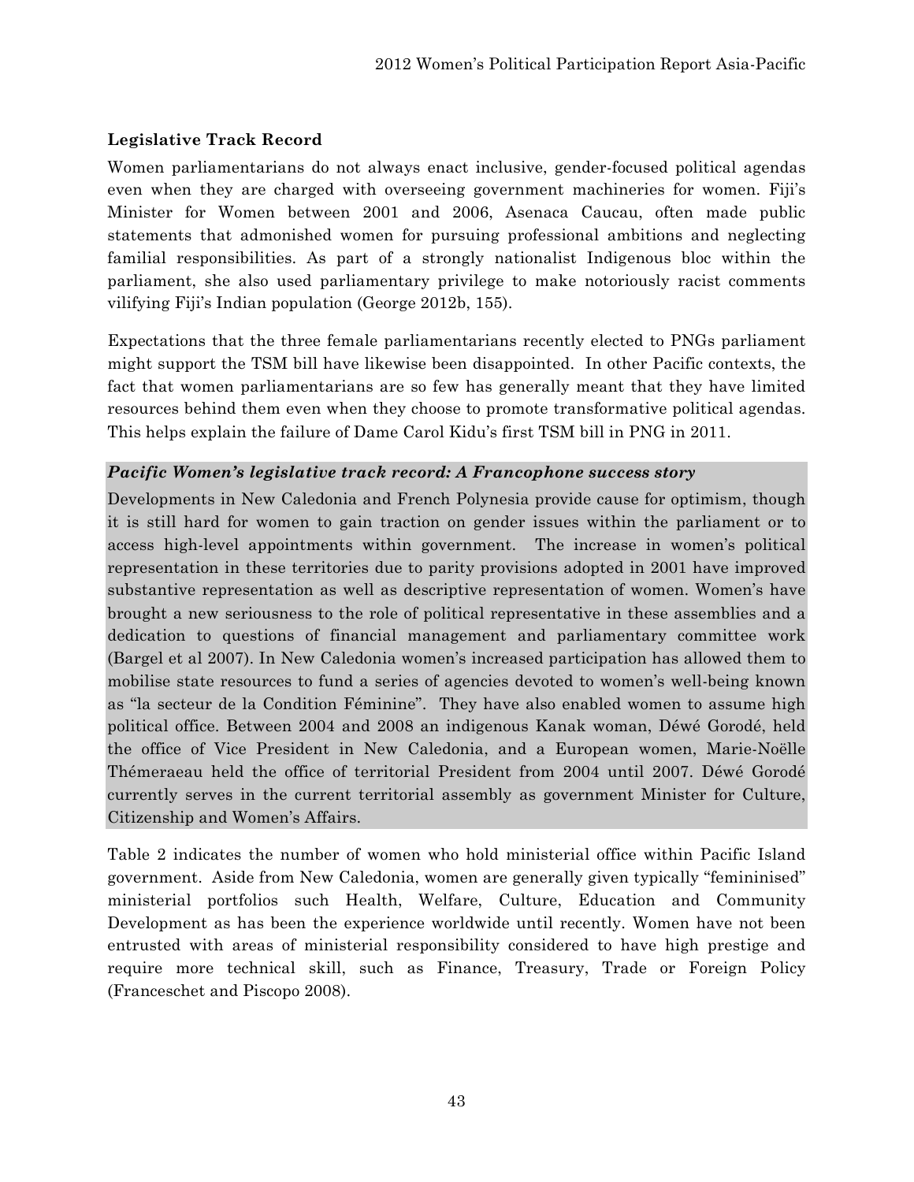### Legislative Track Record

Women parliamentarians do not always enact inclusive, gender-focused political agendas even when they are charged with overseeing government machineries for women. Fiji's Minister for Women between 2001 and 2006, Asenaca Caucau, often made public statements that admonished women for pursuing professional ambitions and neglecting familial responsibilities. As part of a strongly nationalist Indigenous bloc within the parliament, she also used parliamentary privilege to make notoriously racist comments vilifying Fiji's Indian population (George 2012b, 155).

Expectations that the three female parliamentarians recently elected to PNGs parliament might support the TSM bill have likewise been disappointed. In other Pacific contexts, the fact that women parliamentarians are so few has generally meant that they have limited resources behind them even when they choose to promote transformative political agendas. This helps explain the failure of Dame Carol Kidu's first TSM bill in PNG in 2011.

***Pacific Women's legislative track record: A Francophone success story***

Developments in New Caledonia and French Polynesia provide cause for optimism, though it is still hard for women to gain traction on gender issues within the parliament or to access high-level appointments within government. The increase in women's political representation in these territories due to parity provisions adopted in 2001 have improved substantive representation as well as descriptive representation of women. Women's have brought a new seriousness to the role of political representative in these assemblies and a dedication to questions of financial management and parliamentary committee work (Bargel et al 2007). In New Caledonia women's increased participation has allowed them to mobilise state resources to fund a series of agencies devoted to women's well-being known as "la secteur de la Condition Féminine". They have also enabled women to assume high political office. Between 2004 and 2008 an indigenous Kanak woman, Déwé Gorodé, held the office of Vice President in New Caledonia, and a European women, Marie-Noëlle Thémeraeau held the office of territorial President from 2004 until 2007. Déwé Gorodé currently serves in the current territorial assembly as government Minister for Culture, Citizenship and Women's Affairs.

Table 2 indicates the number of women who hold ministerial office within Pacific Island government. Aside from New Caledonia, women are generally given typically "femininised" ministerial portfolios such Health, Welfare, Culture, Education and Community Development as has been the experience worldwide until recently. Women have not been entrusted with areas of ministerial responsibility considered to have high prestige and require more technical skill, such as Finance, Treasury, Trade or Foreign Policy (Franceschet and Piscopo 2008).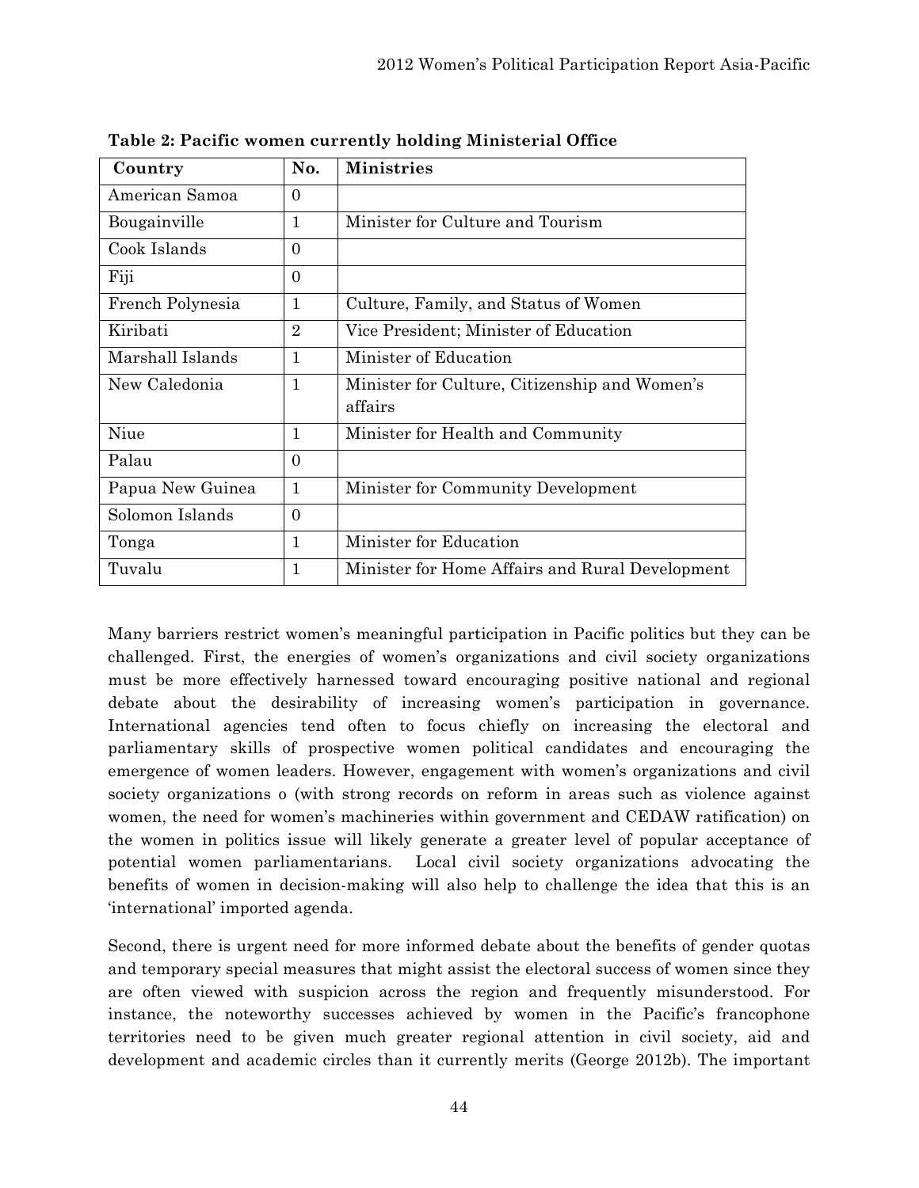**Table 2: Pacific women currently holding Ministerial Office**

| Country | No. | Ministries |
|---|---|---|
| American Samoa | 0 | |
| Bougainville | 1 | Minister for Culture and Tourism |
| Cook Islands | 0 | |
| Fiji | 0 | |
| French Polynesia | 1 | Culture, Family, and Status of Women |
| Kiribati | 2 | Vice President; Minister of Education |
| Marshall Islands | 1 | Minister of Education |
| New Caledonia | 1 | Minister for Culture, Citizenship and Women's affairs |
| Niue | 1 | Minister for Health and Community |
| Palau | 0 | |
| Papua New Guinea | 1 | Minister for Community Development |
| Solomon Islands | 0 | |
| Tonga | 1 | Minister for Education |
| Tuvalu | 1 | Minister for Home Affairs and Rural Development |

Many barriers restrict women's meaningful participation in Pacific politics but they can be challenged. First, the energies of women's organizations and civil society organizations must be more effectively harnessed toward encouraging positive national and regional debate about the desirability of increasing women's participation in governance. International agencies tend often to focus chiefly on increasing the electoral and parliamentary skills of prospective women political candidates and encouraging the emergence of women leaders. However, engagement with women's organizations and civil society organizations o (with strong records on reform in areas such as violence against women, the need for women's machineries within government and CEDAW ratification) on the women in politics issue will likely generate a greater level of popular acceptance of potential women parliamentarians. Local civil society organizations advocating the benefits of women in decision-making will also help to challenge the idea that this is an 'international' imported agenda.

Second, there is urgent need for more informed debate about the benefits of gender quotas and temporary special measures that might assist the electoral success of women since they are often viewed with suspicion across the region and frequently misunderstood. For instance, the noteworthy successes achieved by women in the Pacific's francophone territories need to be given much greater regional attention in civil society, aid and development and academic circles than it currently merits (George 2012b). The important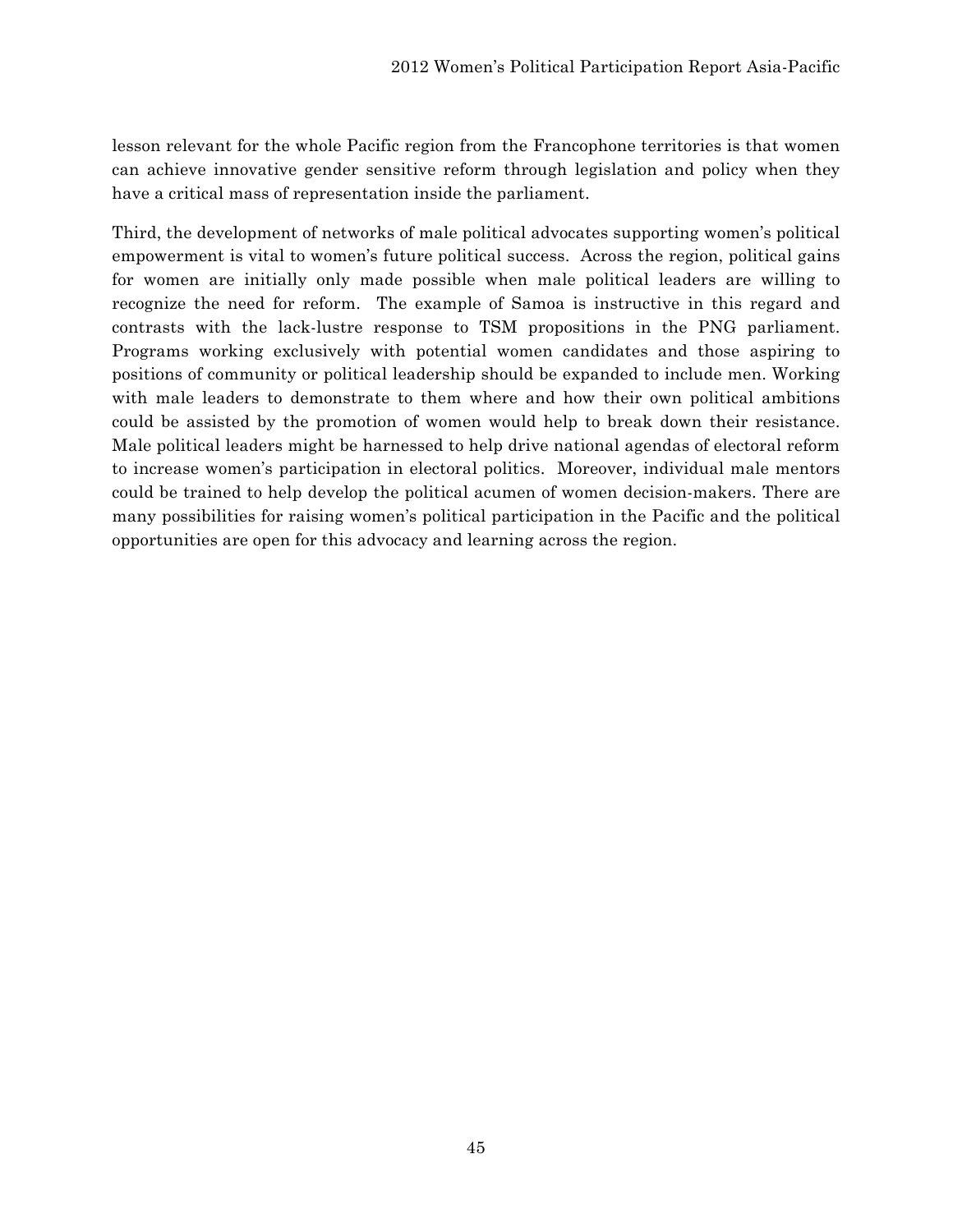lesson relevant for the whole Pacific region from the Francophone territories is that women can achieve innovative gender sensitive reform through legislation and policy when they have a critical mass of representation inside the parliament.

Third, the development of networks of male political advocates supporting women's political empowerment is vital to women's future political success. Across the region, political gains for women are initially only made possible when male political leaders are willing to recognize the need for reform. The example of Samoa is instructive in this regard and contrasts with the lack-lustre response to TSM propositions in the PNG parliament. Programs working exclusively with potential women candidates and those aspiring to positions of community or political leadership should be expanded to include men. Working with male leaders to demonstrate to them where and how their own political ambitions could be assisted by the promotion of women would help to break down their resistance. Male political leaders might be harnessed to help drive national agendas of electoral reform to increase women's participation in electoral politics. Moreover, individual male mentors could be trained to help develop the political acumen of women decision-makers. There are many possibilities for raising women's political participation in the Pacific and the political opportunities are open for this advocacy and learning across the region.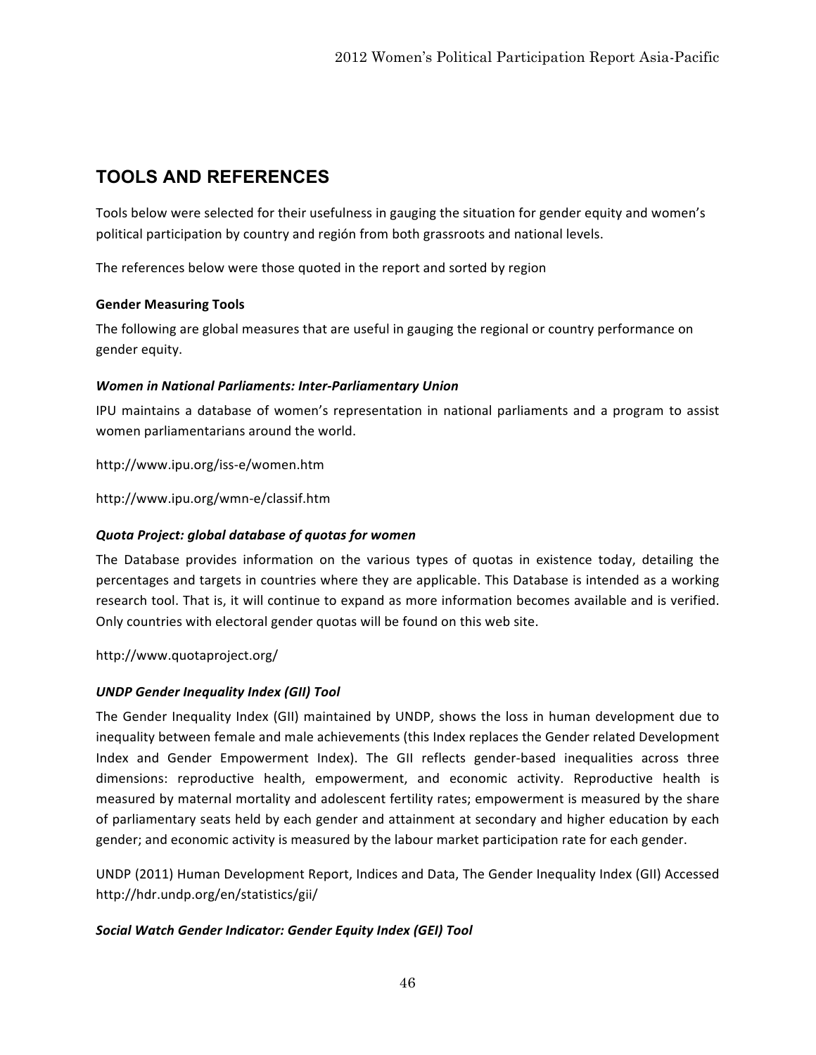## TOOLS AND REFERENCES

Tools below were selected for their usefulness in gauging the situation for gender equity and women's political participation by country and región from both grassroots and national levels.

The references below were those quoted in the report and sorted by region

### Gender Measuring Tools

The following are global measures that are useful in gauging the regional or country performance on gender equity.

#### *Women in National Parliaments: Inter-Parliamentary Union*

IPU maintains a database of women's representation in national parliaments and a program to assist women parliamentarians around the world.

http://www.ipu.org/iss-e/women.htm

http://www.ipu.org/wmn-e/classif.htm

#### *Quota Project: global database of quotas for women*

The Database provides information on the various types of quotas in existence today, detailing the percentages and targets in countries where they are applicable. This Database is intended as a working research tool. That is, it will continue to expand as more information becomes available and is verified. Only countries with electoral gender quotas will be found on this web site.

http://www.quotaproject.org/

#### *UNDP Gender Inequality Index (GII) Tool*

The Gender Inequality Index (GII) maintained by UNDP, shows the loss in human development due to inequality between female and male achievements (this Index replaces the Gender related Development Index and Gender Empowerment Index). The GII reflects gender-based inequalities across three dimensions: reproductive health, empowerment, and economic activity. Reproductive health is measured by maternal mortality and adolescent fertility rates; empowerment is measured by the share of parliamentary seats held by each gender and attainment at secondary and higher education by each gender; and economic activity is measured by the labour market participation rate for each gender.

UNDP (2011) Human Development Report, Indices and Data, The Gender Inequality Index (GII) Accessed http://hdr.undp.org/en/statistics/gii/

#### *Social Watch Gender Indicator: Gender Equity Index (GEI) Tool*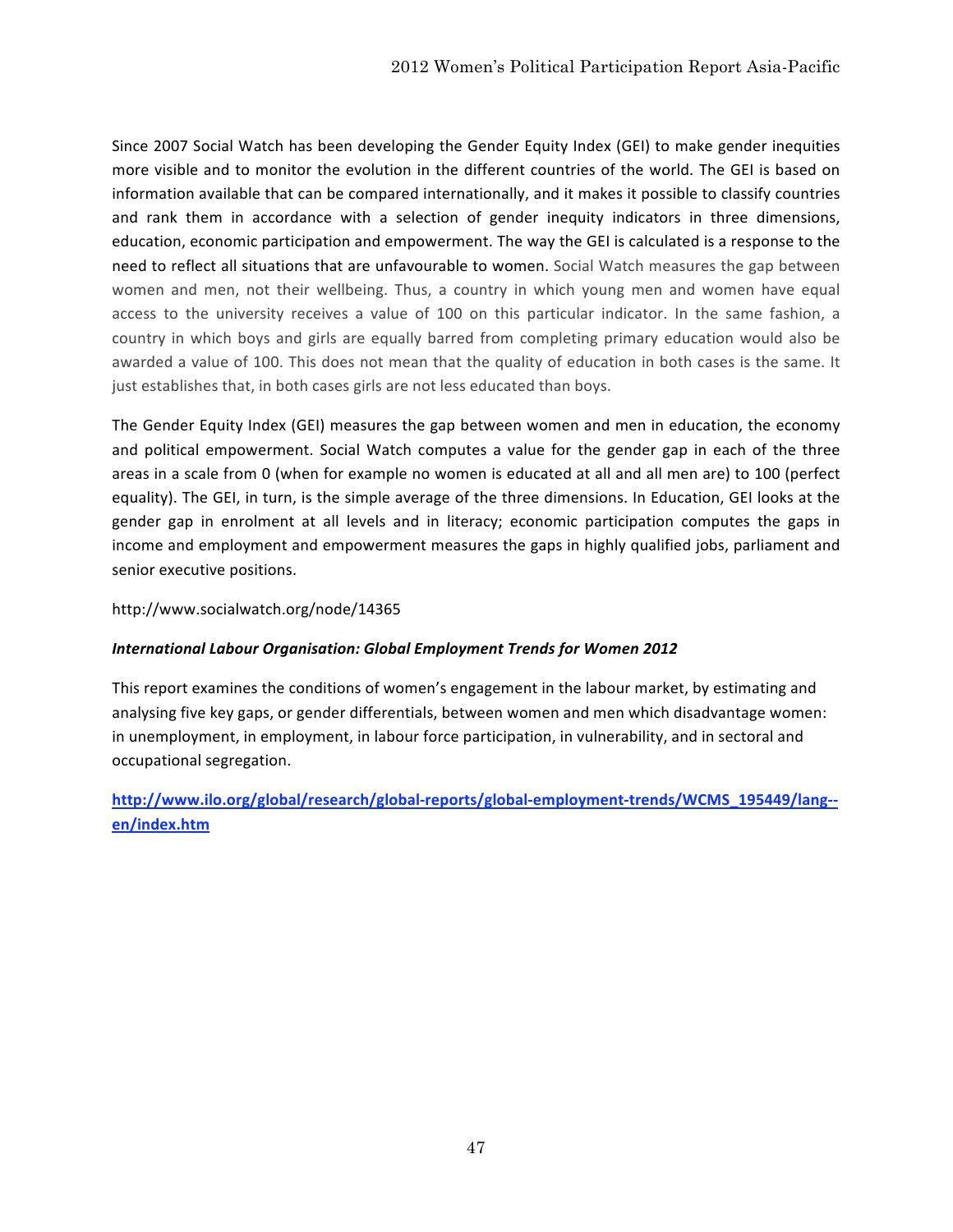Since 2007 Social Watch has been developing the Gender Equity Index (GEI) to make gender inequities more visible and to monitor the evolution in the different countries of the world. The GEI is based on information available that can be compared internationally, and it makes it possible to classify countries and rank them in accordance with a selection of gender inequity indicators in three dimensions, education, economic participation and empowerment. The way the GEI is calculated is a response to the need to reflect all situations that are unfavourable to women. Social Watch measures the gap between women and men, not their wellbeing. Thus, a country in which young men and women have equal access to the university receives a value of 100 on this particular indicator. In the same fashion, a country in which boys and girls are equally barred from completing primary education would also be awarded a value of 100. This does not mean that the quality of education in both cases is the same. It just establishes that, in both cases girls are not less educated than boys.

The Gender Equity Index (GEI) measures the gap between women and men in education, the economy and political empowerment. Social Watch computes a value for the gender gap in each of the three areas in a scale from 0 (when for example no women is educated at all and all men are) to 100 (perfect equality). The GEI, in turn, is the simple average of the three dimensions. In Education, GEI looks at the gender gap in enrolment at all levels and in literacy; economic participation computes the gaps in income and employment and empowerment measures the gaps in highly qualified jobs, parliament and senior executive positions.

http://www.socialwatch.org/node/14365

***International Labour Organisation: Global Employment Trends for Women 2012***

This report examines the conditions of women's engagement in the labour market, by estimating and analysing five key gaps, or gender differentials, between women and men which disadvantage women: in unemployment, in employment, in labour force participation, in vulnerability, and in sectoral and occupational segregation.

**http://www.ilo.org/global/research/global-reports/global-employment-trends/WCMS_195449/lang--en/index.htm**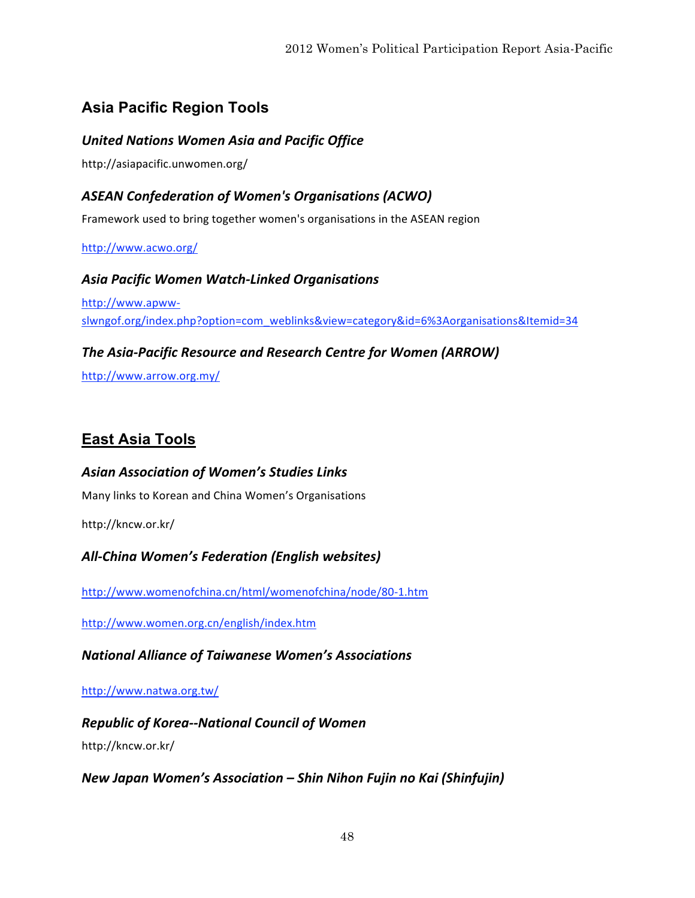## Asia Pacific Region Tools

### *United Nations Women Asia and Pacific Office*

http://asiapacific.unwomen.org/

### *ASEAN Confederation of Women's Organisations (ACWO)*

Framework used to bring together women's organisations in the ASEAN region

http://www.acwo.org/

### *Asia Pacific Women Watch-Linked Organisations*

http://www.apww-slwngof.org/index.php?option=com_weblinks&view=category&id=6%3Aorganisations&Itemid=34

### *The Asia-Pacific Resource and Research Centre for Women (ARROW)*

http://www.arrow.org.my/

## East Asia Tools

### *Asian Association of Women's Studies Links*

Many links to Korean and China Women's Organisations

http://kncw.or.kr/

### *All-China Women's Federation (English websites)*

http://www.womenofchina.cn/html/womenofchina/node/80-1.htm

http://www.women.org.cn/english/index.htm

### *National Alliance of Taiwanese Women's Associations*

http://www.natwa.org.tw/

### *Republic of Korea--National Council of Women*

http://kncw.or.kr/

### *New Japan Women's Association – Shin Nihon Fujin no Kai (Shinfujin)*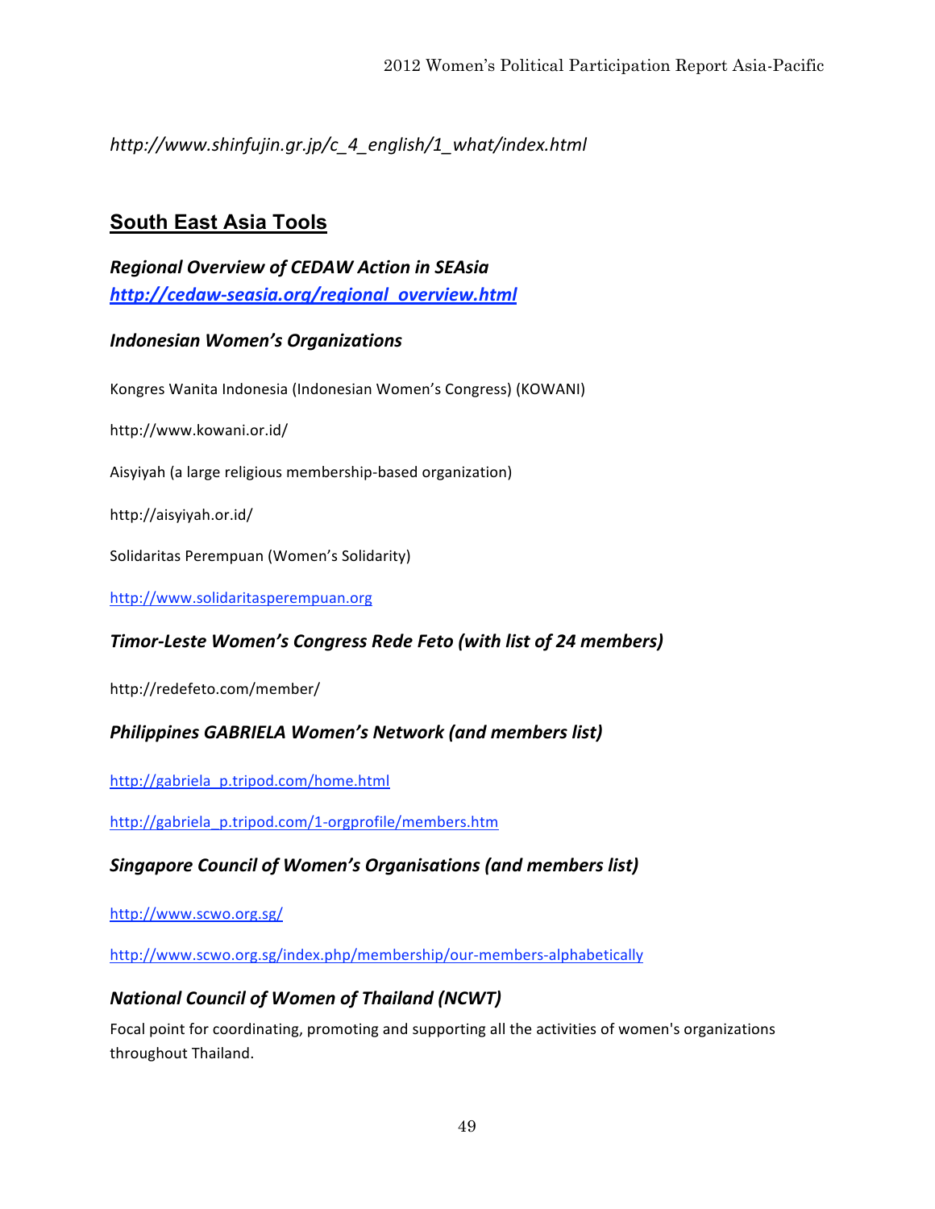*http://www.shinfujin.gr.jp/c_4_english/1_what/index.html*

## South East Asia Tools

***Regional Overview of CEDAW Action in SEAsia***
***http://cedaw-seasia.org/regional_overview.html***

### *Indonesian Women's Organizations*

Kongres Wanita Indonesia (Indonesian Women's Congress) (KOWANI)

http://www.kowani.or.id/

Aisyiyah (a large religious membership-based organization)

http://aisyiyah.or.id/

Solidaritas Perempuan (Women's Solidarity)

http://www.solidaritasperempuan.org

### *Timor-Leste Women's Congress Rede Feto (with list of 24 members)*

http://redefeto.com/member/

### *Philippines GABRIELA Women's Network (and members list)*

http://gabriela_p.tripod.com/home.html

http://gabriela_p.tripod.com/1-orgprofile/members.htm

### *Singapore Council of Women's Organisations (and members list)*

http://www.scwo.org.sg/

http://www.scwo.org.sg/index.php/membership/our-members-alphabetically

### *National Council of Women of Thailand (NCWT)*

Focal point for coordinating, promoting and supporting all the activities of women's organizations throughout Thailand.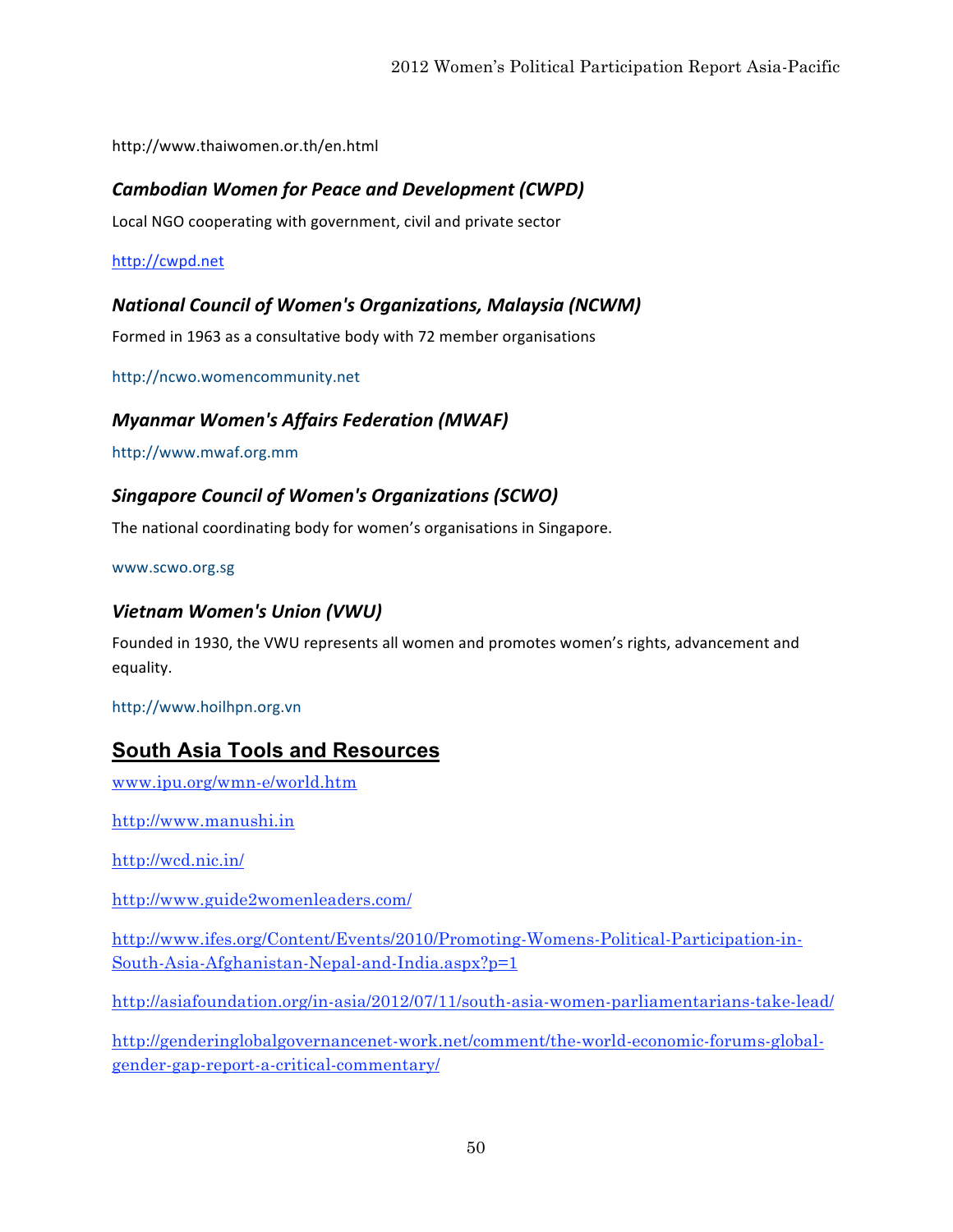http://www.thaiwomen.or.th/en.html

### *Cambodian Women for Peace and Development (CWPD)*

Local NGO cooperating with government, civil and private sector

http://cwpd.net

### *National Council of Women's Organizations, Malaysia (NCWM)*

Formed in 1963 as a consultative body with 72 member organisations

http://ncwo.womencommunity.net

### *Myanmar Women's Affairs Federation (MWAF)*

http://www.mwaf.org.mm

### *Singapore Council of Women's Organizations (SCWO)*

The national coordinating body for women's organisations in Singapore.

www.scwo.org.sg

### *Vietnam Women's Union (VWU)*

Founded in 1930, the VWU represents all women and promotes women's rights, advancement and equality.

http://www.hoilhpn.org.vn

## South Asia Tools and Resources

www.ipu.org/wmn-e/world.htm

http://www.manushi.in

http://wcd.nic.in/

http://www.guide2womenleaders.com/

http://www.ifes.org/Content/Events/2010/Promoting-Womens-Political-Participation-in-South-Asia-Afghanistan-Nepal-and-India.aspx?p=1

http://asiafoundation.org/in-asia/2012/07/11/south-asia-women-parliamentarians-take-lead/

http://genderingglobalgovernancenet-work.net/comment/the-world-economic-forums-global-gender-gap-report-a-critical-commentary/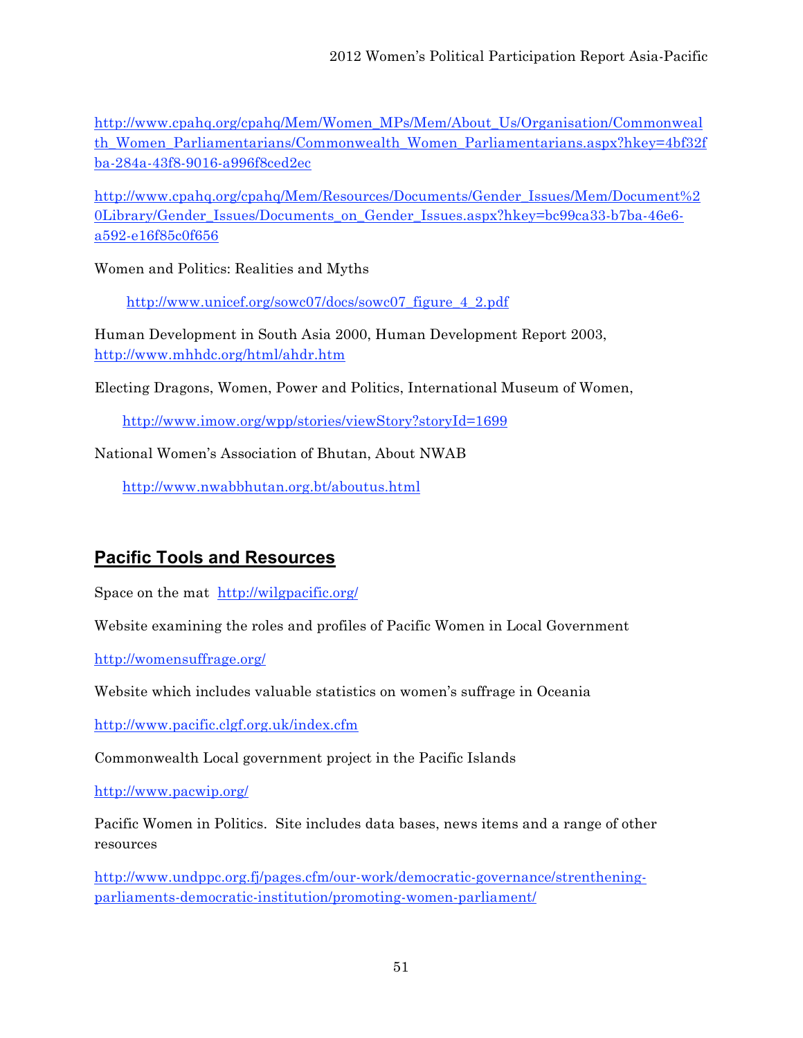http://www.cpahq.org/cpahq/Mem/Women_MPs/Mem/About_Us/Organisation/Commonwealth_Women_Parliamentarians/Commonwealth_Women_Parliamentarians.aspx?hkey=4bf32fba-284a-43f8-9016-a996f8ced2ec

http://www.cpahq.org/cpahq/Mem/Resources/Documents/Gender_Issues/Mem/Document%20Library/Gender_Issues/Documents_on_Gender_Issues.aspx?hkey=bc99ca33-b7ba-46e6-a592-e16f85c0f656

Women and Politics: Realities and Myths

http://www.unicef.org/sowc07/docs/sowc07_figure_4_2.pdf

Human Development in South Asia 2000, Human Development Report 2003, http://www.mhhdc.org/html/ahdr.htm

Electing Dragons, Women, Power and Politics, International Museum of Women,

http://www.imow.org/wpp/stories/viewStory?storyId=1699

National Women's Association of Bhutan, About NWAB

http://www.nwabbhutan.org.bt/aboutus.html

## Pacific Tools and Resources

Space on the mat http://wilgpacific.org/

Website examining the roles and profiles of Pacific Women in Local Government

http://womensuffrage.org/

Website which includes valuable statistics on women's suffrage in Oceania

http://www.pacific.clgf.org.uk/index.cfm

Commonwealth Local government project in the Pacific Islands

http://www.pacwip.org/

Pacific Women in Politics. Site includes data bases, news items and a range of other resources

http://www.undppc.org.fj/pages.cfm/our-work/democratic-governance/strenthening-parliaments-democratic-institution/promoting-women-parliament/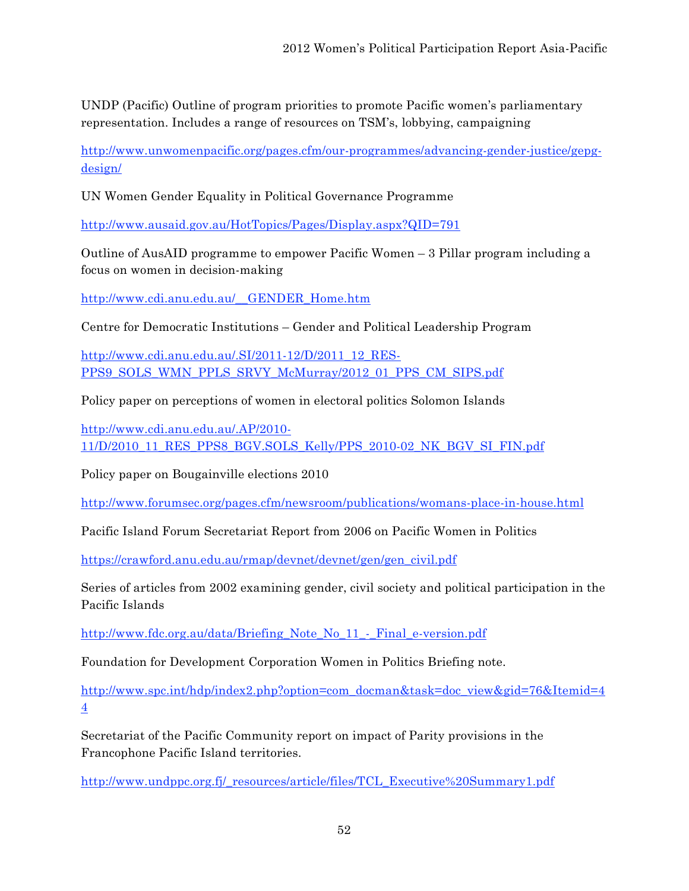UNDP (Pacific) Outline of program priorities to promote Pacific women's parliamentary representation. Includes a range of resources on TSM's, lobbying, campaigning

http://www.unwomenpacific.org/pages.cfm/our-programmes/advancing-gender-justice/gepg-design/

UN Women Gender Equality in Political Governance Programme

http://www.ausaid.gov.au/HotTopics/Pages/Display.aspx?QID=791

Outline of AusAID programme to empower Pacific Women – 3 Pillar program including a focus on women in decision-making

http://www.cdi.anu.edu.au/__GENDER_Home.htm

Centre for Democratic Institutions – Gender and Political Leadership Program

http://www.cdi.anu.edu.au/.SI/2011-12/D/2011_12_RES-PPS9_SOLS_WMN_PPLS_SRVY_McMurray/2012_01_PPS_CM_SIPS.pdf

Policy paper on perceptions of women in electoral politics Solomon Islands

http://www.cdi.anu.edu.au/.AP/2010-11/D/2010_11_RES_PPS8_BGV.SOLS_Kelly/PPS_2010-02_NK_BGV_SI_FIN.pdf

Policy paper on Bougainville elections 2010

http://www.forumsec.org/pages.cfm/newsroom/publications/womans-place-in-house.html

Pacific Island Forum Secretariat Report from 2006 on Pacific Women in Politics

https://crawford.anu.edu.au/rmap/devnet/devnet/gen/gen_civil.pdf

Series of articles from 2002 examining gender, civil society and political participation in the Pacific Islands

http://www.fdc.org.au/data/Briefing_Note_No_11_-_Final_e-version.pdf

Foundation for Development Corporation Women in Politics Briefing note.

http://www.spc.int/hdp/index2.php?option=com_docman&task=doc_view&gid=76&Itemid=44

Secretariat of the Pacific Community report on impact of Parity provisions in the Francophone Pacific Island territories.

http://www.undppc.org.fj/_resources/article/files/TCL_Executive%20Summary1.pdf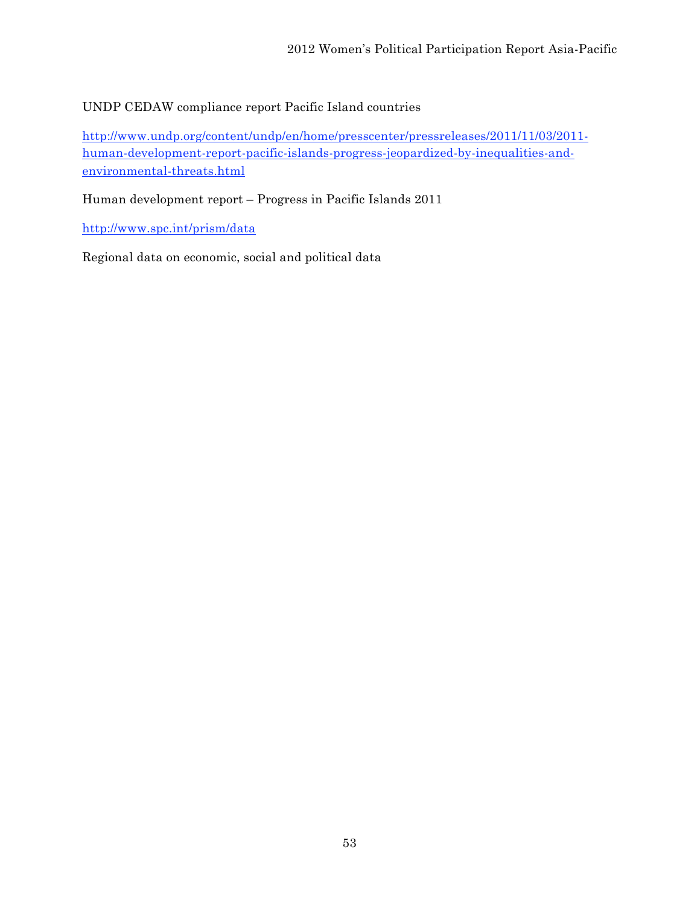UNDP CEDAW compliance report Pacific Island countries

http://www.undp.org/content/undp/en/home/presscenter/pressreleases/2011/11/03/2011-human-development-report-pacific-islands-progress-jeopardized-by-inequalities-and-environmental-threats.html

Human development report – Progress in Pacific Islands 2011

http://www.spc.int/prism/data

Regional data on economic, social and political data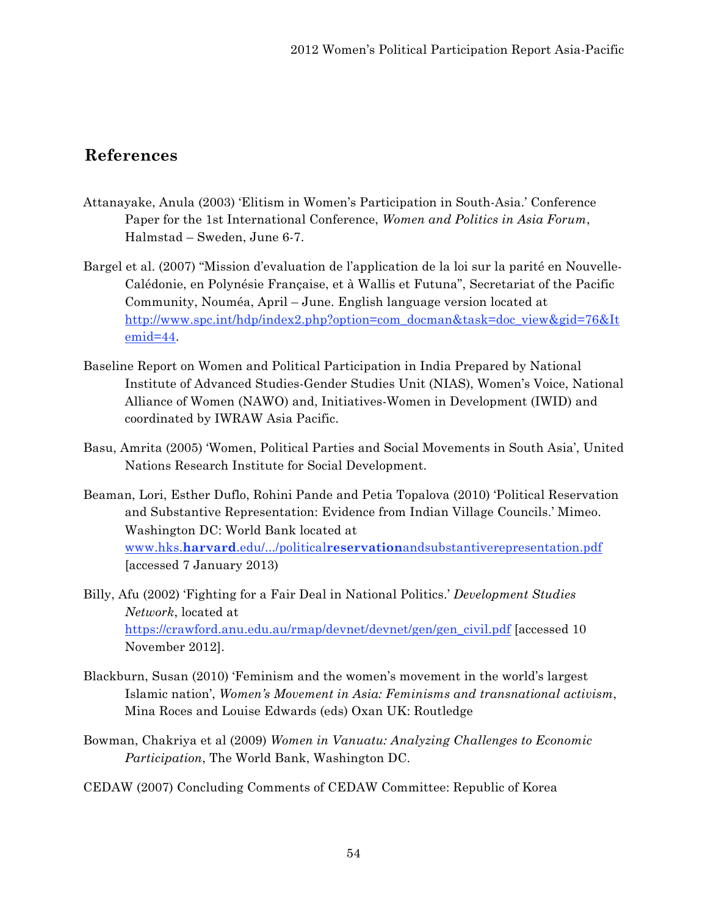# References

Attanayake, Anula (2003) 'Elitism in Women's Participation in South-Asia.' Conference Paper for the 1st International Conference, *Women and Politics in Asia Forum*, Halmstad – Sweden, June 6-7.

Bargel et al. (2007) "Mission d'evaluation de l'application de la loi sur la parité en Nouvelle-Calédonie, en Polynésie Française, et à Wallis et Futuna", Secretariat of the Pacific Community, Nouméa, April – June. English language version located at [http://www.spc.int/hdp/index2.php?option=com_docman&task=doc_view&gid=76&Itemid=44](http://www.spc.int/hdp/index2.php?option=com_docman&task=doc_view&gid=76&Itemid=44).

Baseline Report on Women and Political Participation in India Prepared by National Institute of Advanced Studies-Gender Studies Unit (NIAS), Women's Voice, National Alliance of Women (NAWO) and, Initiatives-Women in Development (IWID) and coordinated by IWRAW Asia Pacific.

Basu, Amrita (2005) 'Women, Political Parties and Social Movements in South Asia', United Nations Research Institute for Social Development.

Beaman, Lori, Esther Duflo, Rohini Pande and Petia Topalova (2010) 'Political Reservation and Substantive Representation: Evidence from Indian Village Councils.' Mimeo. Washington DC: World Bank located at www.hks.**harvard**.edu/.../political**reservation**andsubstantiverepresentation.pdf [accessed 7 January 2013)

Billy, Afu (2002) 'Fighting for a Fair Deal in National Politics.' *Development Studies Network*, located at [https://crawford.anu.edu.au/rmap/devnet/devnet/gen/gen_civil.pdf](https://crawford.anu.edu.au/rmap/devnet/devnet/gen/gen_civil.pdf) [accessed 10 November 2012].

Blackburn, Susan (2010) 'Feminism and the women's movement in the world's largest Islamic nation', *Women's Movement in Asia: Feminisms and transnational activism*, Mina Roces and Louise Edwards (eds) Oxan UK: Routledge

Bowman, Chakriya et al (2009) *Women in Vanuatu: Analyzing Challenges to Economic Participation*, The World Bank, Washington DC.

CEDAW (2007) Concluding Comments of CEDAW Committee: Republic of Korea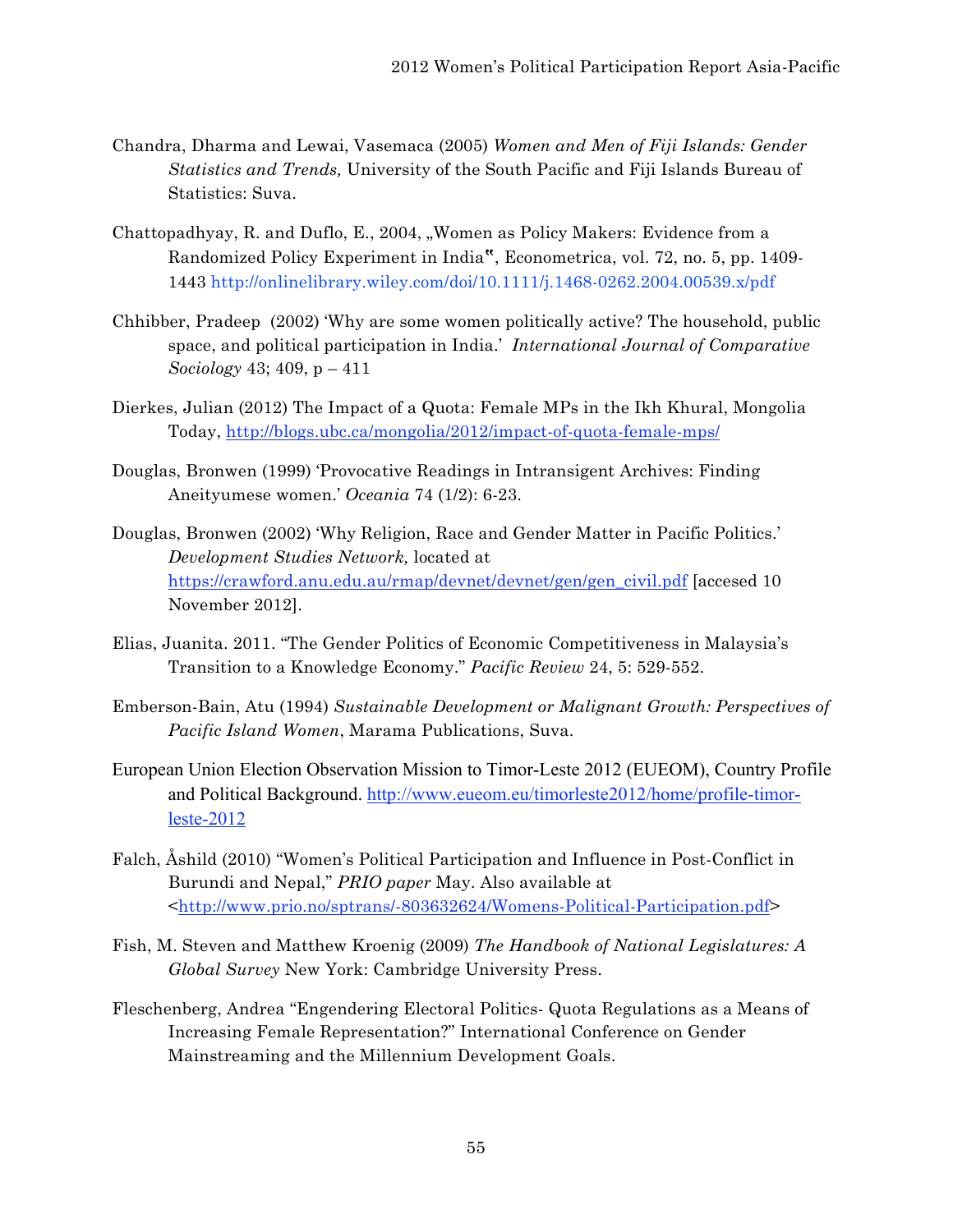Chandra, Dharma and Lewai, Vasemaca (2005) *Women and Men of Fiji Islands: Gender Statistics and Trends,* University of the South Pacific and Fiji Islands Bureau of Statistics: Suva.

Chattopadhyay, R. and Duflo, E., 2004, „Women as Policy Makers: Evidence from a Randomized Policy Experiment in India‟, Econometrica, vol. 72, no. 5, pp. 1409-1443 http://onlinelibrary.wiley.com/doi/10.1111/j.1468-0262.2004.00539.x/pdf

Chhibber, Pradeep (2002) 'Why are some women politically active? The household, public space, and political participation in India.' *International Journal of Comparative Sociology* 43; 409, p – 411

Dierkes, Julian (2012) The Impact of a Quota: Female MPs in the Ikh Khural, Mongolia Today, http://blogs.ubc.ca/mongolia/2012/impact-of-quota-female-mps/

Douglas, Bronwen (1999) 'Provocative Readings in Intransigent Archives: Finding Aneityumese women.' *Oceania* 74 (1/2): 6-23.

Douglas, Bronwen (2002) 'Why Religion, Race and Gender Matter in Pacific Politics.' *Development Studies Network,* located at https://crawford.anu.edu.au/rmap/devnet/devnet/gen/gen_civil.pdf [accesed 10 November 2012].

Elias, Juanita. 2011. "The Gender Politics of Economic Competitiveness in Malaysia's Transition to a Knowledge Economy." *Pacific Review* 24, 5: 529-552.

Emberson-Bain, Atu (1994) *Sustainable Development or Malignant Growth: Perspectives of Pacific Island Women*, Marama Publications, Suva.

European Union Election Observation Mission to Timor-Leste 2012 (EUEOM), Country Profile and Political Background. http://www.eueom.eu/timorleste2012/home/profile-timor-leste-2012

Falch, Åshild (2010) "Women's Political Participation and Influence in Post-Conflict in Burundi and Nepal," *PRIO paper* May. Also available at <http://www.prio.no/sptrans/-803632624/Womens-Political-Participation.pdf>

Fish, M. Steven and Matthew Kroenig (2009) *The Handbook of National Legislatures: A Global Survey* New York: Cambridge University Press.

Fleschenberg, Andrea "Engendering Electoral Politics- Quota Regulations as a Means of Increasing Female Representation?" International Conference on Gender Mainstreaming and the Millennium Development Goals.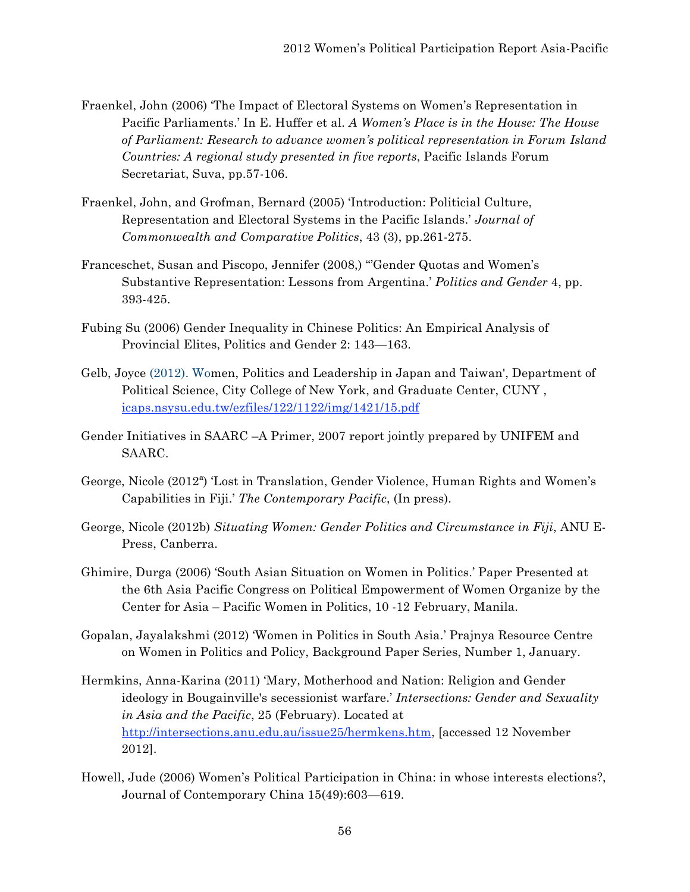Fraenkel, John (2006) 'The Impact of Electoral Systems on Women's Representation in Pacific Parliaments.' In E. Huffer et al. *A Women's Place is in the House: The House of Parliament: Research to advance women's political representation in Forum Island Countries: A regional study presented in five reports*, Pacific Islands Forum Secretariat, Suva, pp.57-106.

Fraenkel, John, and Grofman, Bernard (2005) 'Introduction: Politicial Culture, Representation and Electoral Systems in the Pacific Islands.' *Journal of Commonwealth and Comparative Politics*, 43 (3), pp.261-275.

Franceschet, Susan and Piscopo, Jennifer (2008,) "'Gender Quotas and Women's Substantive Representation: Lessons from Argentina.' *Politics and Gender* 4, pp. 393-425.

Fubing Su (2006) Gender Inequality in Chinese Politics: An Empirical Analysis of Provincial Elites, Politics and Gender 2: 143—163.

Gelb, Joyce (2012). Women, Politics and Leadership in Japan and Taiwan', Department of Political Science, City College of New York, and Graduate Center, CUNY , icaps.nsysu.edu.tw/ezfiles/122/1122/img/1421/15.pdf

Gender Initiatives in SAARC –A Primer, 2007 report jointly prepared by UNIFEM and SAARC.

George, Nicole (2012[a]) 'Lost in Translation, Gender Violence, Human Rights and Women's Capabilities in Fiji.' *The Contemporary Pacific*, (In press).

George, Nicole (2012b) *Situating Women: Gender Politics and Circumstance in Fiji*, ANU E-Press, Canberra.

Ghimire, Durga (2006) 'South Asian Situation on Women in Politics.' Paper Presented at the 6th Asia Pacific Congress on Political Empowerment of Women Organize by the Center for Asia – Pacific Women in Politics, 10 -12 February, Manila.

Gopalan, Jayalakshmi (2012) 'Women in Politics in South Asia.' Prajnya Resource Centre on Women in Politics and Policy, Background Paper Series, Number 1, January.

Hermkins, Anna-Karina (2011) 'Mary, Motherhood and Nation: Religion and Gender ideology in Bougainville's secessionist warfare.' *Intersections: Gender and Sexuality in Asia and the Pacific*, 25 (February). Located at http://intersections.anu.edu.au/issue25/hermkens.htm, [accessed 12 November 2012].

Howell, Jude (2006) Women's Political Participation in China: in whose interests elections?, Journal of Contemporary China 15(49):603—619.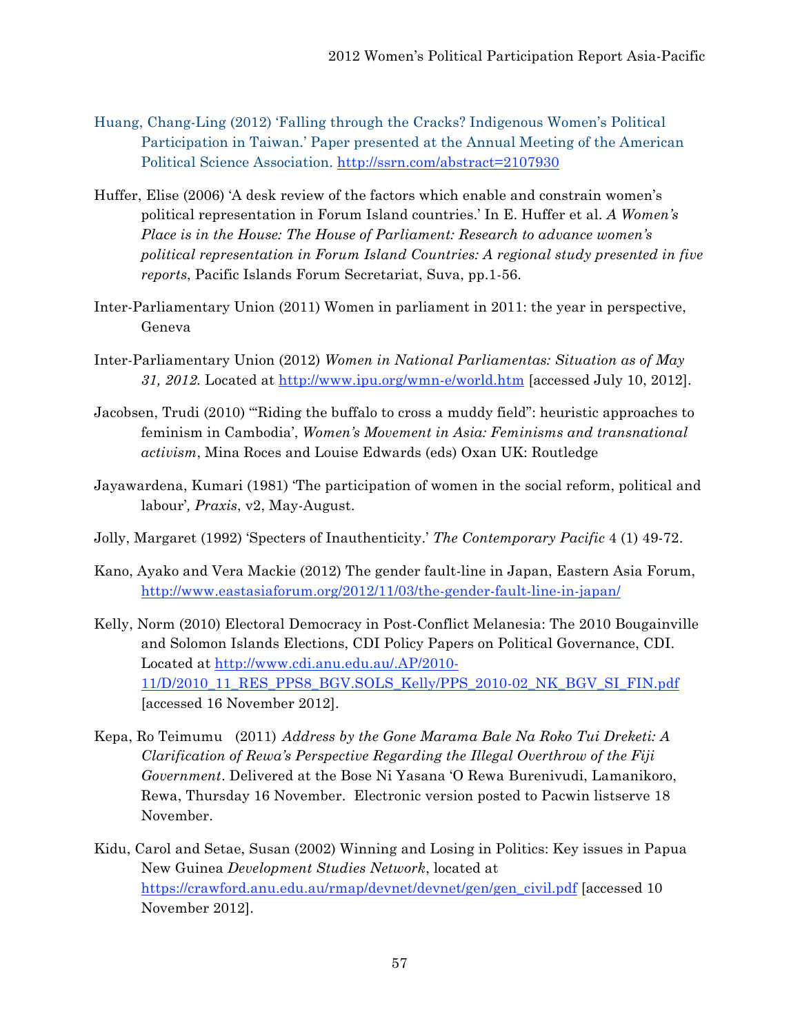Huang, Chang-Ling (2012) 'Falling through the Cracks? Indigenous Women's Political Participation in Taiwan.' Paper presented at the Annual Meeting of the American Political Science Association. http://ssrn.com/abstract=2107930

Huffer, Elise (2006) 'A desk review of the factors which enable and constrain women's political representation in Forum Island countries.' In E. Huffer et al. *A Women's Place is in the House: The House of Parliament: Research to advance women's political representation in Forum Island Countries: A regional study presented in five reports*, Pacific Islands Forum Secretariat, Suva, pp.1-56.

Inter-Parliamentary Union (2011) Women in parliament in 2011: the year in perspective, Geneva

Inter-Parliamentary Union (2012) *Women in National Parliamentas: Situation as of May 31, 2012.* Located at http://www.ipu.org/wmn-e/world.htm [accessed July 10, 2012].

Jacobsen, Trudi (2010) '"Riding the buffalo to cross a muddy field": heuristic approaches to feminism in Cambodia', *Women's Movement in Asia: Feminisms and transnational activism*, Mina Roces and Louise Edwards (eds) Oxan UK: Routledge

Jayawardena, Kumari (1981) 'The participation of women in the social reform, political and labour', *Praxis*, v2, May-August.

Jolly, Margaret (1992) 'Specters of Inauthenticity.' *The Contemporary Pacific* 4 (1) 49-72.

Kano, Ayako and Vera Mackie (2012) The gender fault-line in Japan, Eastern Asia Forum, http://www.eastasiaforum.org/2012/11/03/the-gender-fault-line-in-japan/

Kelly, Norm (2010) Electoral Democracy in Post-Conflict Melanesia: The 2010 Bougainville and Solomon Islands Elections, CDI Policy Papers on Political Governance, CDI. Located at http://www.cdi.anu.edu.au/.AP/2010-11/D/2010_11_RES_PPS8_BGV.SOLS_Kelly/PPS_2010-02_NK_BGV_SI_FIN.pdf [accessed 16 November 2012].

Kepa, Ro Teimumu (2011) *Address by the Gone Marama Bale Na Roko Tui Dreketi: A Clarification of Rewa's Perspective Regarding the Illegal Overthrow of the Fiji Government*. Delivered at the Bose Ni Yasana 'O Rewa Burenivudi, Lamanikoro, Rewa, Thursday 16 November. Electronic version posted to Pacwin listserve 18 November.

Kidu, Carol and Setae, Susan (2002) Winning and Losing in Politics: Key issues in Papua New Guinea *Development Studies Network*, located at https://crawford.anu.edu.au/rmap/devnet/devnet/gen/gen_civil.pdf [accessed 10 November 2012].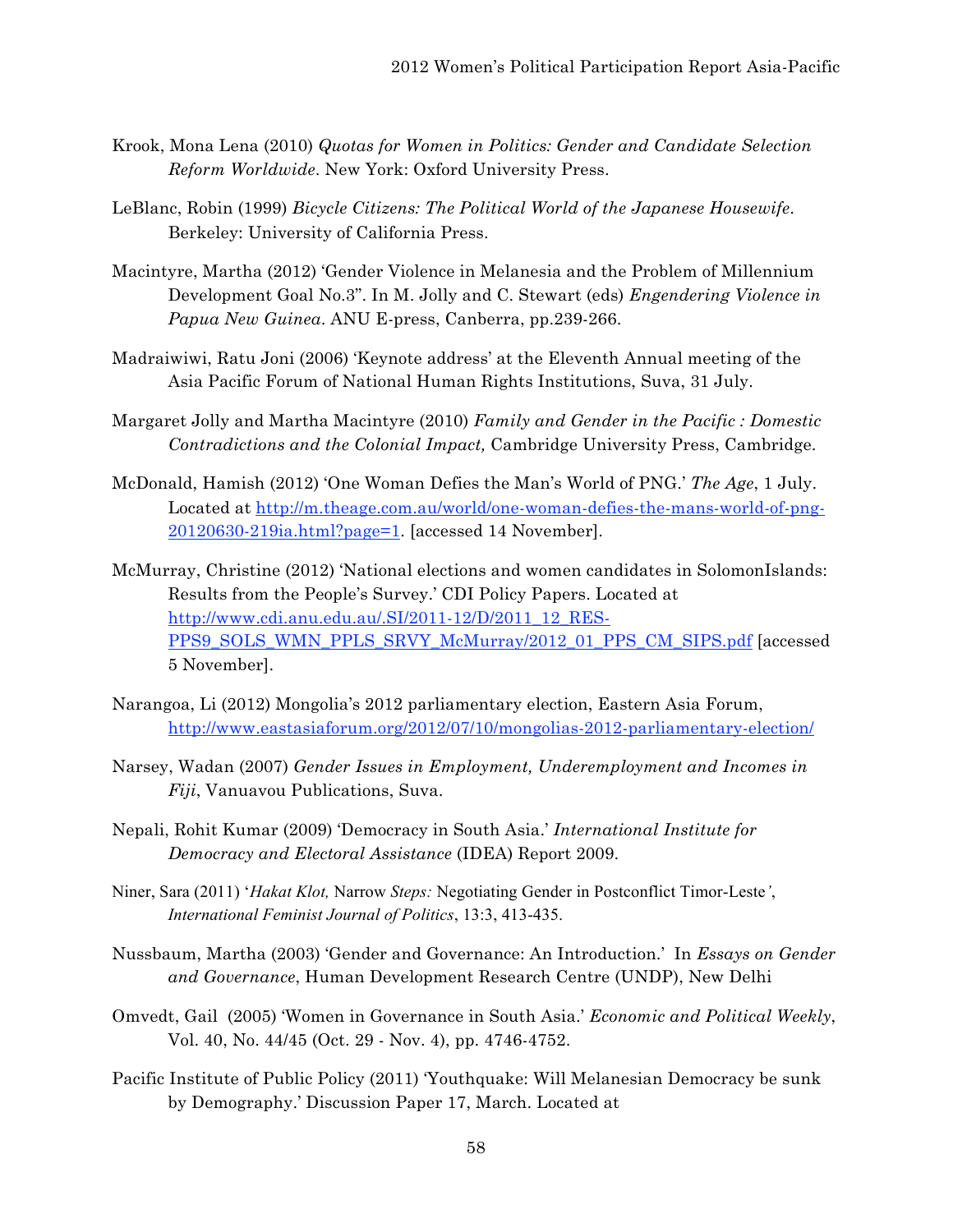Krook, Mona Lena (2010) *Quotas for Women in Politics: Gender and Candidate Selection Reform Worldwide*. New York: Oxford University Press.

LeBlanc, Robin (1999) *Bicycle Citizens: The Political World of the Japanese Housewife*. Berkeley: University of California Press.

Macintyre, Martha (2012) 'Gender Violence in Melanesia and the Problem of Millennium Development Goal No.3". In M. Jolly and C. Stewart (eds) *Engendering Violence in Papua New Guinea*. ANU E-press, Canberra, pp.239-266.

Madraiwiwi, Ratu Joni (2006) 'Keynote address' at the Eleventh Annual meeting of the Asia Pacific Forum of National Human Rights Institutions, Suva, 31 July.

Margaret Jolly and Martha Macintyre (2010) *Family and Gender in the Pacific : Domestic Contradictions and the Colonial Impact,* Cambridge University Press, Cambridge.

McDonald, Hamish (2012) 'One Woman Defies the Man's World of PNG.' *The Age*, 1 July. Located at http://m.theage.com.au/world/one-woman-defies-the-mans-world-of-png-20120630-219ia.html?page=1. [accessed 14 November].

McMurray, Christine (2012) 'National elections and women candidates in SolomonIslands: Results from the People's Survey.' CDI Policy Papers. Located at http://www.cdi.anu.edu.au/.SI/2011-12/D/2011_12_RES-PPS9_SOLS_WMN_PPLS_SRVY_McMurray/2012_01_PPS_CM_SIPS.pdf [accessed 5 November].

Narangoa, Li (2012) Mongolia's 2012 parliamentary election, Eastern Asia Forum, http://www.eastasiaforum.org/2012/07/10/mongolias-2012-parliamentary-election/

Narsey, Wadan (2007) *Gender Issues in Employment, Underemployment and Incomes in Fiji*, Vanuavou Publications, Suva.

Nepali, Rohit Kumar (2009) 'Democracy in South Asia.' *International Institute for Democracy and Electoral Assistance* (IDEA) Report 2009.

Niner, Sara (2011) '*Hakat Klot,* Narrow *Steps:* Negotiating Gender in Postconflict Timor-Leste', *International Feminist Journal of Politics*, 13:3, 413-435.

Nussbaum, Martha (2003) 'Gender and Governance: An Introduction.' In *Essays on Gender and Governance*, Human Development Research Centre (UNDP), New Delhi

Omvedt, Gail (2005) 'Women in Governance in South Asia.' *Economic and Political Weekly*, Vol. 40, No. 44/45 (Oct. 29 - Nov. 4), pp. 4746-4752.

Pacific Institute of Public Policy (2011) 'Youthquake: Will Melanesian Democracy be sunk by Demography.' Discussion Paper 17, March. Located at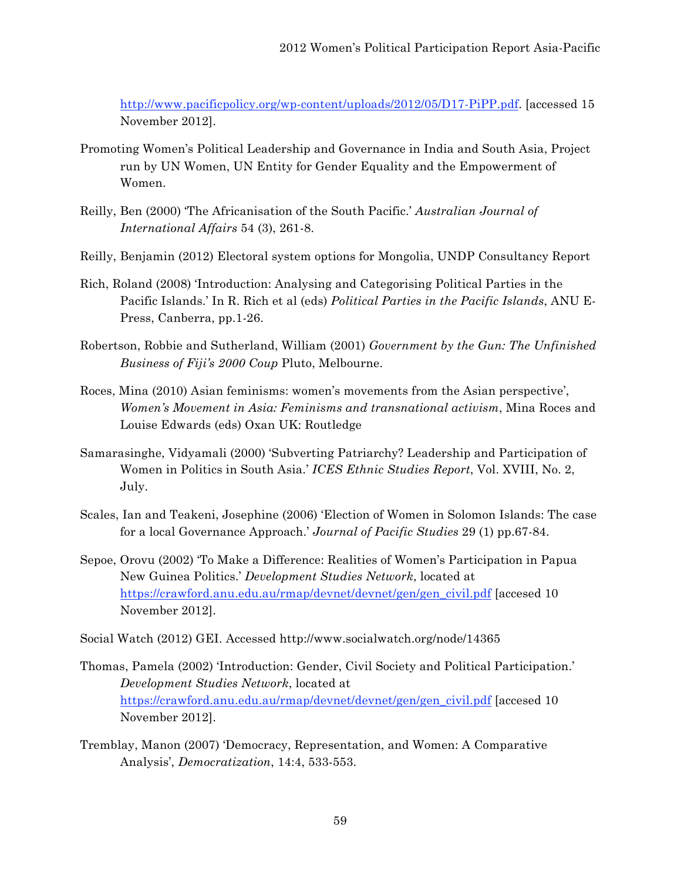http://www.pacificpolicy.org/wp-content/uploads/2012/05/D17-PiPP.pdf. [accessed 15 November 2012].

Promoting Women's Political Leadership and Governance in India and South Asia, Project run by UN Women, UN Entity for Gender Equality and the Empowerment of Women.

Reilly, Ben (2000) 'The Africanisation of the South Pacific.' *Australian Journal of International Affairs* 54 (3), 261-8.

Reilly, Benjamin (2012) Electoral system options for Mongolia, UNDP Consultancy Report

Rich, Roland (2008) 'Introduction: Analysing and Categorising Political Parties in the Pacific Islands.' In R. Rich et al (eds) *Political Parties in the Pacific Islands*, ANU E-Press, Canberra, pp.1-26.

Robertson, Robbie and Sutherland, William (2001) *Government by the Gun: The Unfinished Business of Fiji's 2000 Coup* Pluto, Melbourne.

Roces, Mina (2010) Asian feminisms: women's movements from the Asian perspective', *Women's Movement in Asia: Feminisms and transnational activism*, Mina Roces and Louise Edwards (eds) Oxan UK: Routledge

Samarasinghe, Vidyamali (2000) 'Subverting Patriarchy? Leadership and Participation of Women in Politics in South Asia.' *ICES Ethnic Studies Report*, Vol. XVIII, No. 2, July.

Scales, Ian and Teakeni, Josephine (2006) 'Election of Women in Solomon Islands: The case for a local Governance Approach.' *Journal of Pacific Studies* 29 (1) pp.67-84.

Sepoe, Orovu (2002) 'To Make a Difference: Realities of Women's Participation in Papua New Guinea Politics.' *Development Studies Network*, located at https://crawford.anu.edu.au/rmap/devnet/devnet/gen/gen_civil.pdf [accesed 10 November 2012].

Social Watch (2012) GEI. Accessed http://www.socialwatch.org/node/14365

Thomas, Pamela (2002) 'Introduction: Gender, Civil Society and Political Participation.' *Development Studies Network*, located at https://crawford.anu.edu.au/rmap/devnet/devnet/gen/gen_civil.pdf [accesed 10 November 2012].

Tremblay, Manon (2007) 'Democracy, Representation, and Women: A Comparative Analysis', *Democratization*, 14:4, 533-553.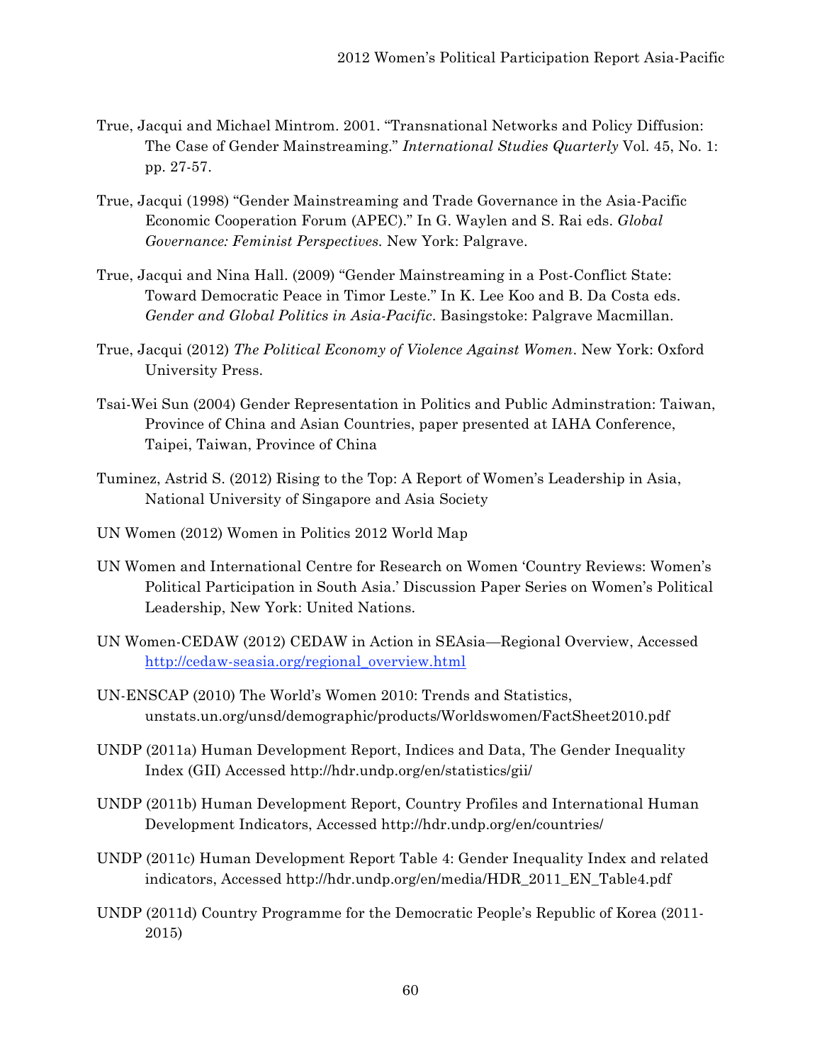True, Jacqui and Michael Mintrom. 2001. "Transnational Networks and Policy Diffusion: The Case of Gender Mainstreaming." *International Studies Quarterly* Vol. 45, No. 1: pp. 27-57.

True, Jacqui (1998) "Gender Mainstreaming and Trade Governance in the Asia-Pacific Economic Cooperation Forum (APEC)." In G. Waylen and S. Rai eds. *Global Governance: Feminist Perspectives.* New York: Palgrave.

True, Jacqui and Nina Hall. (2009) "Gender Mainstreaming in a Post-Conflict State: Toward Democratic Peace in Timor Leste." In K. Lee Koo and B. Da Costa eds. *Gender and Global Politics in Asia-Pacific*. Basingstoke: Palgrave Macmillan.

True, Jacqui (2012) *The Political Economy of Violence Against Women*. New York: Oxford University Press.

Tsai-Wei Sun (2004) Gender Representation in Politics and Public Adminstration: Taiwan, Province of China and Asian Countries, paper presented at IAHA Conference, Taipei, Taiwan, Province of China

Tuminez, Astrid S. (2012) Rising to the Top: A Report of Women's Leadership in Asia, National University of Singapore and Asia Society

UN Women (2012) Women in Politics 2012 World Map

UN Women and International Centre for Research on Women 'Country Reviews: Women's Political Participation in South Asia.' Discussion Paper Series on Women's Political Leadership, New York: United Nations.

UN Women-CEDAW (2012) CEDAW in Action in SEAsia—Regional Overview, Accessed http://cedaw-seasia.org/regional_overview.html

UN-ENSCAP (2010) The World's Women 2010: Trends and Statistics, unstats.un.org/unsd/demographic/products/Worldswomen/FactSheet2010.pdf

UNDP (2011a) Human Development Report, Indices and Data, The Gender Inequality Index (GII) Accessed http://hdr.undp.org/en/statistics/gii/

UNDP (2011b) Human Development Report, Country Profiles and International Human Development Indicators, Accessed http://hdr.undp.org/en/countries/

UNDP (2011c) Human Development Report Table 4: Gender Inequality Index and related indicators, Accessed http://hdr.undp.org/en/media/HDR_2011_EN_Table4.pdf

UNDP (2011d) Country Programme for the Democratic People's Republic of Korea (2011-2015)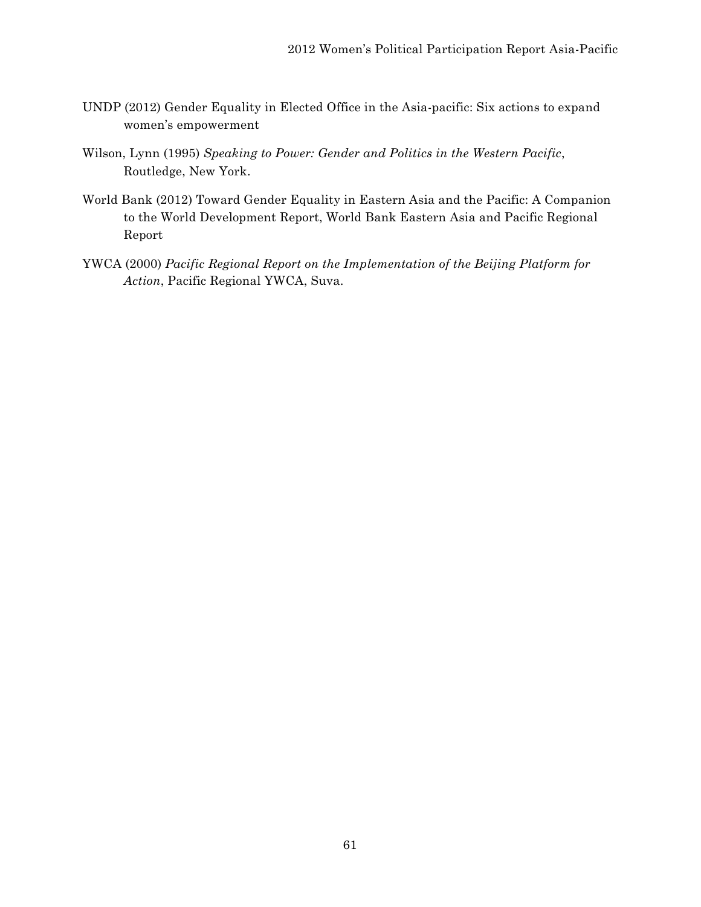UNDP (2012) Gender Equality in Elected Office in the Asia-pacific: Six actions to expand women's empowerment

Wilson, Lynn (1995) *Speaking to Power: Gender and Politics in the Western Pacific*, Routledge, New York.

World Bank (2012) Toward Gender Equality in Eastern Asia and the Pacific: A Companion to the World Development Report, World Bank Eastern Asia and Pacific Regional Report

YWCA (2000) *Pacific Regional Report on the Implementation of the Beijing Platform for Action*, Pacific Regional YWCA, Suva.